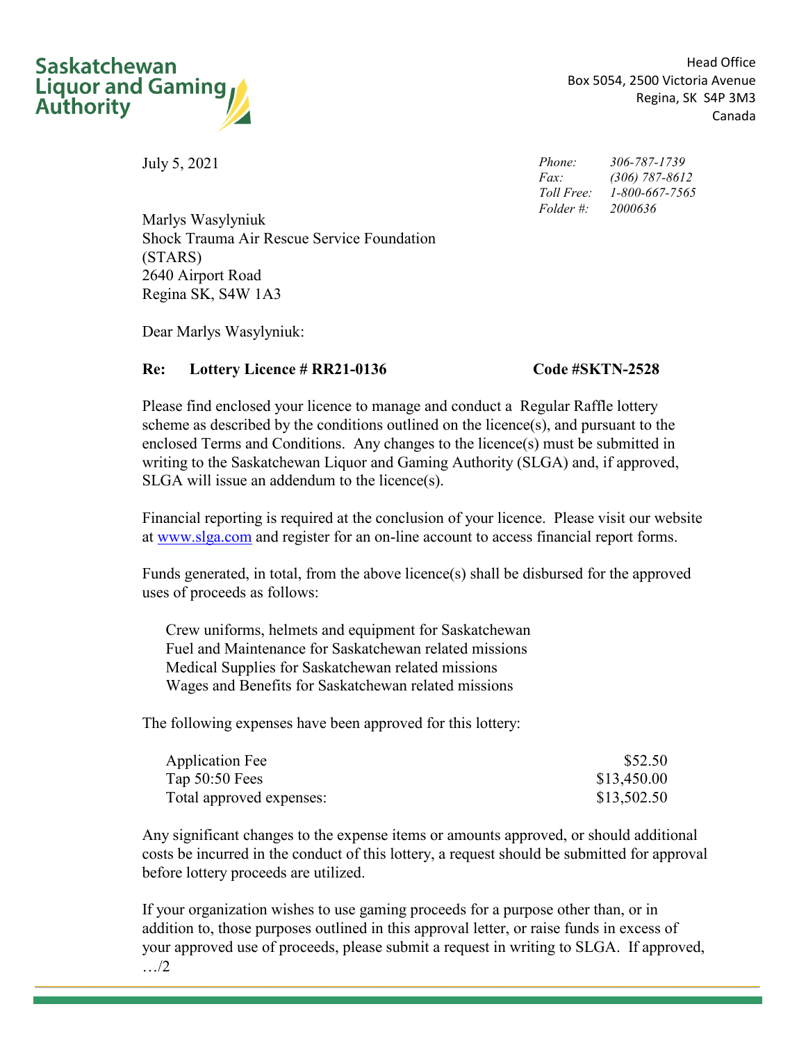**Saskatchewan Liquor and Gaming Authority**

Head Office
Box 5054, 2500 Victoria Avenue
Regina, SK S4P 3M3
Canada

July 5, 2021

| | |
|---|---|
| *Phone:* | *306-787-1739* |
| *Fax:* | *(306) 787-8612* |
| *Toll Free:* | *1-800-667-7565* |
| *Folder #:* | *2000636* |

Marlys Wasylyniuk
Shock Trauma Air Rescue Service Foundation
(STARS)
2640 Airport Road
Regina SK, S4W 1A3

Dear Marlys Wasylyniuk:

**Re: Lottery Licence # RR21-0136 Code #SKTN-2528**

Please find enclosed your licence to manage and conduct a Regular Raffle lottery scheme as described by the conditions outlined on the licence(s), and pursuant to the enclosed Terms and Conditions. Any changes to the licence(s) must be submitted in writing to the Saskatchewan Liquor and Gaming Authority (SLGA) and, if approved, SLGA will issue an addendum to the licence(s).

Financial reporting is required at the conclusion of your licence. Please visit our website at www.slga.com and register for an on-line account to access financial report forms.

Funds generated, in total, from the above licence(s) shall be disbursed for the approved uses of proceeds as follows:

Crew uniforms, helmets and equipment for Saskatchewan
Fuel and Maintenance for Saskatchewan related missions
Medical Supplies for Saskatchewan related missions
Wages and Benefits for Saskatchewan related missions

The following expenses have been approved for this lottery:

| | |
|---|---:|
| Application Fee | $52.50 |
| Tap 50:50 Fees | $13,450.00 |
| Total approved expenses: | $13,502.50 |

Any significant changes to the expense items or amounts approved, or should additional costs be incurred in the conduct of this lottery, a request should be submitted for approval before lottery proceeds are utilized.

If your organization wishes to use gaming proceeds for a purpose other than, or in addition to, those purposes outlined in this approval letter, or raise funds in excess of your approved use of proceeds, please submit a request in writing to SLGA. If approved,
…/2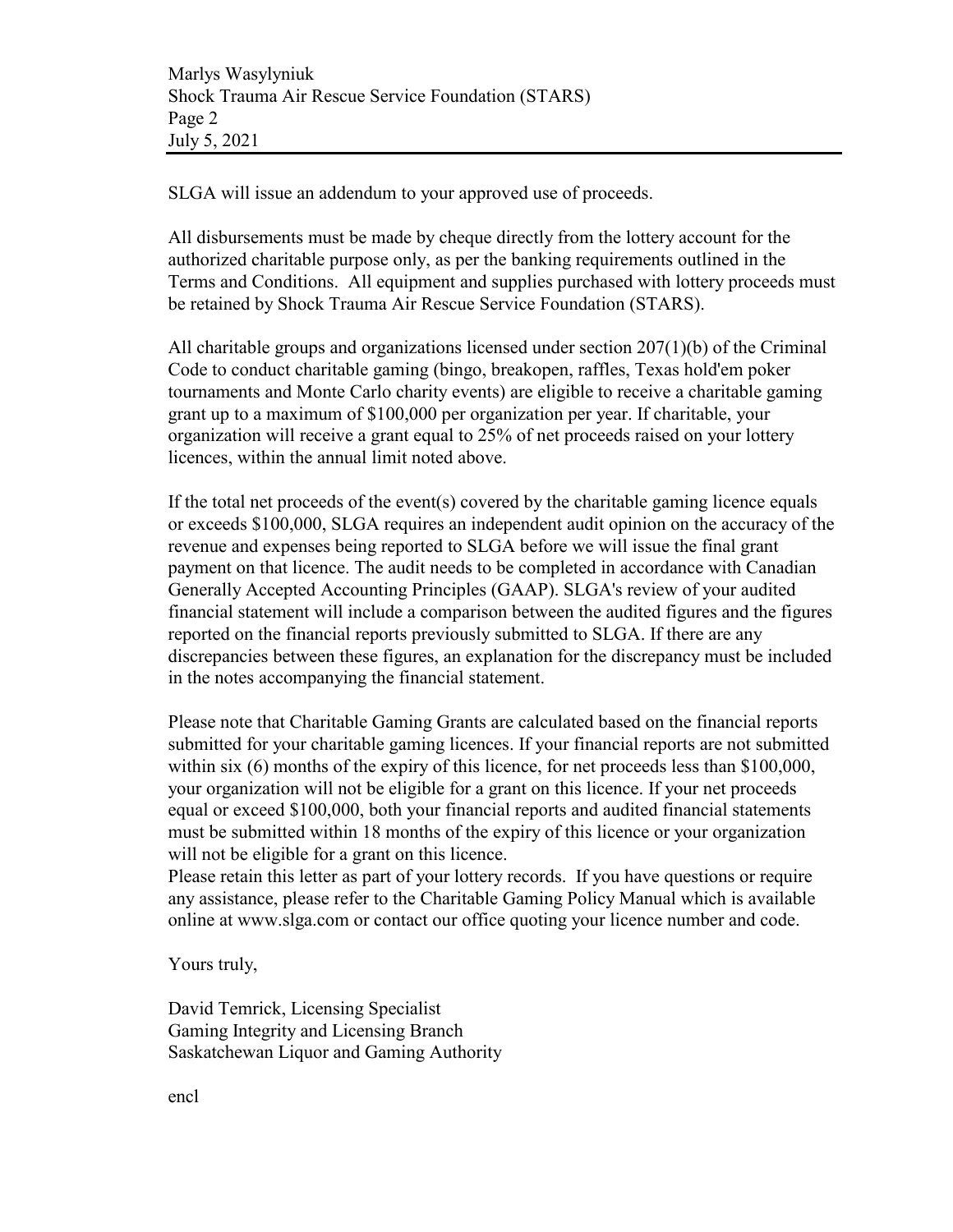SLGA will issue an addendum to your approved use of proceeds.

All disbursements must be made by cheque directly from the lottery account for the authorized charitable purpose only, as per the banking requirements outlined in the Terms and Conditions. All equipment and supplies purchased with lottery proceeds must be retained by Shock Trauma Air Rescue Service Foundation (STARS).

All charitable groups and organizations licensed under section 207(1)(b) of the Criminal Code to conduct charitable gaming (bingo, breakopen, raffles, Texas hold'em poker tournaments and Monte Carlo charity events) are eligible to receive a charitable gaming grant up to a maximum of $100,000 per organization per year. If charitable, your organization will receive a grant equal to 25% of net proceeds raised on your lottery licences, within the annual limit noted above.

If the total net proceeds of the event(s) covered by the charitable gaming licence equals or exceeds $100,000, SLGA requires an independent audit opinion on the accuracy of the revenue and expenses being reported to SLGA before we will issue the final grant payment on that licence. The audit needs to be completed in accordance with Canadian Generally Accepted Accounting Principles (GAAP). SLGA's review of your audited financial statement will include a comparison between the audited figures and the figures reported on the financial reports previously submitted to SLGA. If there are any discrepancies between these figures, an explanation for the discrepancy must be included in the notes accompanying the financial statement.

Please note that Charitable Gaming Grants are calculated based on the financial reports submitted for your charitable gaming licences. If your financial reports are not submitted within six (6) months of the expiry of this licence, for net proceeds less than $100,000, your organization will not be eligible for a grant on this licence. If your net proceeds equal or exceed $100,000, both your financial reports and audited financial statements must be submitted within 18 months of the expiry of this licence or your organization will not be eligible for a grant on this licence.

Please retain this letter as part of your lottery records. If you have questions or require any assistance, please refer to the Charitable Gaming Policy Manual which is available online at www.slga.com or contact our office quoting your licence number and code.

Yours truly,

David Temrick, Licensing Specialist
Gaming Integrity and Licensing Branch
Saskatchewan Liquor and Gaming Authority

encl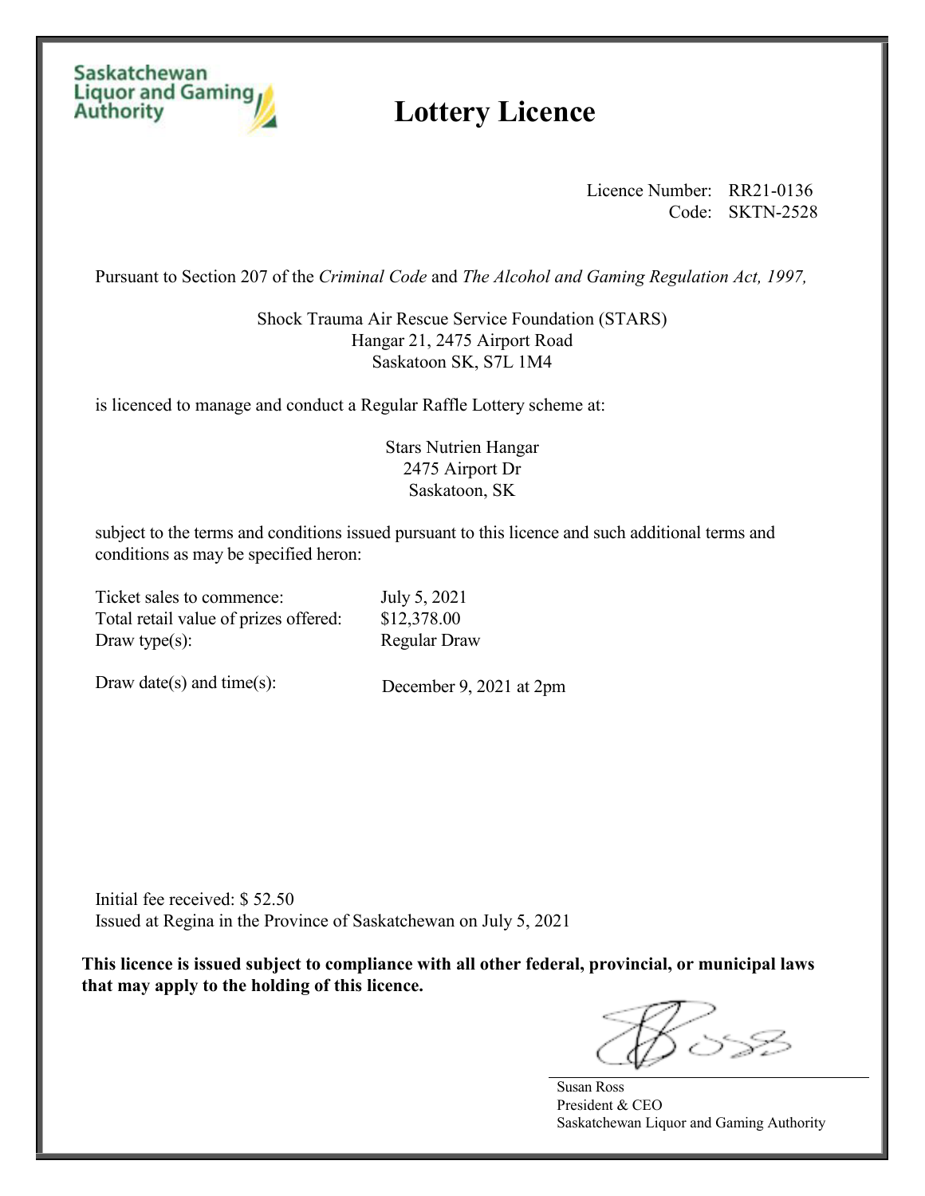Saskatchewan Liquor and Gaming Authority

# Lottery Licence

Licence Number: RR21-0136
Code: SKTN-2528

Pursuant to Section 207 of the *Criminal Code* and *The Alcohol and Gaming Regulation Act, 1997,*

Shock Trauma Air Rescue Service Foundation (STARS)
Hangar 21, 2475 Airport Road
Saskatoon SK, S7L 1M4

is licenced to manage and conduct a Regular Raffle Lottery scheme at:

Stars Nutrien Hangar
2475 Airport Dr
Saskatoon, SK

subject to the terms and conditions issued pursuant to this licence and such additional terms and conditions as may be specified heron:

| | |
|---|---|
| Ticket sales to commence: | July 5, 2021 |
| Total retail value of prizes offered: | $12,378.00 |
| Draw type(s): | Regular Draw |
| Draw date(s) and time(s): | December 9, 2021 at 2pm |

Initial fee received: $ 52.50
Issued at Regina in the Province of Saskatchewan on July 5, 2021

**This licence is issued subject to compliance with all other federal, provincial, or municipal laws that may apply to the holding of this licence.**

Susan Ross
President & CEO
Saskatchewan Liquor and Gaming Authority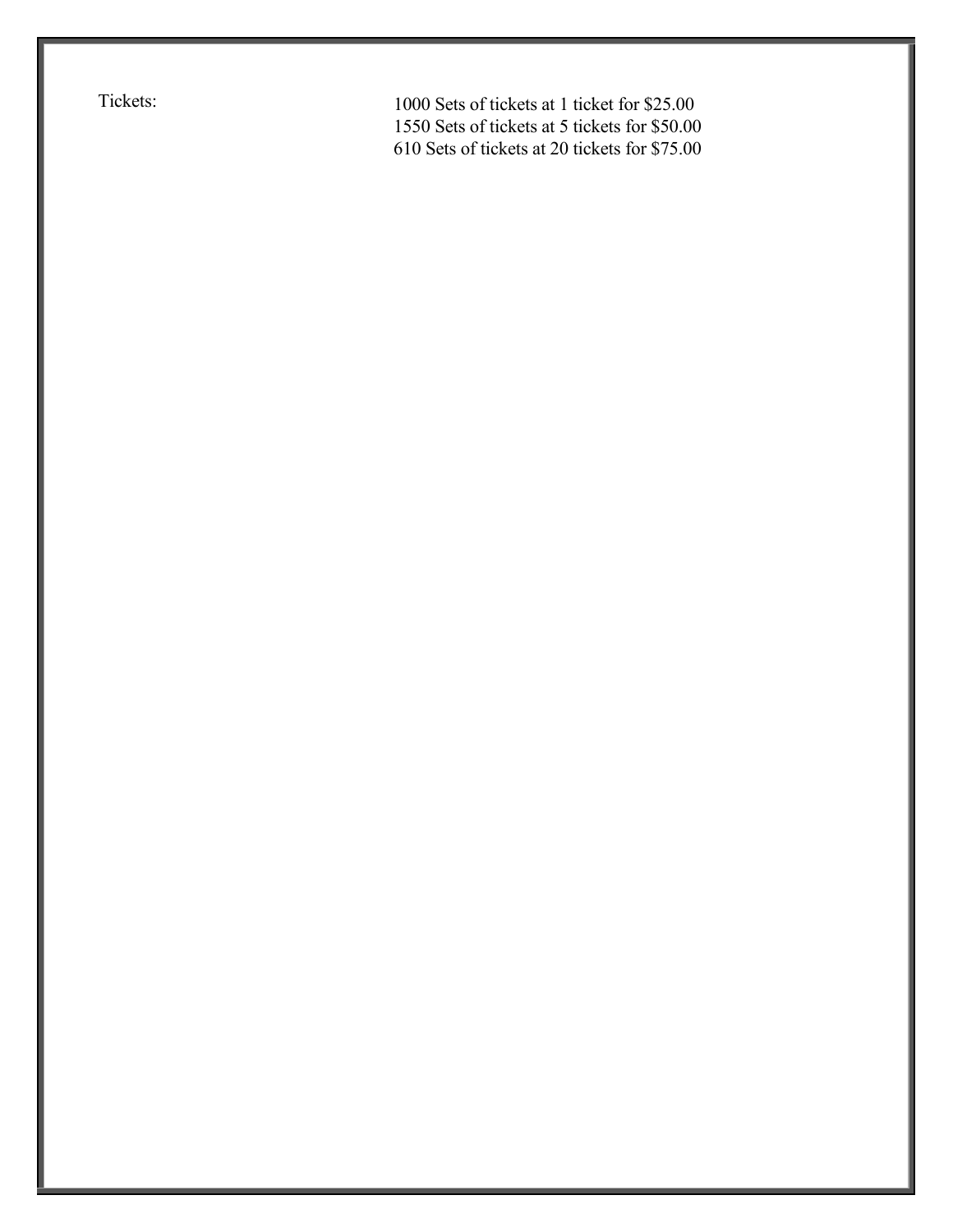Tickets:

1000 Sets of tickets at 1 ticket for $25.00
1550 Sets of tickets at 5 tickets for $50.00
610 Sets of tickets at 20 tickets for $75.00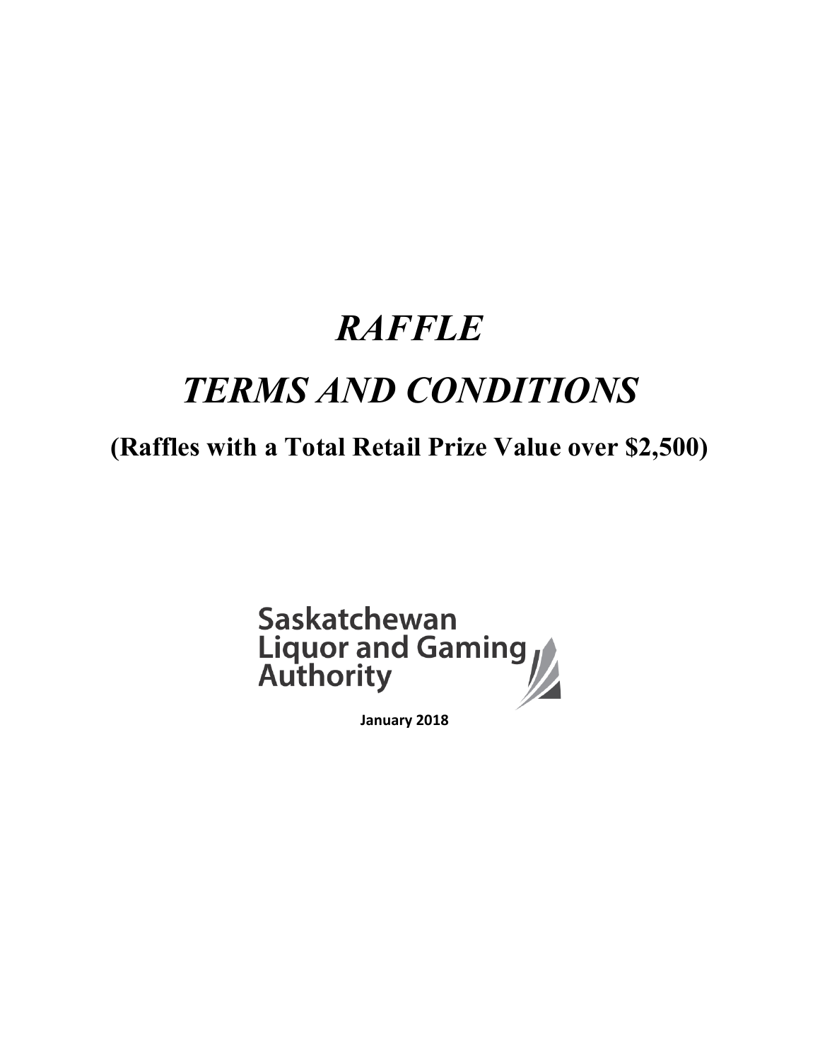# *RAFFLE*

# *TERMS AND CONDITIONS*

## (Raffles with a Total Retail Prize Value over $2,500)

Saskatchewan Liquor and Gaming Authority

**January 2018**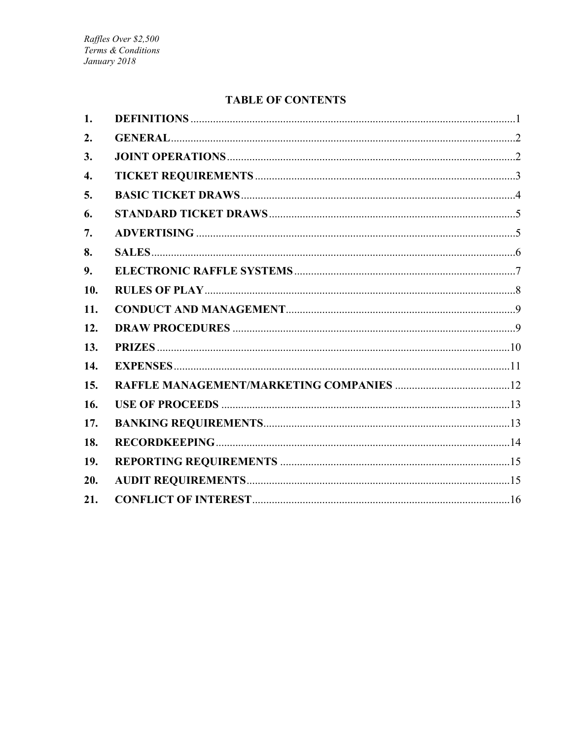## TABLE OF CONTENTS

| | | |
|---|---|---|
| 1. | DEFINITIONS | 1 |
| 2. | GENERAL | 2 |
| 3. | JOINT OPERATIONS | 2 |
| 4. | TICKET REQUIREMENTS | 3 |
| 5. | BASIC TICKET DRAWS | 4 |
| 6. | STANDARD TICKET DRAWS | 5 |
| 7. | ADVERTISING | 5 |
| 8. | SALES | 6 |
| 9. | ELECTRONIC RAFFLE SYSTEMS | 7 |
| 10. | RULES OF PLAY | 8 |
| 11. | CONDUCT AND MANAGEMENT | 9 |
| 12. | DRAW PROCEDURES | 9 |
| 13. | PRIZES | 10 |
| 14. | EXPENSES | 11 |
| 15. | RAFFLE MANAGEMENT/MARKETING COMPANIES | 12 |
| 16. | USE OF PROCEEDS | 13 |
| 17. | BANKING REQUIREMENTS | 13 |
| 18. | RECORDKEEPING | 14 |
| 19. | REPORTING REQUIREMENTS | 15 |
| 20. | AUDIT REQUIREMENTS | 15 |
| 21. | CONFLICT OF INTEREST | 16 |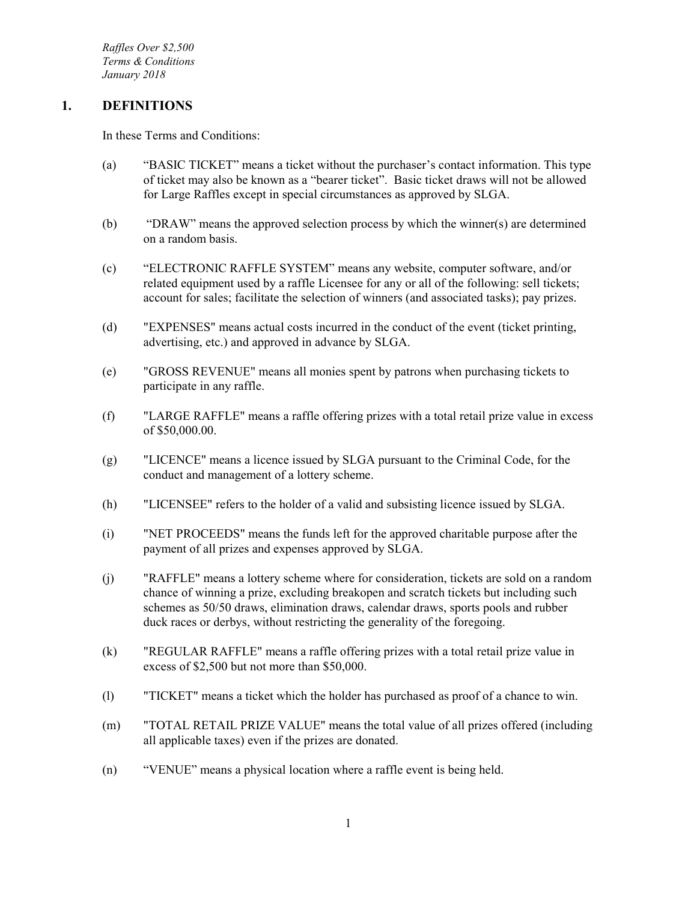*Raffles Over $2,500*
*Terms & Conditions*
*January 2018*

## 1. DEFINITIONS

In these Terms and Conditions:

(a) "BASIC TICKET" means a ticket without the purchaser's contact information. This type of ticket may also be known as a "bearer ticket". Basic ticket draws will not be allowed for Large Raffles except in special circumstances as approved by SLGA.

(b) "DRAW" means the approved selection process by which the winner(s) are determined on a random basis.

(c) "ELECTRONIC RAFFLE SYSTEM" means any website, computer software, and/or related equipment used by a raffle Licensee for any or all of the following: sell tickets; account for sales; facilitate the selection of winners (and associated tasks); pay prizes.

(d) "EXPENSES" means actual costs incurred in the conduct of the event (ticket printing, advertising, etc.) and approved in advance by SLGA.

(e) "GROSS REVENUE" means all monies spent by patrons when purchasing tickets to participate in any raffle.

(f) "LARGE RAFFLE" means a raffle offering prizes with a total retail prize value in excess of $50,000.00.

(g) "LICENCE" means a licence issued by SLGA pursuant to the Criminal Code, for the conduct and management of a lottery scheme.

(h) "LICENSEE" refers to the holder of a valid and subsisting licence issued by SLGA.

(i) "NET PROCEEDS" means the funds left for the approved charitable purpose after the payment of all prizes and expenses approved by SLGA.

(j) "RAFFLE" means a lottery scheme where for consideration, tickets are sold on a random chance of winning a prize, excluding breakopen and scratch tickets but including such schemes as 50/50 draws, elimination draws, calendar draws, sports pools and rubber duck races or derbys, without restricting the generality of the foregoing.

(k) "REGULAR RAFFLE" means a raffle offering prizes with a total retail prize value in excess of $2,500 but not more than $50,000.

(l) "TICKET" means a ticket which the holder has purchased as proof of a chance to win.

(m) "TOTAL RETAIL PRIZE VALUE" means the total value of all prizes offered (including all applicable taxes) even if the prizes are donated.

(n) "VENUE" means a physical location where a raffle event is being held.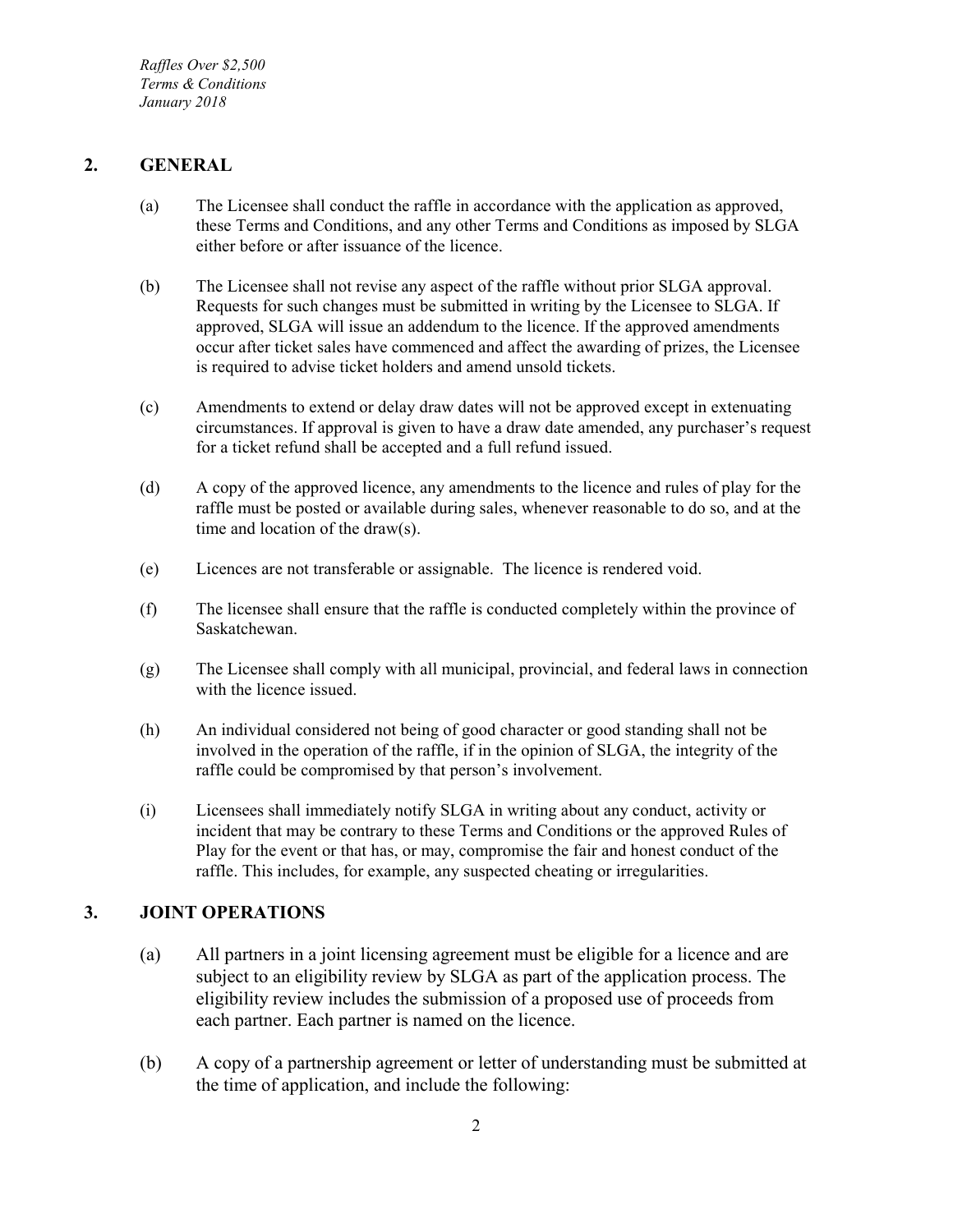## 2. GENERAL

(a) The Licensee shall conduct the raffle in accordance with the application as approved, these Terms and Conditions, and any other Terms and Conditions as imposed by SLGA either before or after issuance of the licence.

(b) The Licensee shall not revise any aspect of the raffle without prior SLGA approval. Requests for such changes must be submitted in writing by the Licensee to SLGA. If approved, SLGA will issue an addendum to the licence. If the approved amendments occur after ticket sales have commenced and affect the awarding of prizes, the Licensee is required to advise ticket holders and amend unsold tickets.

(c) Amendments to extend or delay draw dates will not be approved except in extenuating circumstances. If approval is given to have a draw date amended, any purchaser's request for a ticket refund shall be accepted and a full refund issued.

(d) A copy of the approved licence, any amendments to the licence and rules of play for the raffle must be posted or available during sales, whenever reasonable to do so, and at the time and location of the draw(s).

(e) Licences are not transferable or assignable. The licence is rendered void.

(f) The licensee shall ensure that the raffle is conducted completely within the province of Saskatchewan.

(g) The Licensee shall comply with all municipal, provincial, and federal laws in connection with the licence issued.

(h) An individual considered not being of good character or good standing shall not be involved in the operation of the raffle, if in the opinion of SLGA, the integrity of the raffle could be compromised by that person's involvement.

(i) Licensees shall immediately notify SLGA in writing about any conduct, activity or incident that may be contrary to these Terms and Conditions or the approved Rules of Play for the event or that has, or may, compromise the fair and honest conduct of the raffle. This includes, for example, any suspected cheating or irregularities.

## 3. JOINT OPERATIONS

(a) All partners in a joint licensing agreement must be eligible for a licence and are subject to an eligibility review by SLGA as part of the application process. The eligibility review includes the submission of a proposed use of proceeds from each partner. Each partner is named on the licence.

(b) A copy of a partnership agreement or letter of understanding must be submitted at the time of application, and include the following: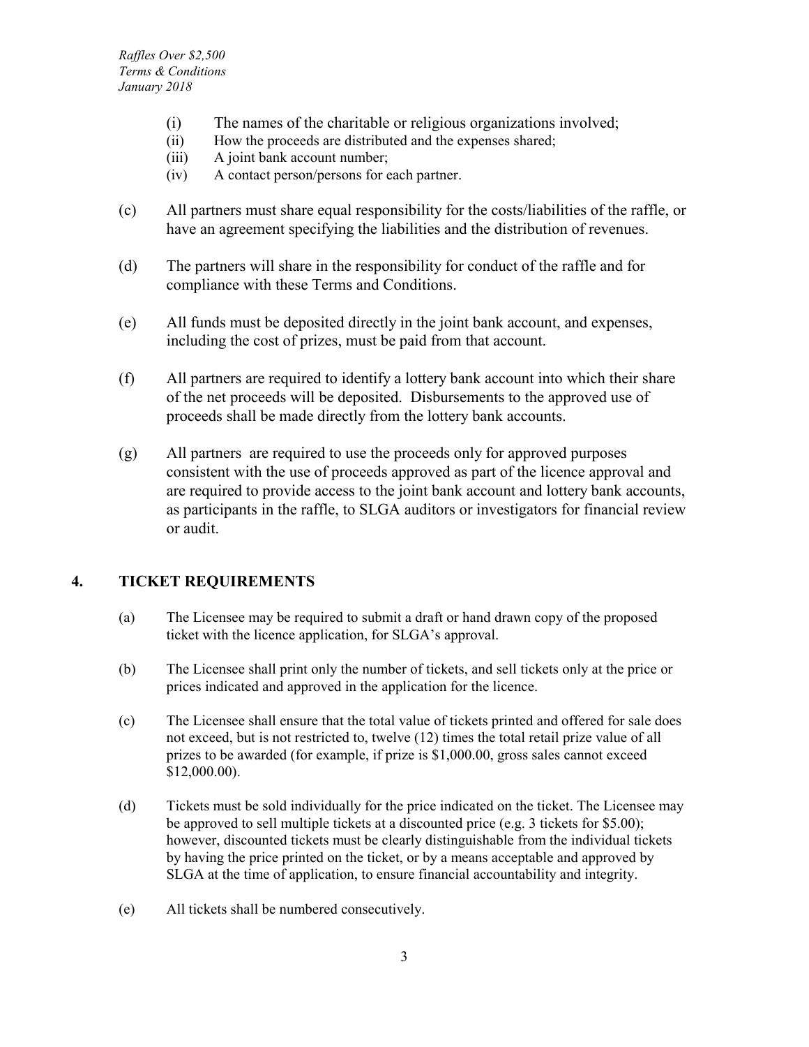(i) The names of the charitable or religious organizations involved;
(ii) How the proceeds are distributed and the expenses shared;
(iii) A joint bank account number;
(iv) A contact person/persons for each partner.

(c) All partners must share equal responsibility for the costs/liabilities of the raffle, or have an agreement specifying the liabilities and the distribution of revenues.

(d) The partners will share in the responsibility for conduct of the raffle and for compliance with these Terms and Conditions.

(e) All funds must be deposited directly in the joint bank account, and expenses, including the cost of prizes, must be paid from that account.

(f) All partners are required to identify a lottery bank account into which their share of the net proceeds will be deposited. Disbursements to the approved use of proceeds shall be made directly from the lottery bank accounts.

(g) All partners are required to use the proceeds only for approved purposes consistent with the use of proceeds approved as part of the licence approval and are required to provide access to the joint bank account and lottery bank accounts, as participants in the raffle, to SLGA auditors or investigators for financial review or audit.

## 4. TICKET REQUIREMENTS

(a) The Licensee may be required to submit a draft or hand drawn copy of the proposed ticket with the licence application, for SLGA's approval.

(b) The Licensee shall print only the number of tickets, and sell tickets only at the price or prices indicated and approved in the application for the licence.

(c) The Licensee shall ensure that the total value of tickets printed and offered for sale does not exceed, but is not restricted to, twelve (12) times the total retail prize value of all prizes to be awarded (for example, if prize is $1,000.00, gross sales cannot exceed $12,000.00).

(d) Tickets must be sold individually for the price indicated on the ticket. The Licensee may be approved to sell multiple tickets at a discounted price (e.g. 3 tickets for $5.00); however, discounted tickets must be clearly distinguishable from the individual tickets by having the price printed on the ticket, or by a means acceptable and approved by SLGA at the time of application, to ensure financial accountability and integrity.

(e) All tickets shall be numbered consecutively.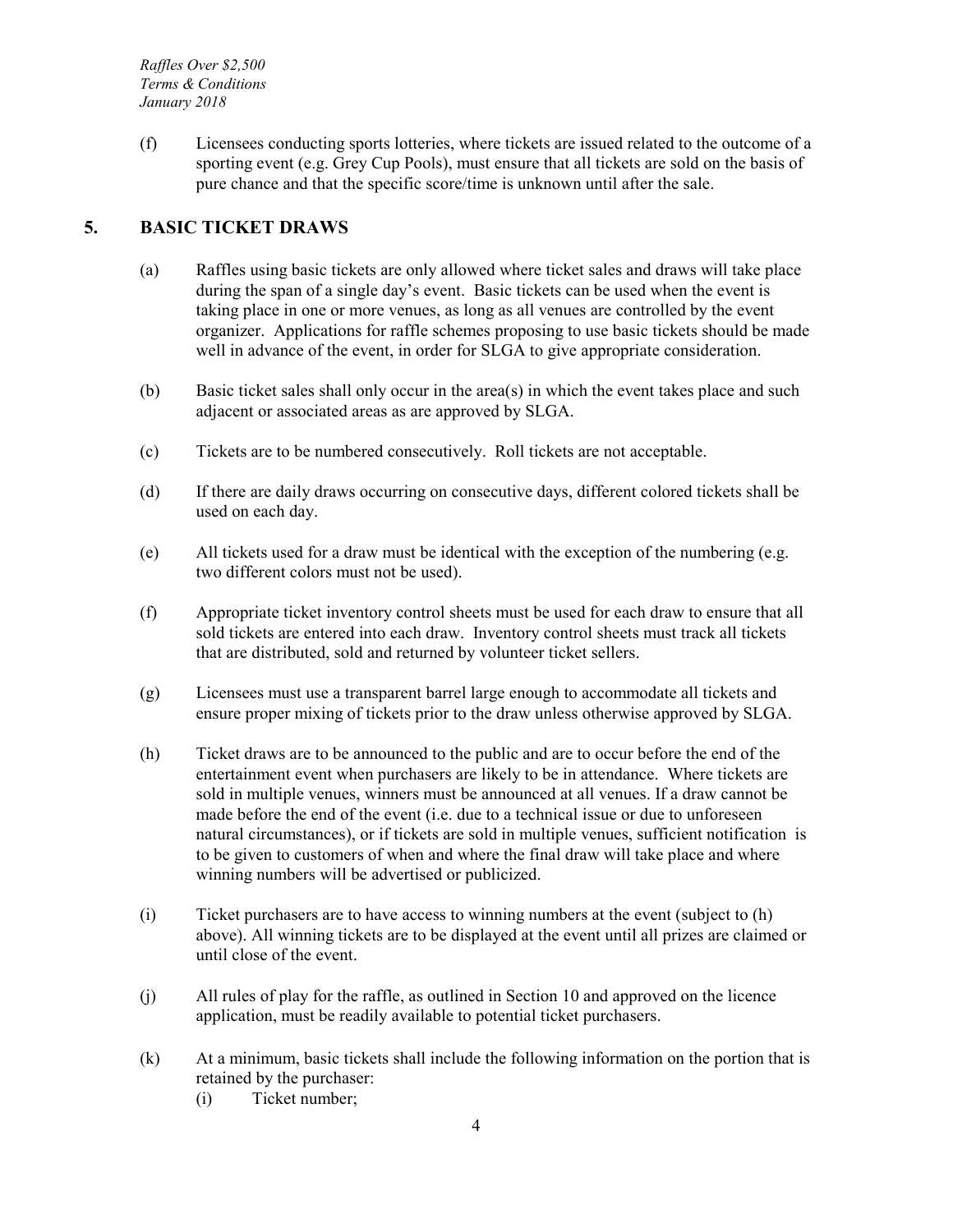(f) Licensees conducting sports lotteries, where tickets are issued related to the outcome of a sporting event (e.g. Grey Cup Pools), must ensure that all tickets are sold on the basis of pure chance and that the specific score/time is unknown until after the sale.

## 5. BASIC TICKET DRAWS

(a) Raffles using basic tickets are only allowed where ticket sales and draws will take place during the span of a single day's event. Basic tickets can be used when the event is taking place in one or more venues, as long as all venues are controlled by the event organizer. Applications for raffle schemes proposing to use basic tickets should be made well in advance of the event, in order for SLGA to give appropriate consideration.

(b) Basic ticket sales shall only occur in the area(s) in which the event takes place and such adjacent or associated areas as are approved by SLGA.

(c) Tickets are to be numbered consecutively. Roll tickets are not acceptable.

(d) If there are daily draws occurring on consecutive days, different colored tickets shall be used on each day.

(e) All tickets used for a draw must be identical with the exception of the numbering (e.g. two different colors must not be used).

(f) Appropriate ticket inventory control sheets must be used for each draw to ensure that all sold tickets are entered into each draw. Inventory control sheets must track all tickets that are distributed, sold and returned by volunteer ticket sellers.

(g) Licensees must use a transparent barrel large enough to accommodate all tickets and ensure proper mixing of tickets prior to the draw unless otherwise approved by SLGA.

(h) Ticket draws are to be announced to the public and are to occur before the end of the entertainment event when purchasers are likely to be in attendance. Where tickets are sold in multiple venues, winners must be announced at all venues. If a draw cannot be made before the end of the event (i.e. due to a technical issue or due to unforeseen natural circumstances), or if tickets are sold in multiple venues, sufficient notification is to be given to customers of when and where the final draw will take place and where winning numbers will be advertised or publicized.

(i) Ticket purchasers are to have access to winning numbers at the event (subject to (h) above). All winning tickets are to be displayed at the event until all prizes are claimed or until close of the event.

(j) All rules of play for the raffle, as outlined in Section 10 and approved on the licence application, must be readily available to potential ticket purchasers.

(k) At a minimum, basic tickets shall include the following information on the portion that is retained by the purchaser:

   (i) Ticket number;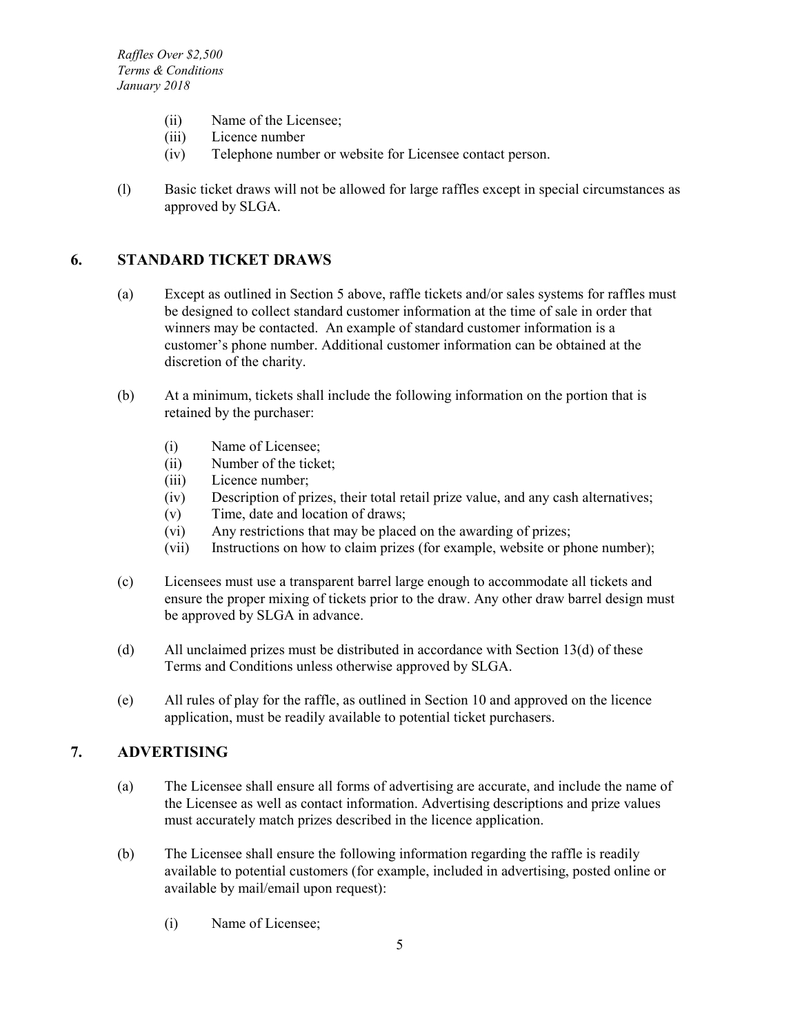(ii) Name of the Licensee;
(iii) Licence number
(iv) Telephone number or website for Licensee contact person.

(l) Basic ticket draws will not be allowed for large raffles except in special circumstances as approved by SLGA.

## 6. STANDARD TICKET DRAWS

(a) Except as outlined in Section 5 above, raffle tickets and/or sales systems for raffles must be designed to collect standard customer information at the time of sale in order that winners may be contacted. An example of standard customer information is a customer's phone number. Additional customer information can be obtained at the discretion of the charity.

(b) At a minimum, tickets shall include the following information on the portion that is retained by the purchaser:

(i) Name of Licensee;
(ii) Number of the ticket;
(iii) Licence number;
(iv) Description of prizes, their total retail prize value, and any cash alternatives;
(v) Time, date and location of draws;
(vi) Any restrictions that may be placed on the awarding of prizes;
(vii) Instructions on how to claim prizes (for example, website or phone number);

(c) Licensees must use a transparent barrel large enough to accommodate all tickets and ensure the proper mixing of tickets prior to the draw. Any other draw barrel design must be approved by SLGA in advance.

(d) All unclaimed prizes must be distributed in accordance with Section 13(d) of these Terms and Conditions unless otherwise approved by SLGA.

(e) All rules of play for the raffle, as outlined in Section 10 and approved on the licence application, must be readily available to potential ticket purchasers.

## 7. ADVERTISING

(a) The Licensee shall ensure all forms of advertising are accurate, and include the name of the Licensee as well as contact information. Advertising descriptions and prize values must accurately match prizes described in the licence application.

(b) The Licensee shall ensure the following information regarding the raffle is readily available to potential customers (for example, included in advertising, posted online or available by mail/email upon request):

(i) Name of Licensee;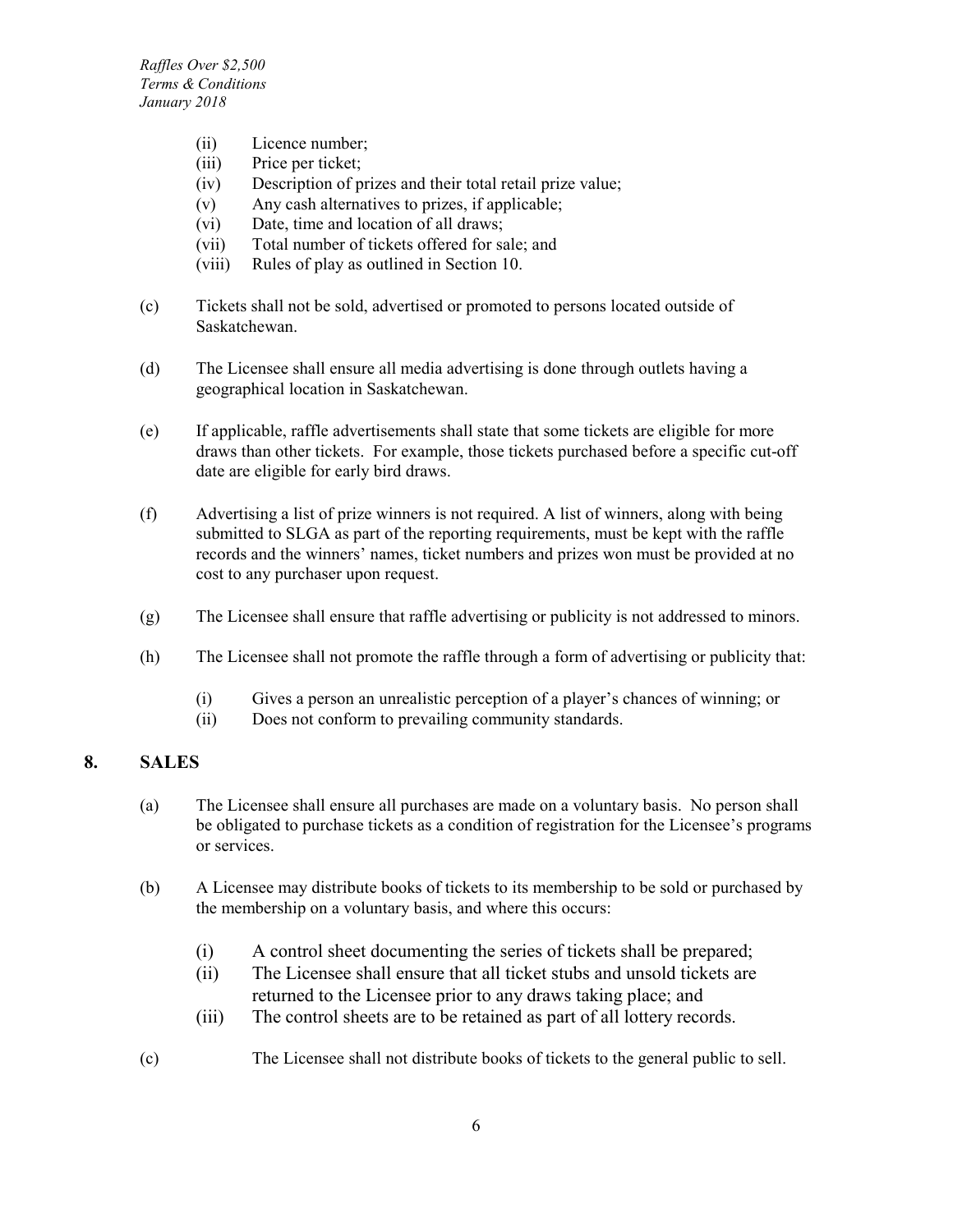(ii) Licence number;
(iii) Price per ticket;
(iv) Description of prizes and their total retail prize value;
(v) Any cash alternatives to prizes, if applicable;
(vi) Date, time and location of all draws;
(vii) Total number of tickets offered for sale; and
(viii) Rules of play as outlined in Section 10.

(c) Tickets shall not be sold, advertised or promoted to persons located outside of Saskatchewan.

(d) The Licensee shall ensure all media advertising is done through outlets having a geographical location in Saskatchewan.

(e) If applicable, raffle advertisements shall state that some tickets are eligible for more draws than other tickets. For example, those tickets purchased before a specific cut-off date are eligible for early bird draws.

(f) Advertising a list of prize winners is not required. A list of winners, along with being submitted to SLGA as part of the reporting requirements, must be kept with the raffle records and the winners' names, ticket numbers and prizes won must be provided at no cost to any purchaser upon request.

(g) The Licensee shall ensure that raffle advertising or publicity is not addressed to minors.

(h) The Licensee shall not promote the raffle through a form of advertising or publicity that:

   (i) Gives a person an unrealistic perception of a player's chances of winning; or
   (ii) Does not conform to prevailing community standards.

## 8. SALES

(a) The Licensee shall ensure all purchases are made on a voluntary basis. No person shall be obligated to purchase tickets as a condition of registration for the Licensee's programs or services.

(b) A Licensee may distribute books of tickets to its membership to be sold or purchased by the membership on a voluntary basis, and where this occurs:

   (i) A control sheet documenting the series of tickets shall be prepared;
   (ii) The Licensee shall ensure that all ticket stubs and unsold tickets are returned to the Licensee prior to any draws taking place; and
   (iii) The control sheets are to be retained as part of all lottery records.

(c) The Licensee shall not distribute books of tickets to the general public to sell.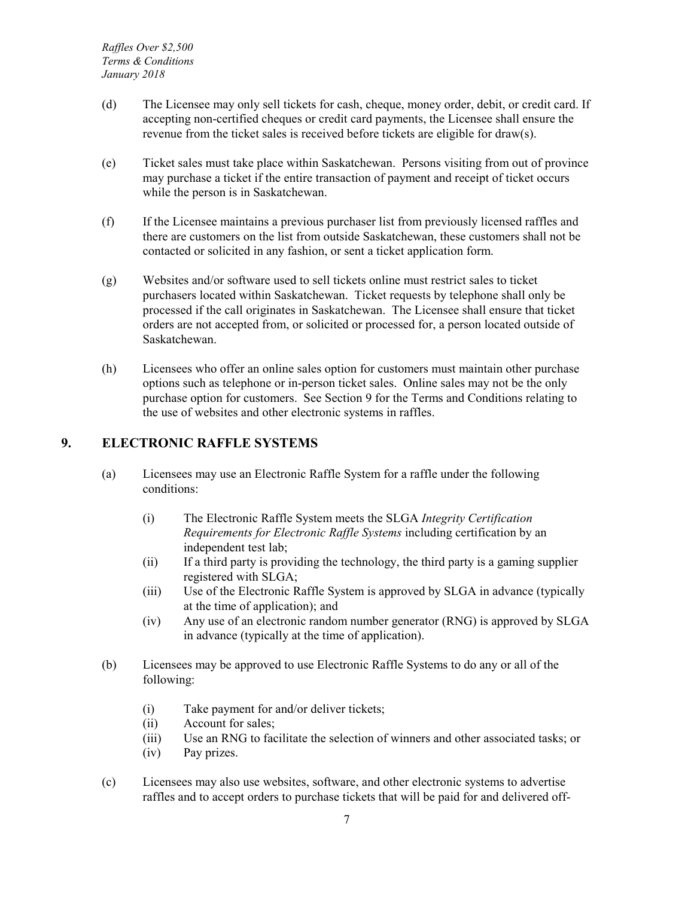(d) The Licensee may only sell tickets for cash, cheque, money order, debit, or credit card. If accepting non-certified cheques or credit card payments, the Licensee shall ensure the revenue from the ticket sales is received before tickets are eligible for draw(s).

(e) Ticket sales must take place within Saskatchewan. Persons visiting from out of province may purchase a ticket if the entire transaction of payment and receipt of ticket occurs while the person is in Saskatchewan.

(f) If the Licensee maintains a previous purchaser list from previously licensed raffles and there are customers on the list from outside Saskatchewan, these customers shall not be contacted or solicited in any fashion, or sent a ticket application form.

(g) Websites and/or software used to sell tickets online must restrict sales to ticket purchasers located within Saskatchewan. Ticket requests by telephone shall only be processed if the call originates in Saskatchewan. The Licensee shall ensure that ticket orders are not accepted from, or solicited or processed for, a person located outside of Saskatchewan.

(h) Licensees who offer an online sales option for customers must maintain other purchase options such as telephone or in-person ticket sales. Online sales may not be the only purchase option for customers. See Section 9 for the Terms and Conditions relating to the use of websites and other electronic systems in raffles.

## 9. ELECTRONIC RAFFLE SYSTEMS

(a) Licensees may use an Electronic Raffle System for a raffle under the following conditions:

   (i) The Electronic Raffle System meets the SLGA *Integrity Certification Requirements for Electronic Raffle Systems* including certification by an independent test lab;
   (ii) If a third party is providing the technology, the third party is a gaming supplier registered with SLGA;
   (iii) Use of the Electronic Raffle System is approved by SLGA in advance (typically at the time of application); and
   (iv) Any use of an electronic random number generator (RNG) is approved by SLGA in advance (typically at the time of application).

(b) Licensees may be approved to use Electronic Raffle Systems to do any or all of the following:

   (i) Take payment for and/or deliver tickets;
   (ii) Account for sales;
   (iii) Use an RNG to facilitate the selection of winners and other associated tasks; or
   (iv) Pay prizes.

(c) Licensees may also use websites, software, and other electronic systems to advertise raffles and to accept orders to purchase tickets that will be paid for and delivered off-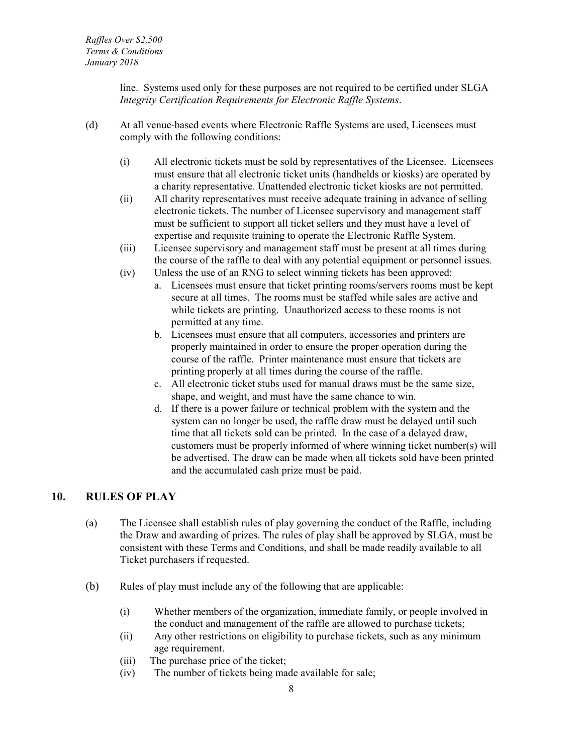line. Systems used only for these purposes are not required to be certified under SLGA *Integrity Certification Requirements for Electronic Raffle Systems*.

(d) At all venue-based events where Electronic Raffle Systems are used, Licensees must comply with the following conditions:

(i) All electronic tickets must be sold by representatives of the Licensee. Licensees must ensure that all electronic ticket units (handhelds or kiosks) are operated by a charity representative. Unattended electronic ticket kiosks are not permitted.

(ii) All charity representatives must receive adequate training in advance of selling electronic tickets. The number of Licensee supervisory and management staff must be sufficient to support all ticket sellers and they must have a level of expertise and requisite training to operate the Electronic Raffle System.

(iii) Licensee supervisory and management staff must be present at all times during the course of the raffle to deal with any potential equipment or personnel issues.

(iv) Unless the use of an RNG to select winning tickets has been approved:

a. Licensees must ensure that ticket printing rooms/servers rooms must be kept secure at all times. The rooms must be staffed while sales are active and while tickets are printing. Unauthorized access to these rooms is not permitted at any time.

b. Licensees must ensure that all computers, accessories and printers are properly maintained in order to ensure the proper operation during the course of the raffle. Printer maintenance must ensure that tickets are printing properly at all times during the course of the raffle.

c. All electronic ticket stubs used for manual draws must be the same size, shape, and weight, and must have the same chance to win.

d. If there is a power failure or technical problem with the system and the system can no longer be used, the raffle draw must be delayed until such time that all tickets sold can be printed. In the case of a delayed draw, customers must be properly informed of where winning ticket number(s) will be advertised. The draw can be made when all tickets sold have been printed and the accumulated cash prize must be paid.

## 10. RULES OF PLAY

(a) The Licensee shall establish rules of play governing the conduct of the Raffle, including the Draw and awarding of prizes. The rules of play shall be approved by SLGA, must be consistent with these Terms and Conditions, and shall be made readily available to all Ticket purchasers if requested.

(b) Rules of play must include any of the following that are applicable:

(i) Whether members of the organization, immediate family, or people involved in the conduct and management of the raffle are allowed to purchase tickets;

(ii) Any other restrictions on eligibility to purchase tickets, such as any minimum age requirement.

(iii) The purchase price of the ticket;

(iv) The number of tickets being made available for sale;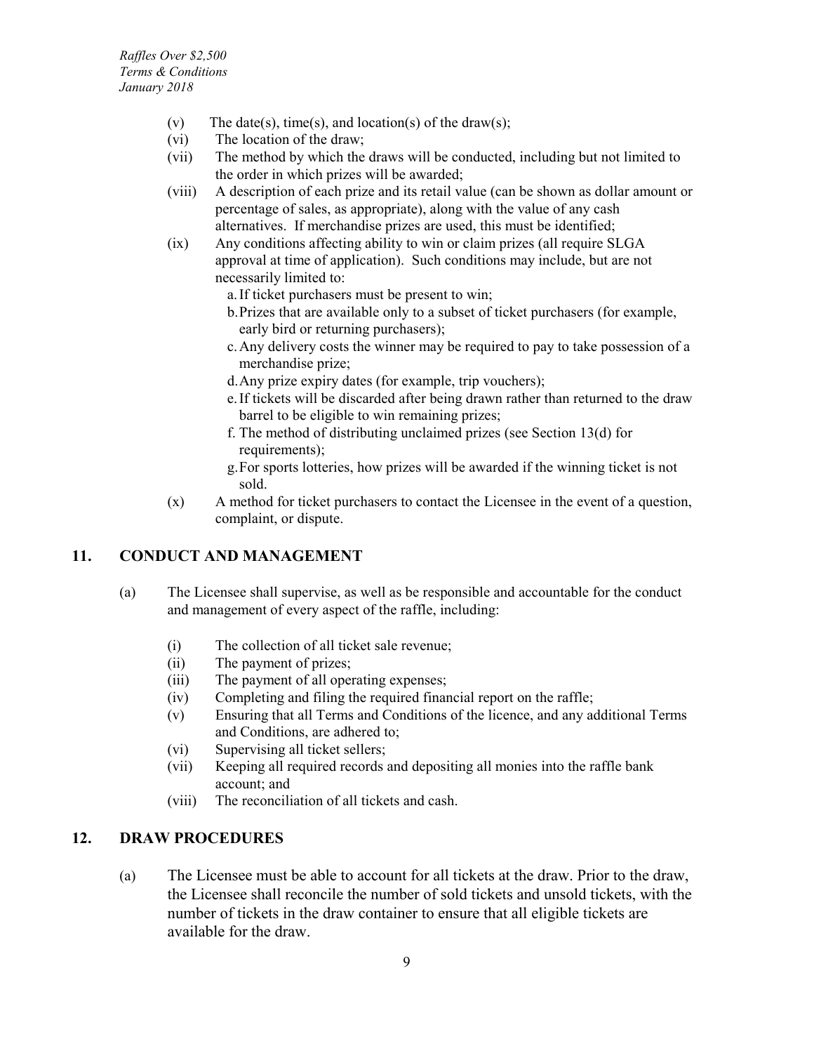(v) The date(s), time(s), and location(s) of the draw(s);

(vi) The location of the draw;

(vii) The method by which the draws will be conducted, including but not limited to the order in which prizes will be awarded;

(viii) A description of each prize and its retail value (can be shown as dollar amount or percentage of sales, as appropriate), along with the value of any cash alternatives. If merchandise prizes are used, this must be identified;

(ix) Any conditions affecting ability to win or claim prizes (all require SLGA approval at time of application). Such conditions may include, but are not necessarily limited to:

   a. If ticket purchasers must be present to win;
   b. Prizes that are available only to a subset of ticket purchasers (for example, early bird or returning purchasers);
   c. Any delivery costs the winner may be required to pay to take possession of a merchandise prize;
   d. Any prize expiry dates (for example, trip vouchers);
   e. If tickets will be discarded after being drawn rather than returned to the draw barrel to be eligible to win remaining prizes;
   f. The method of distributing unclaimed prizes (see Section 13(d) for requirements);
   g. For sports lotteries, how prizes will be awarded if the winning ticket is not sold.

(x) A method for ticket purchasers to contact the Licensee in the event of a question, complaint, or dispute.

## 11. CONDUCT AND MANAGEMENT

(a) The Licensee shall supervise, as well as be responsible and accountable for the conduct and management of every aspect of the raffle, including:

   (i) The collection of all ticket sale revenue;

   (ii) The payment of prizes;

   (iii) The payment of all operating expenses;

   (iv) Completing and filing the required financial report on the raffle;

   (v) Ensuring that all Terms and Conditions of the licence, and any additional Terms and Conditions, are adhered to;

   (vi) Supervising all ticket sellers;

   (vii) Keeping all required records and depositing all monies into the raffle bank account; and

   (viii) The reconciliation of all tickets and cash.

## 12. DRAW PROCEDURES

(a) The Licensee must be able to account for all tickets at the draw. Prior to the draw, the Licensee shall reconcile the number of sold tickets and unsold tickets, with the number of tickets in the draw container to ensure that all eligible tickets are available for the draw.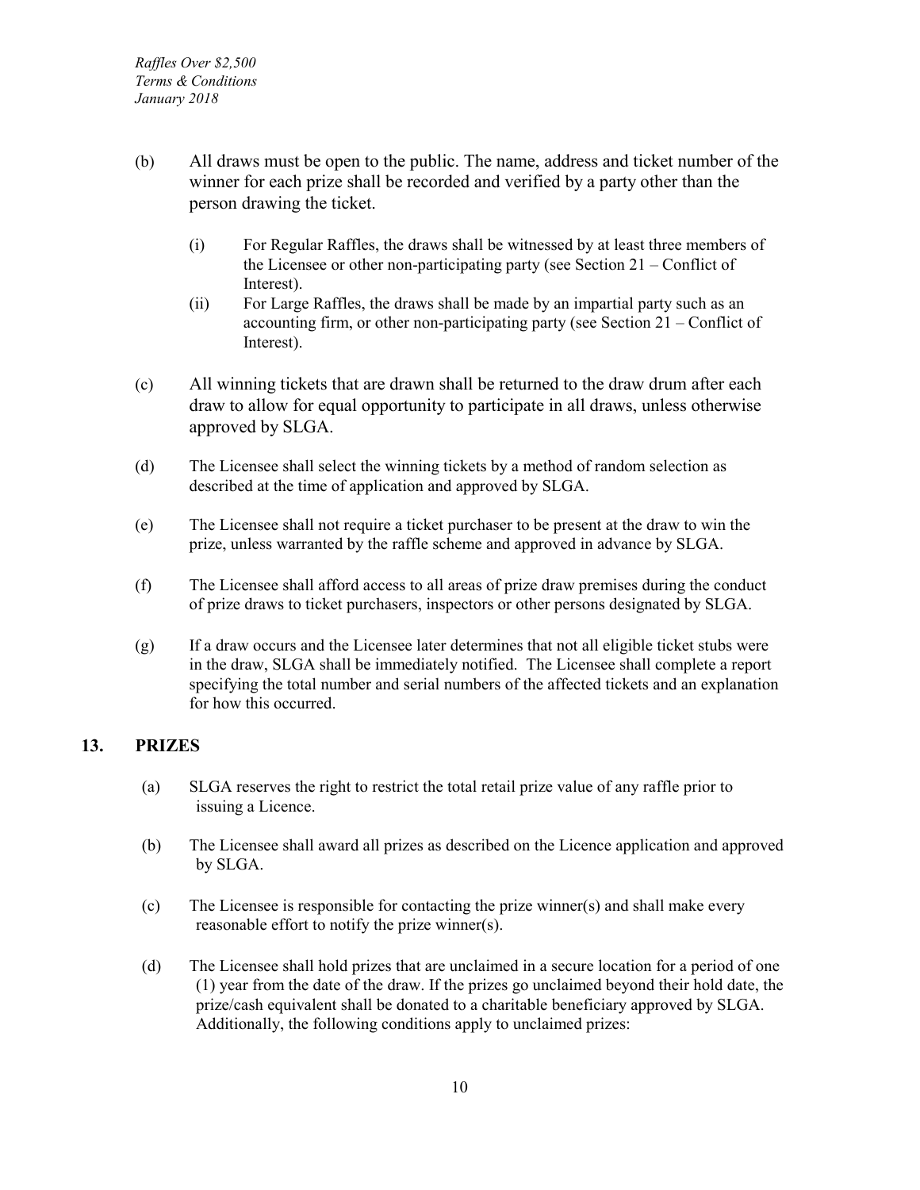(b) All draws must be open to the public. The name, address and ticket number of the winner for each prize shall be recorded and verified by a party other than the person drawing the ticket.

   (i) For Regular Raffles, the draws shall be witnessed by at least three members of the Licensee or other non-participating party (see Section 21 – Conflict of Interest).

   (ii) For Large Raffles, the draws shall be made by an impartial party such as an accounting firm, or other non-participating party (see Section 21 – Conflict of Interest).

(c) All winning tickets that are drawn shall be returned to the draw drum after each draw to allow for equal opportunity to participate in all draws, unless otherwise approved by SLGA.

(d) The Licensee shall select the winning tickets by a method of random selection as described at the time of application and approved by SLGA.

(e) The Licensee shall not require a ticket purchaser to be present at the draw to win the prize, unless warranted by the raffle scheme and approved in advance by SLGA.

(f) The Licensee shall afford access to all areas of prize draw premises during the conduct of prize draws to ticket purchasers, inspectors or other persons designated by SLGA.

(g) If a draw occurs and the Licensee later determines that not all eligible ticket stubs were in the draw, SLGA shall be immediately notified. The Licensee shall complete a report specifying the total number and serial numbers of the affected tickets and an explanation for how this occurred.

## 13. PRIZES

(a) SLGA reserves the right to restrict the total retail prize value of any raffle prior to issuing a Licence.

(b) The Licensee shall award all prizes as described on the Licence application and approved by SLGA.

(c) The Licensee is responsible for contacting the prize winner(s) and shall make every reasonable effort to notify the prize winner(s).

(d) The Licensee shall hold prizes that are unclaimed in a secure location for a period of one (1) year from the date of the draw. If the prizes go unclaimed beyond their hold date, the prize/cash equivalent shall be donated to a charitable beneficiary approved by SLGA. Additionally, the following conditions apply to unclaimed prizes: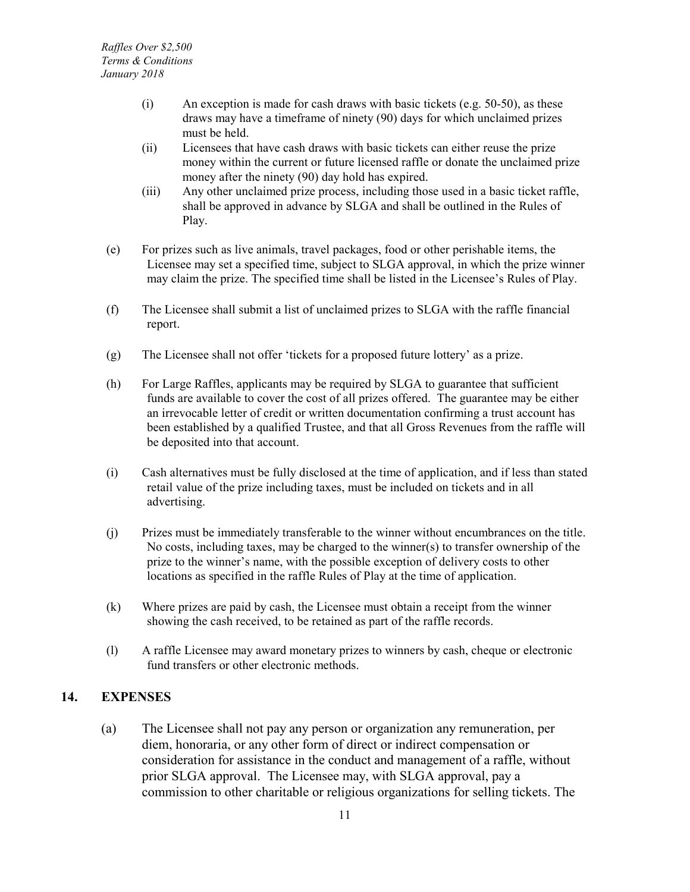(i) An exception is made for cash draws with basic tickets (e.g. 50-50), as these draws may have a timeframe of ninety (90) days for which unclaimed prizes must be held.

(ii) Licensees that have cash draws with basic tickets can either reuse the prize money within the current or future licensed raffle or donate the unclaimed prize money after the ninety (90) day hold has expired.

(iii) Any other unclaimed prize process, including those used in a basic ticket raffle, shall be approved in advance by SLGA and shall be outlined in the Rules of Play.

(e) For prizes such as live animals, travel packages, food or other perishable items, the Licensee may set a specified time, subject to SLGA approval, in which the prize winner may claim the prize. The specified time shall be listed in the Licensee's Rules of Play.

(f) The Licensee shall submit a list of unclaimed prizes to SLGA with the raffle financial report.

(g) The Licensee shall not offer 'tickets for a proposed future lottery' as a prize.

(h) For Large Raffles, applicants may be required by SLGA to guarantee that sufficient funds are available to cover the cost of all prizes offered. The guarantee may be either an irrevocable letter of credit or written documentation confirming a trust account has been established by a qualified Trustee, and that all Gross Revenues from the raffle will be deposited into that account.

(i) Cash alternatives must be fully disclosed at the time of application, and if less than stated retail value of the prize including taxes, must be included on tickets and in all advertising.

(j) Prizes must be immediately transferable to the winner without encumbrances on the title. No costs, including taxes, may be charged to the winner(s) to transfer ownership of the prize to the winner's name, with the possible exception of delivery costs to other locations as specified in the raffle Rules of Play at the time of application.

(k) Where prizes are paid by cash, the Licensee must obtain a receipt from the winner showing the cash received, to be retained as part of the raffle records.

(l) A raffle Licensee may award monetary prizes to winners by cash, cheque or electronic fund transfers or other electronic methods.

## 14. EXPENSES

(a) The Licensee shall not pay any person or organization any remuneration, per diem, honoraria, or any other form of direct or indirect compensation or consideration for assistance in the conduct and management of a raffle, without prior SLGA approval. The Licensee may, with SLGA approval, pay a commission to other charitable or religious organizations for selling tickets. The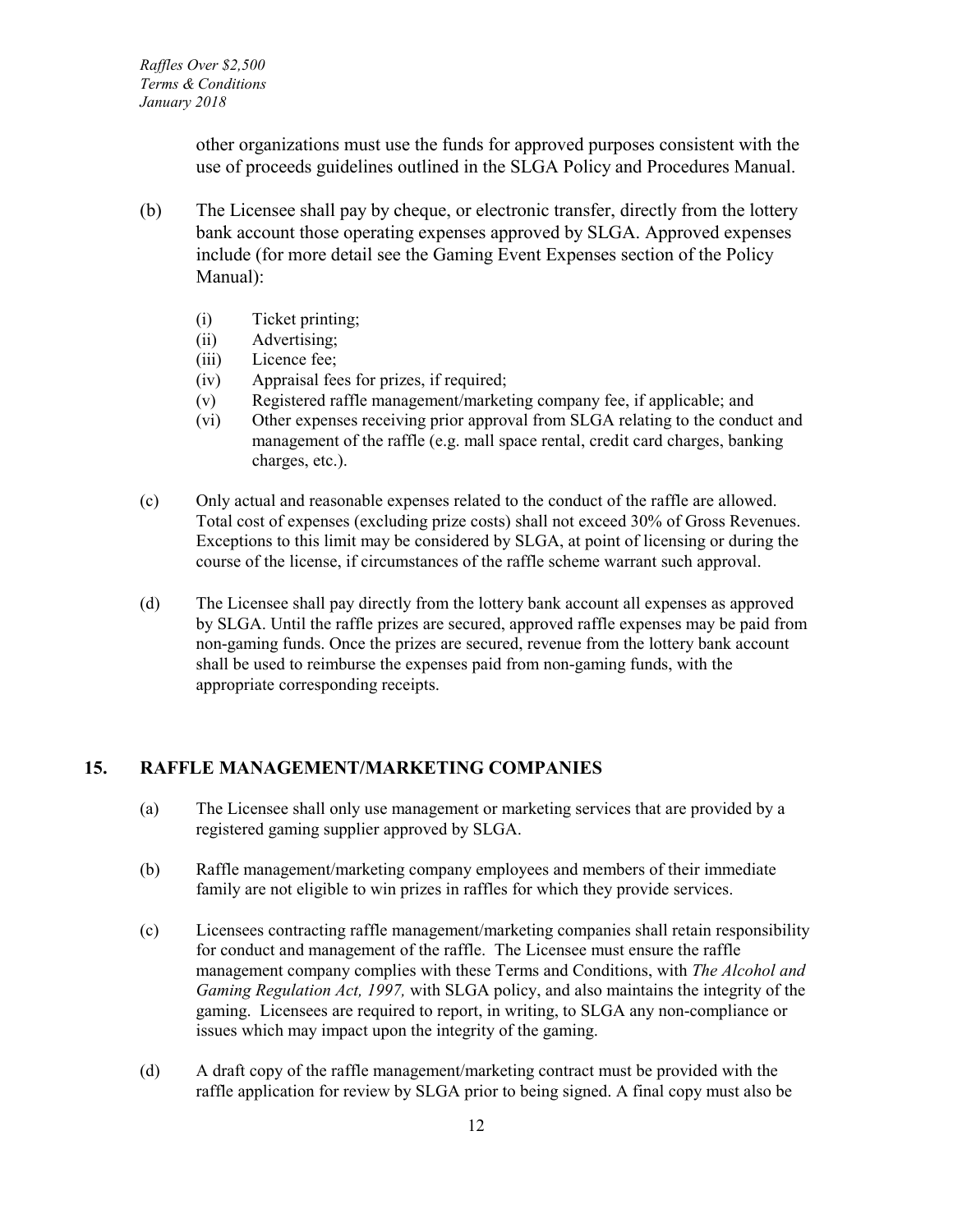other organizations must use the funds for approved purposes consistent with the use of proceeds guidelines outlined in the SLGA Policy and Procedures Manual.

(b) The Licensee shall pay by cheque, or electronic transfer, directly from the lottery bank account those operating expenses approved by SLGA. Approved expenses include (for more detail see the Gaming Event Expenses section of the Policy Manual):

- (i) Ticket printing;
- (ii) Advertising;
- (iii) Licence fee;
- (iv) Appraisal fees for prizes, if required;
- (v) Registered raffle management/marketing company fee, if applicable; and
- (vi) Other expenses receiving prior approval from SLGA relating to the conduct and management of the raffle (e.g. mall space rental, credit card charges, banking charges, etc.).

(c) Only actual and reasonable expenses related to the conduct of the raffle are allowed. Total cost of expenses (excluding prize costs) shall not exceed 30% of Gross Revenues. Exceptions to this limit may be considered by SLGA, at point of licensing or during the course of the license, if circumstances of the raffle scheme warrant such approval.

(d) The Licensee shall pay directly from the lottery bank account all expenses as approved by SLGA. Until the raffle prizes are secured, approved raffle expenses may be paid from non-gaming funds. Once the prizes are secured, revenue from the lottery bank account shall be used to reimburse the expenses paid from non-gaming funds, with the appropriate corresponding receipts.

## 15. RAFFLE MANAGEMENT/MARKETING COMPANIES

(a) The Licensee shall only use management or marketing services that are provided by a registered gaming supplier approved by SLGA.

(b) Raffle management/marketing company employees and members of their immediate family are not eligible to win prizes in raffles for which they provide services.

(c) Licensees contracting raffle management/marketing companies shall retain responsibility for conduct and management of the raffle. The Licensee must ensure the raffle management company complies with these Terms and Conditions, with *The Alcohol and Gaming Regulation Act, 1997,* with SLGA policy, and also maintains the integrity of the gaming. Licensees are required to report, in writing, to SLGA any non-compliance or issues which may impact upon the integrity of the gaming.

(d) A draft copy of the raffle management/marketing contract must be provided with the raffle application for review by SLGA prior to being signed. A final copy must also be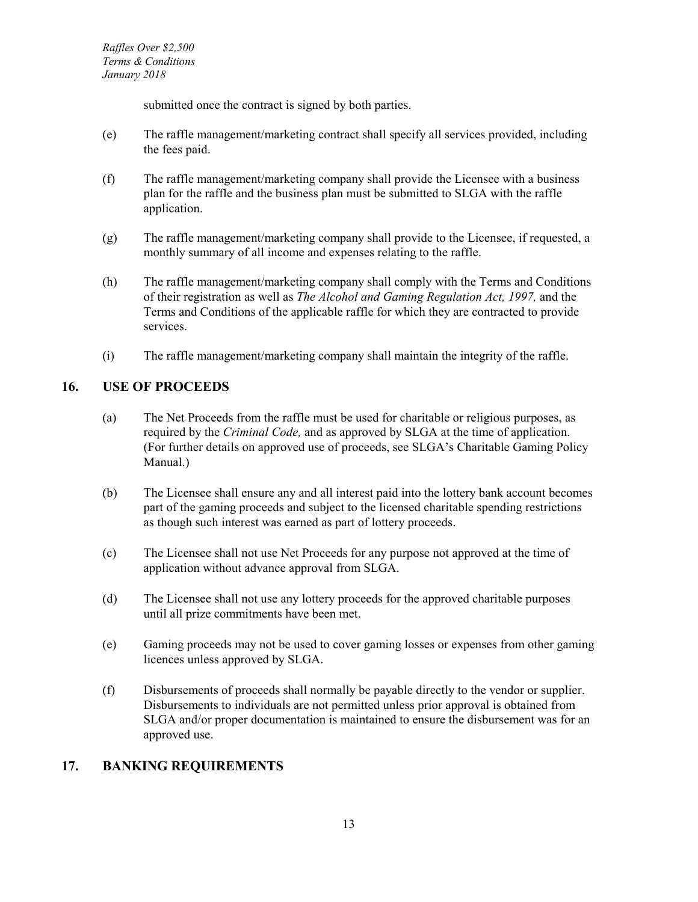submitted once the contract is signed by both parties.

(e) The raffle management/marketing contract shall specify all services provided, including the fees paid.

(f) The raffle management/marketing company shall provide the Licensee with a business plan for the raffle and the business plan must be submitted to SLGA with the raffle application.

(g) The raffle management/marketing company shall provide to the Licensee, if requested, a monthly summary of all income and expenses relating to the raffle.

(h) The raffle management/marketing company shall comply with the Terms and Conditions of their registration as well as *The Alcohol and Gaming Regulation Act, 1997,* and the Terms and Conditions of the applicable raffle for which they are contracted to provide services.

(i) The raffle management/marketing company shall maintain the integrity of the raffle.

## 16. USE OF PROCEEDS

(a) The Net Proceeds from the raffle must be used for charitable or religious purposes, as required by the *Criminal Code,* and as approved by SLGA at the time of application. (For further details on approved use of proceeds, see SLGA's Charitable Gaming Policy Manual.)

(b) The Licensee shall ensure any and all interest paid into the lottery bank account becomes part of the gaming proceeds and subject to the licensed charitable spending restrictions as though such interest was earned as part of lottery proceeds.

(c) The Licensee shall not use Net Proceeds for any purpose not approved at the time of application without advance approval from SLGA.

(d) The Licensee shall not use any lottery proceeds for the approved charitable purposes until all prize commitments have been met.

(e) Gaming proceeds may not be used to cover gaming losses or expenses from other gaming licences unless approved by SLGA.

(f) Disbursements of proceeds shall normally be payable directly to the vendor or supplier. Disbursements to individuals are not permitted unless prior approval is obtained from SLGA and/or proper documentation is maintained to ensure the disbursement was for an approved use.

## 17. BANKING REQUIREMENTS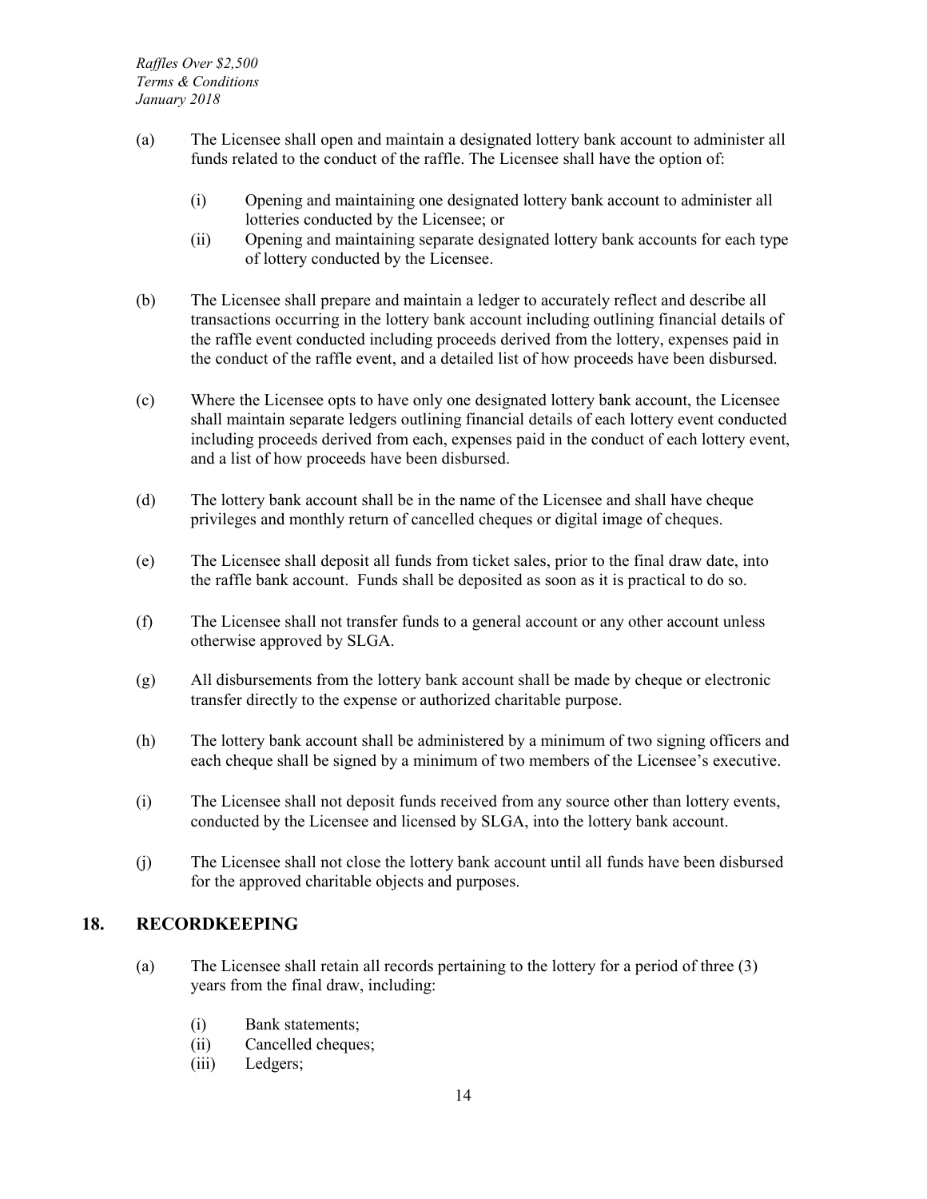(a) The Licensee shall open and maintain a designated lottery bank account to administer all funds related to the conduct of the raffle. The Licensee shall have the option of:

  (i) Opening and maintaining one designated lottery bank account to administer all lotteries conducted by the Licensee; or
  (ii) Opening and maintaining separate designated lottery bank accounts for each type of lottery conducted by the Licensee.

(b) The Licensee shall prepare and maintain a ledger to accurately reflect and describe all transactions occurring in the lottery bank account including outlining financial details of the raffle event conducted including proceeds derived from the lottery, expenses paid in the conduct of the raffle event, and a detailed list of how proceeds have been disbursed.

(c) Where the Licensee opts to have only one designated lottery bank account, the Licensee shall maintain separate ledgers outlining financial details of each lottery event conducted including proceeds derived from each, expenses paid in the conduct of each lottery event, and a list of how proceeds have been disbursed.

(d) The lottery bank account shall be in the name of the Licensee and shall have cheque privileges and monthly return of cancelled cheques or digital image of cheques.

(e) The Licensee shall deposit all funds from ticket sales, prior to the final draw date, into the raffle bank account. Funds shall be deposited as soon as it is practical to do so.

(f) The Licensee shall not transfer funds to a general account or any other account unless otherwise approved by SLGA.

(g) All disbursements from the lottery bank account shall be made by cheque or electronic transfer directly to the expense or authorized charitable purpose.

(h) The lottery bank account shall be administered by a minimum of two signing officers and each cheque shall be signed by a minimum of two members of the Licensee's executive.

(i) The Licensee shall not deposit funds received from any source other than lottery events, conducted by the Licensee and licensed by SLGA, into the lottery bank account.

(j) The Licensee shall not close the lottery bank account until all funds have been disbursed for the approved charitable objects and purposes.

## 18. RECORDKEEPING

(a) The Licensee shall retain all records pertaining to the lottery for a period of three (3) years from the final draw, including:

  (i) Bank statements;
  (ii) Cancelled cheques;
  (iii) Ledgers;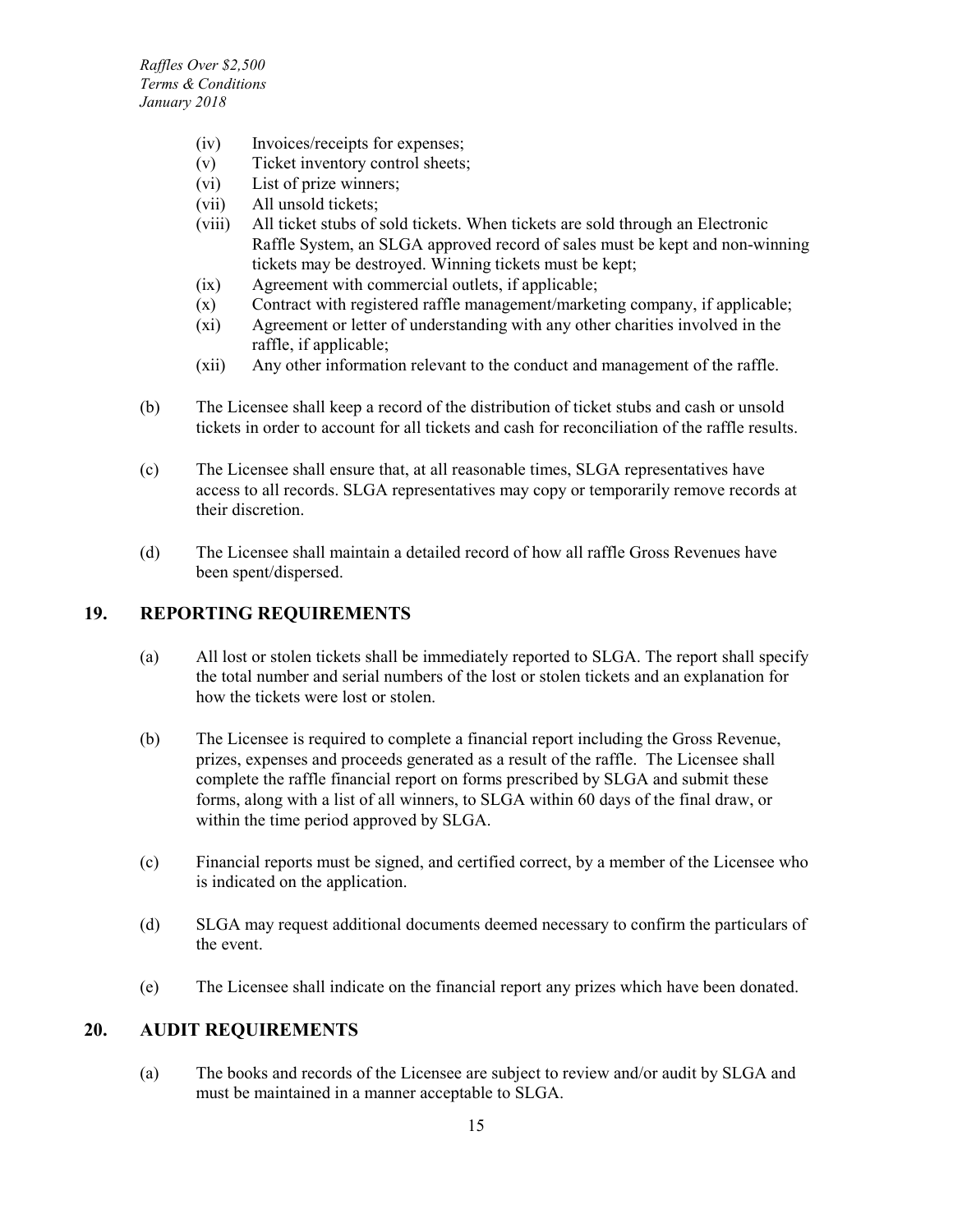(iv) Invoices/receipts for expenses;
(v) Ticket inventory control sheets;
(vi) List of prize winners;
(vii) All unsold tickets;
(viii) All ticket stubs of sold tickets. When tickets are sold through an Electronic Raffle System, an SLGA approved record of sales must be kept and non-winning tickets may be destroyed. Winning tickets must be kept;
(ix) Agreement with commercial outlets, if applicable;
(x) Contract with registered raffle management/marketing company, if applicable;
(xi) Agreement or letter of understanding with any other charities involved in the raffle, if applicable;
(xii) Any other information relevant to the conduct and management of the raffle.

(b) The Licensee shall keep a record of the distribution of ticket stubs and cash or unsold tickets in order to account for all tickets and cash for reconciliation of the raffle results.

(c) The Licensee shall ensure that, at all reasonable times, SLGA representatives have access to all records. SLGA representatives may copy or temporarily remove records at their discretion.

(d) The Licensee shall maintain a detailed record of how all raffle Gross Revenues have been spent/dispersed.

## 19. REPORTING REQUIREMENTS

(a) All lost or stolen tickets shall be immediately reported to SLGA. The report shall specify the total number and serial numbers of the lost or stolen tickets and an explanation for how the tickets were lost or stolen.

(b) The Licensee is required to complete a financial report including the Gross Revenue, prizes, expenses and proceeds generated as a result of the raffle. The Licensee shall complete the raffle financial report on forms prescribed by SLGA and submit these forms, along with a list of all winners, to SLGA within 60 days of the final draw, or within the time period approved by SLGA.

(c) Financial reports must be signed, and certified correct, by a member of the Licensee who is indicated on the application.

(d) SLGA may request additional documents deemed necessary to confirm the particulars of the event.

(e) The Licensee shall indicate on the financial report any prizes which have been donated.

## 20. AUDIT REQUIREMENTS

(a) The books and records of the Licensee are subject to review and/or audit by SLGA and must be maintained in a manner acceptable to SLGA.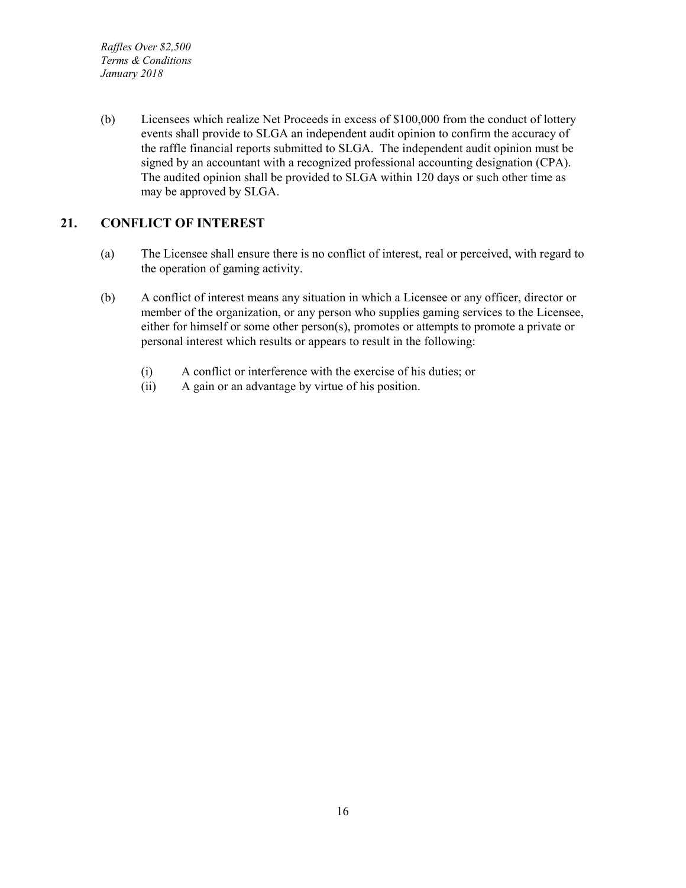(b) Licensees which realize Net Proceeds in excess of $100,000 from the conduct of lottery events shall provide to SLGA an independent audit opinion to confirm the accuracy of the raffle financial reports submitted to SLGA. The independent audit opinion must be signed by an accountant with a recognized professional accounting designation (CPA). The audited opinion shall be provided to SLGA within 120 days or such other time as may be approved by SLGA.

## 21. CONFLICT OF INTEREST

(a) The Licensee shall ensure there is no conflict of interest, real or perceived, with regard to the operation of gaming activity.

(b) A conflict of interest means any situation in which a Licensee or any officer, director or member of the organization, or any person who supplies gaming services to the Licensee, either for himself or some other person(s), promotes or attempts to promote a private or personal interest which results or appears to result in the following:

(i) A conflict or interference with the exercise of his duties; or
(ii) A gain or an advantage by virtue of his position.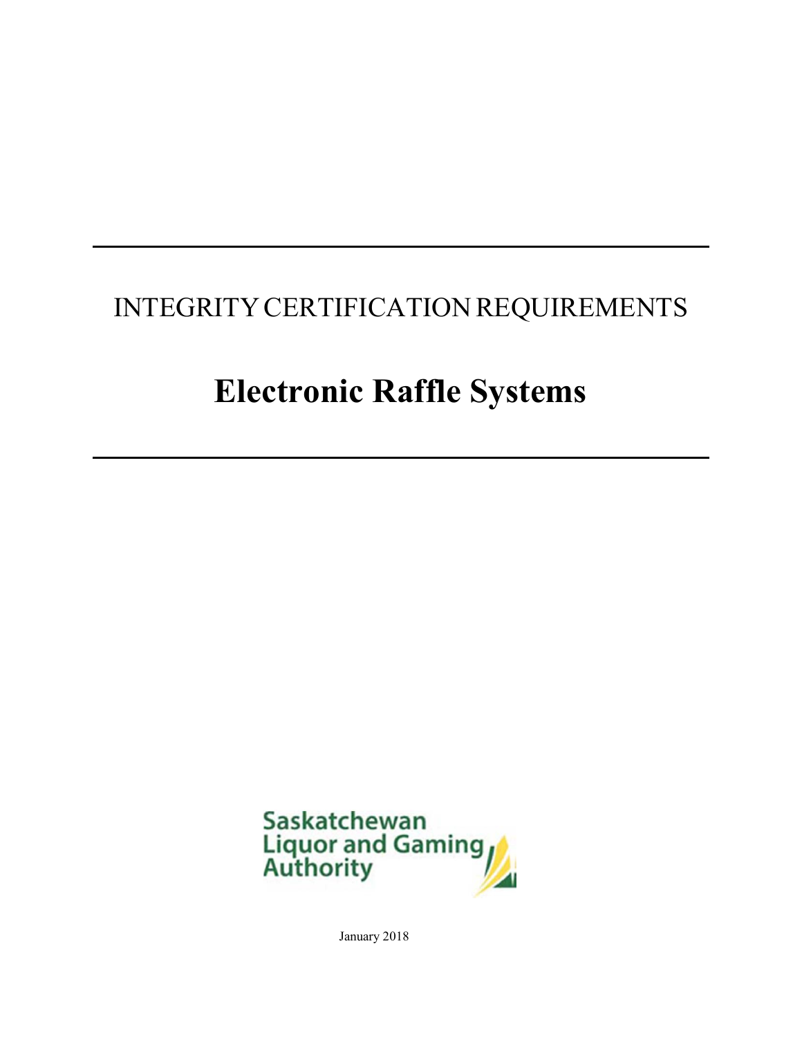INTEGRITY CERTIFICATION REQUIREMENTS

# Electronic Raffle Systems

Saskatchewan Liquor and Gaming Authority

January 2018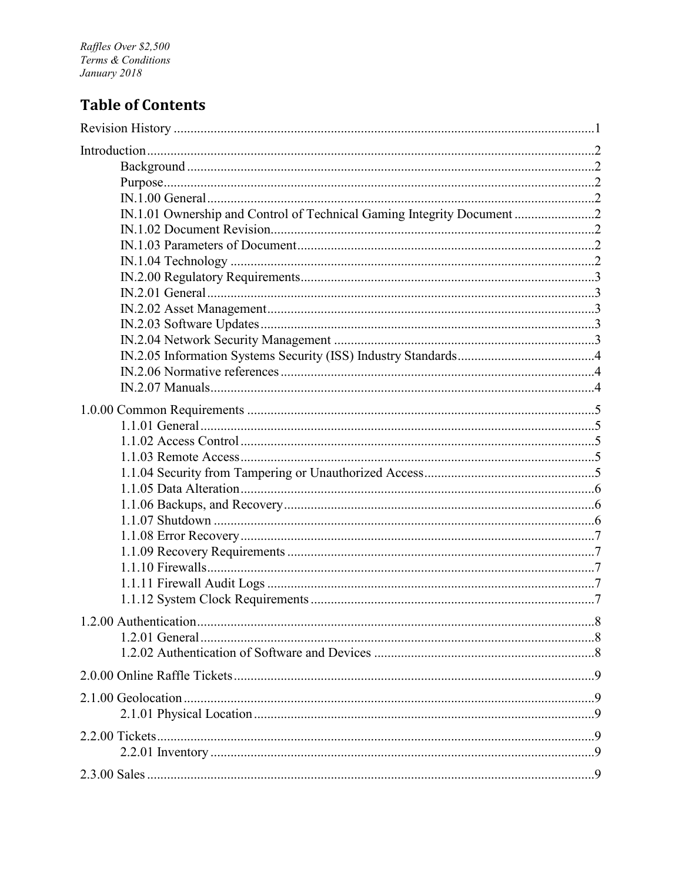# Table of Contents

Revision History ....................................................................................................................1

Introduction ............................................................................................................................2
- Background ........................................................................................................................2
- Purpose ................................................................................................................................2
- IN.1.00 General ...................................................................................................................2
- IN.1.01 Ownership and Control of Technical Gaming Integrity Document ........................2
- IN.1.02 Document Revision ................................................................................................2
- IN.1.03 Parameters of Document ........................................................................................2
- IN.1.04 Technology ............................................................................................................2
- IN.2.00 Regulatory Requirements .......................................................................................3
- IN.2.01 General ...................................................................................................................3
- IN.2.02 Asset Management .................................................................................................3
- IN.2.03 Software Updates ...................................................................................................3
- IN.2.04 Network Security Management .............................................................................3
- IN.2.05 Information Systems Security (ISS) Industry Standards .........................................4
- IN.2.06 Normative references .............................................................................................4
- IN.2.07 Manuals ..................................................................................................................4

1.0.00 Common Requirements ......................................................................................................5
- 1.1.01 General ....................................................................................................................5
- 1.1.02 Access Control .........................................................................................................5
- 1.1.03 Remote Access .........................................................................................................5
- 1.1.04 Security from Tampering or Unauthorized Access ..................................................5
- 1.1.05 Data Alteration .........................................................................................................6
- 1.1.06 Backups, and Recovery ............................................................................................6
- 1.1.07 Shutdown .................................................................................................................6
- 1.1.08 Error Recovery .........................................................................................................7
- 1.1.09 Recovery Requirements ...........................................................................................7
- 1.1.10 Firewalls ..................................................................................................................7
- 1.1.11 Firewall Audit Logs .................................................................................................7
- 1.1.12 System Clock Requirements ....................................................................................7

1.2.00 Authentication ......................................................................................................................8
- 1.2.01 General .....................................................................................................................8
- 1.2.02 Authentication of Software and Devices .................................................................8

2.0.00 Online Raffle Tickets ..........................................................................................................9

2.1.00 Geolocation .........................................................................................................................9
- 2.1.01 Physical Location .....................................................................................................9

2.2.00 Tickets .................................................................................................................................9
- 2.2.01 Inventory ..................................................................................................................9

2.3.00 Sales ....................................................................................................................................9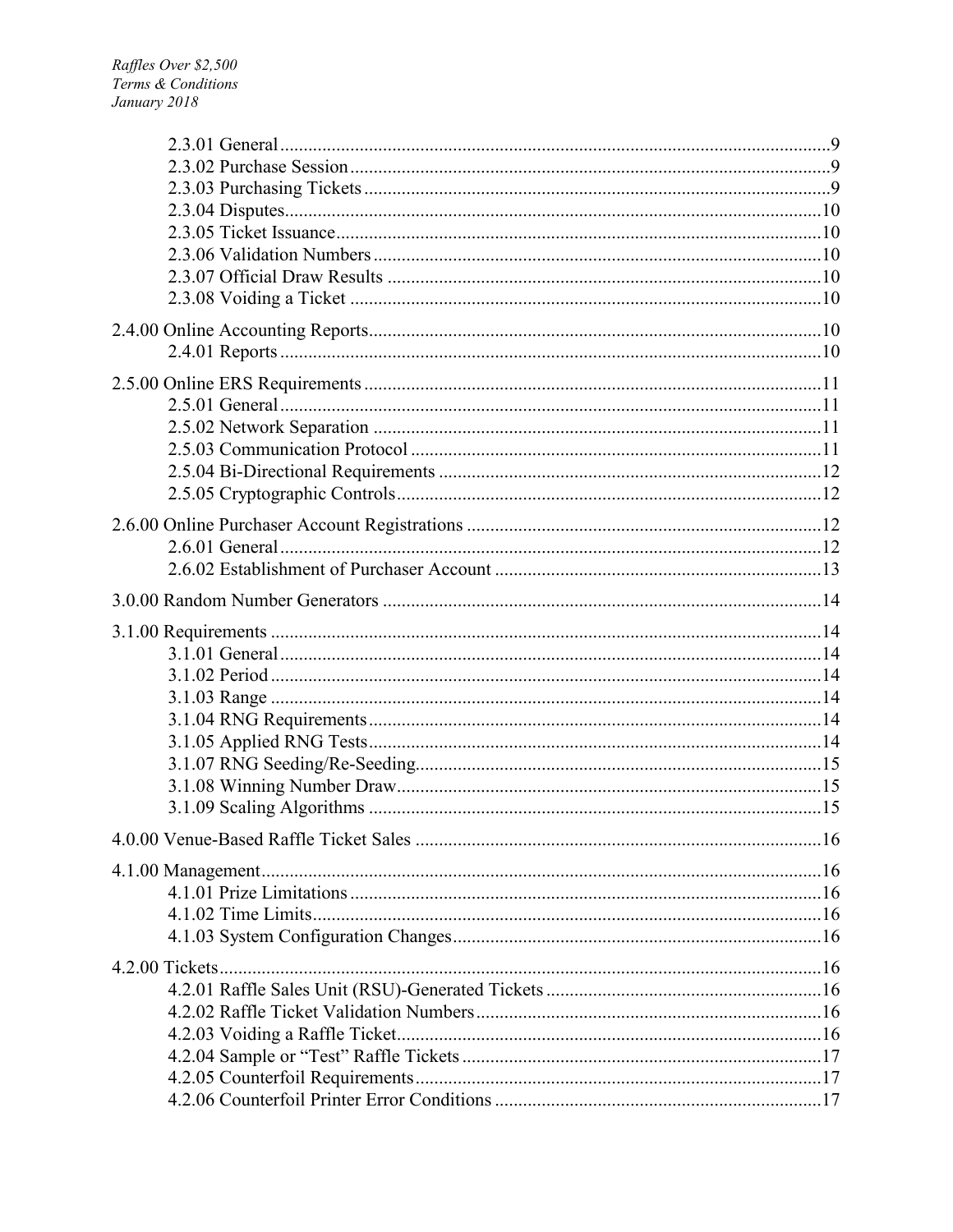2.3.01 General .....................................................................................................9
2.3.02 Purchase Session ......................................................................................9
2.3.03 Purchasing Tickets ...................................................................................9
2.3.04 Disputes ..................................................................................................10
2.3.05 Ticket Issuance .......................................................................................10
2.3.06 Validation Numbers ...............................................................................10
2.3.07 Official Draw Results ............................................................................10
2.3.08 Voiding a Ticket ....................................................................................10

2.4.00 Online Accounting Reports ...............................................................................10
2.4.01 Reports ...................................................................................................10

2.5.00 Online ERS Requirements .................................................................................11
2.5.01 General ...................................................................................................11
2.5.02 Network Separation ...............................................................................11
2.5.03 Communication Protocol .......................................................................11
2.5.04 Bi-Directional Requirements .................................................................12
2.5.05 Cryptographic Controls ..........................................................................12

2.6.00 Online Purchaser Account Registrations ...........................................................12
2.6.01 General ...................................................................................................12
2.6.02 Establishment of Purchaser Account .....................................................13

3.0.00 Random Number Generators .............................................................................14

3.1.00 Requirements .....................................................................................................14
3.1.01 General ...................................................................................................14
3.1.02 Period .....................................................................................................14
3.1.03 Range .....................................................................................................14
3.1.04 RNG Requirements ................................................................................14
3.1.05 Applied RNG Tests ................................................................................14
3.1.07 RNG Seeding/Re-Seeding ......................................................................15
3.1.08 Winning Number Draw ..........................................................................15
3.1.09 Scaling Algorithms ................................................................................15

4.0.00 Venue-Based Raffle Ticket Sales ......................................................................16

4.1.00 Management .......................................................................................................16
4.1.01 Prize Limitations ....................................................................................16
4.1.02 Time Limits ............................................................................................16
4.1.03 System Configuration Changes ..............................................................16

4.2.00 Tickets ................................................................................................................16
4.2.01 Raffle Sales Unit (RSU)-Generated Tickets ...........................................16
4.2.02 Raffle Ticket Validation Numbers .........................................................16
4.2.03 Voiding a Raffle Ticket ..........................................................................16
4.2.04 Sample or "Test" Raffle Tickets ............................................................17
4.2.05 Counterfoil Requirements ......................................................................17
4.2.06 Counterfoil Printer Error Conditions .....................................................17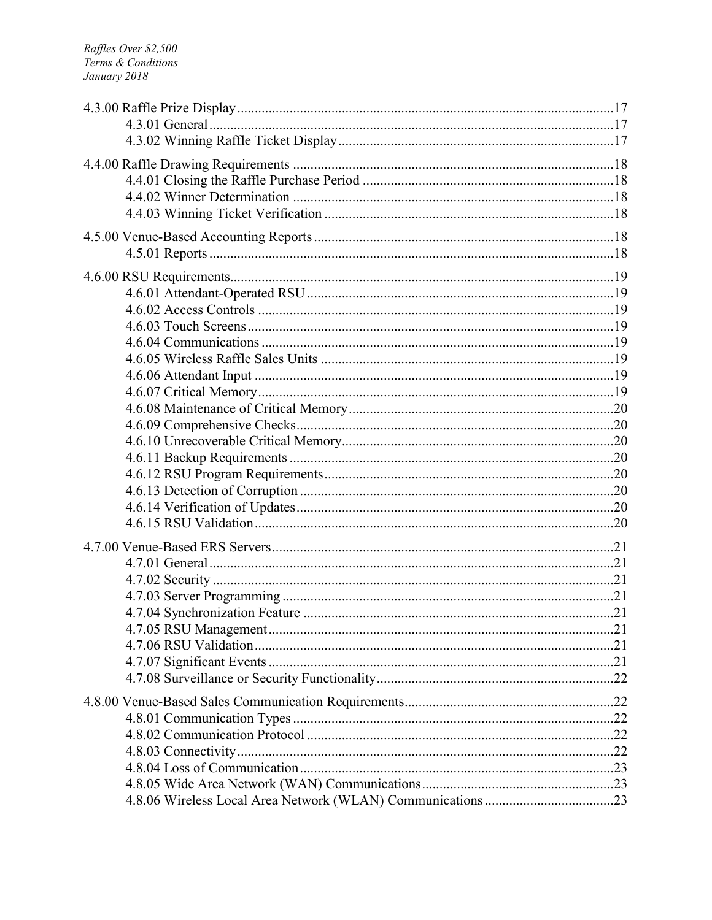4.3.00 Raffle Prize Display ....................................................................................................17
    4.3.01 General ...........................................................................................................17
    4.3.02 Winning Raffle Ticket Display ......................................................................17

4.4.00 Raffle Drawing Requirements ..............................................................................18
    4.4.01 Closing the Raffle Purchase Period ...............................................................18
    4.4.02 Winner Determination ...................................................................................18
    4.4.03 Winning Ticket Verification ..........................................................................18

4.5.00 Venue-Based Accounting Reports ........................................................................18
    4.5.01 Reports ...........................................................................................................18

4.6.00 RSU Requirements.................................................................................................19
    4.6.01 Attendant-Operated RSU ...............................................................................19
    4.6.02 Access Controls .............................................................................................19
    4.6.03 Touch Screens ................................................................................................19
    4.6.04 Communications ............................................................................................19
    4.6.05 Wireless Raffle Sales Units ............................................................................19
    4.6.06 Attendant Input ..............................................................................................19
    4.6.07 Critical Memory .............................................................................................19
    4.6.08 Maintenance of Critical Memory ...................................................................20
    4.6.09 Comprehensive Checks ..................................................................................20
    4.6.10 Unrecoverable Critical Memory .....................................................................20
    4.6.11 Backup Requirements ....................................................................................20
    4.6.12 RSU Program Requirements ..........................................................................20
    4.6.13 Detection of Corruption .................................................................................20
    4.6.14 Verification of Updates ..................................................................................20
    4.6.15 RSU Validation ..............................................................................................20

4.7.00 Venue-Based ERS Servers ....................................................................................21
    4.7.01 General ...........................................................................................................21
    4.7.02 Security ..........................................................................................................21
    4.7.03 Server Programming ......................................................................................21
    4.7.04 Synchronization Feature ................................................................................21
    4.7.05 RSU Management ..........................................................................................21
    4.7.06 RSU Validation ..............................................................................................21
    4.7.07 Significant Events ..........................................................................................21
    4.7.08 Surveillance or Security Functionality ...........................................................22

4.8.00 Venue-Based Sales Communication Requirements ..............................................22
    4.8.01 Communication Types ...................................................................................22
    4.8.02 Communication Protocol ...............................................................................22
    4.8.03 Connectivity ...................................................................................................22
    4.8.04 Loss of Communication .................................................................................23
    4.8.05 Wide Area Network (WAN) Communications ...............................................23
    4.8.06 Wireless Local Area Network (WLAN) Communications .............................23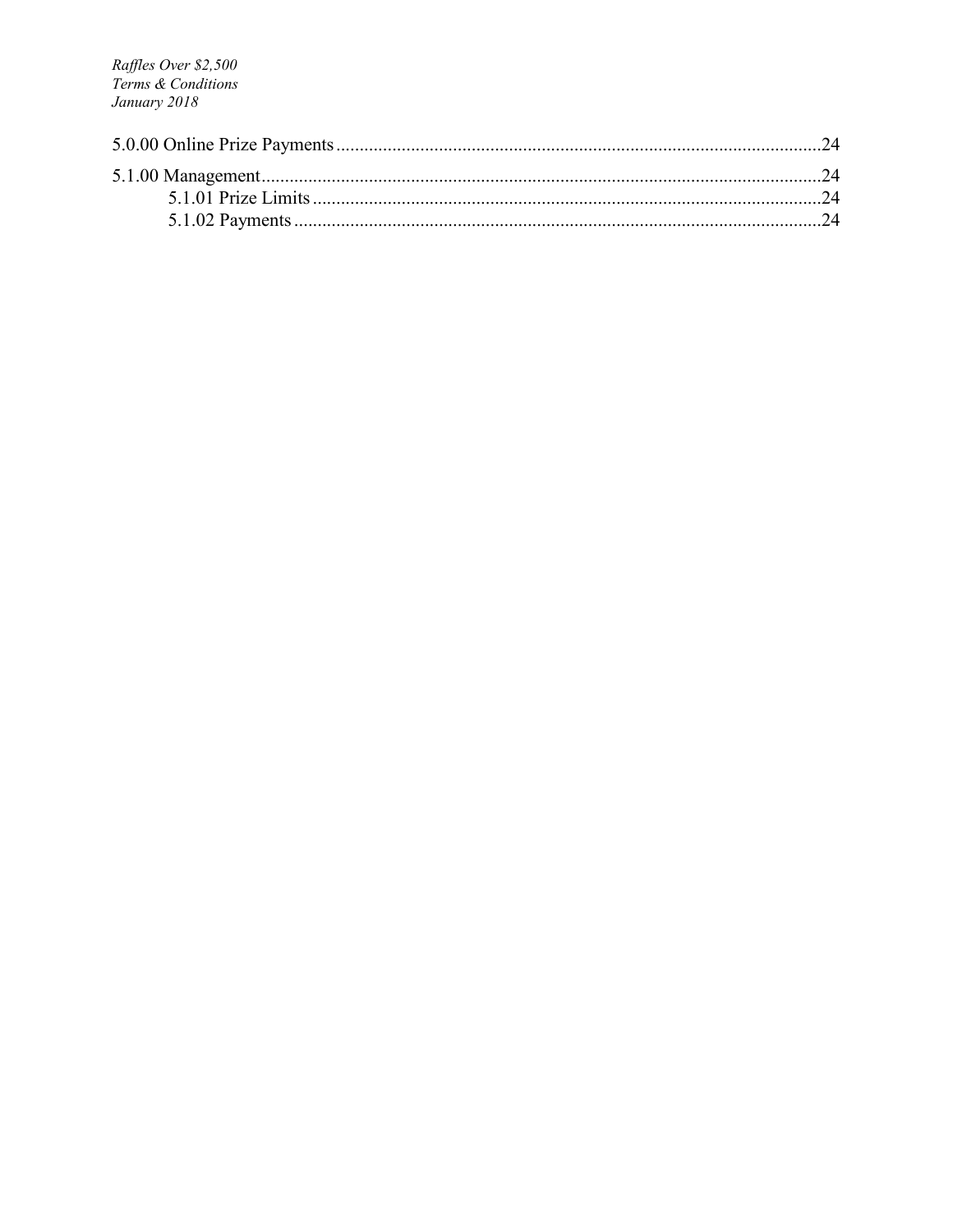5.0.00 Online Prize Payments ....................................................................................................24

5.1.00 Management....................................................................................................................24

  5.1.01 Prize Limits ..........................................................................................................24

  5.1.02 Payments ..............................................................................................................24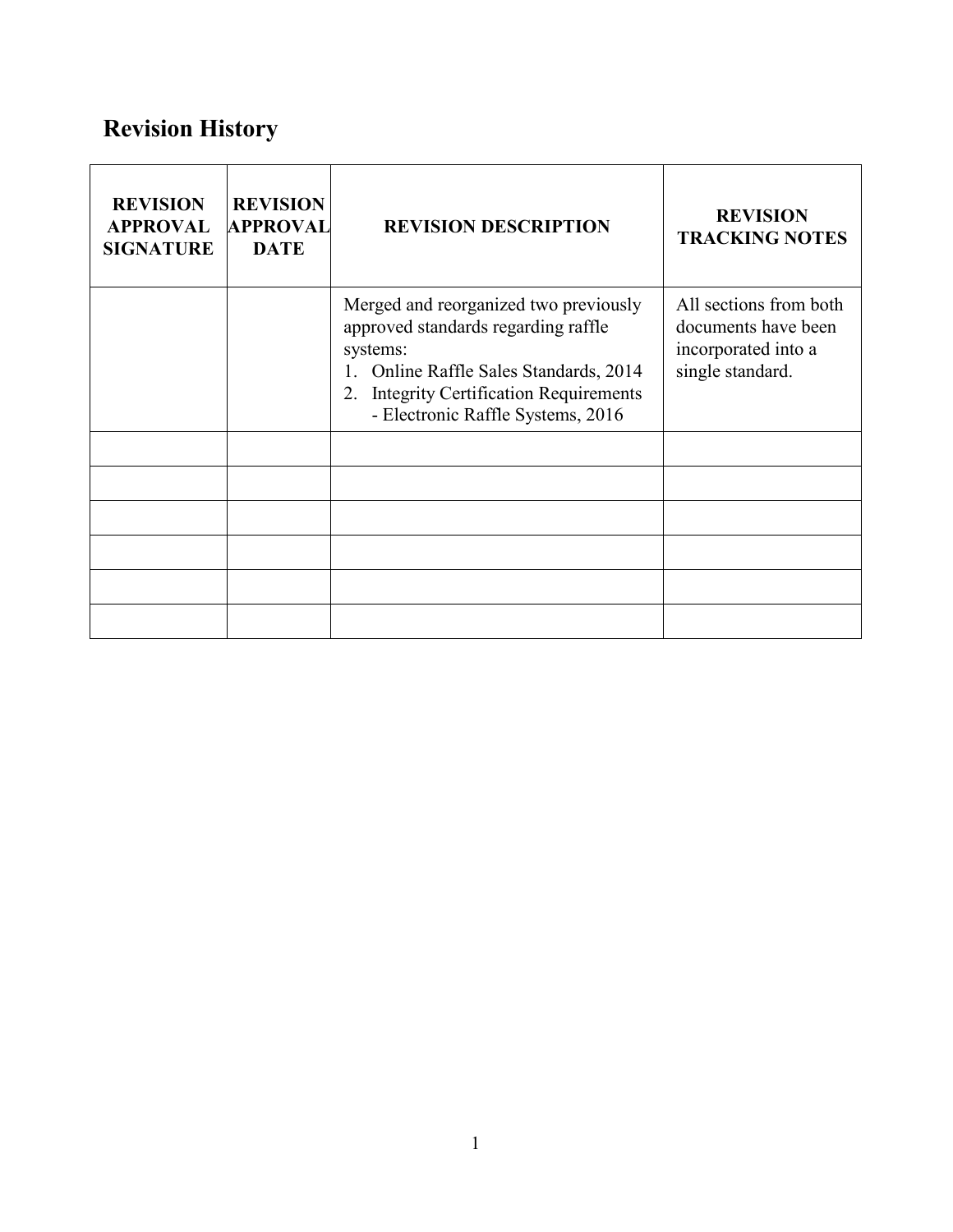## Revision History

| REVISION APPROVAL SIGNATURE | REVISION APPROVAL DATE | REVISION DESCRIPTION | REVISION TRACKING NOTES |
|---|---|---|---|
| | | Merged and reorganized two previously approved standards regarding raffle systems:<br>1. Online Raffle Sales Standards, 2014<br>2. Integrity Certification Requirements - Electronic Raffle Systems, 2016 | All sections from both documents have been incorporated into a single standard. |
| | | | |
| | | | |
| | | | |
| | | | |
| | | | |
| | | | |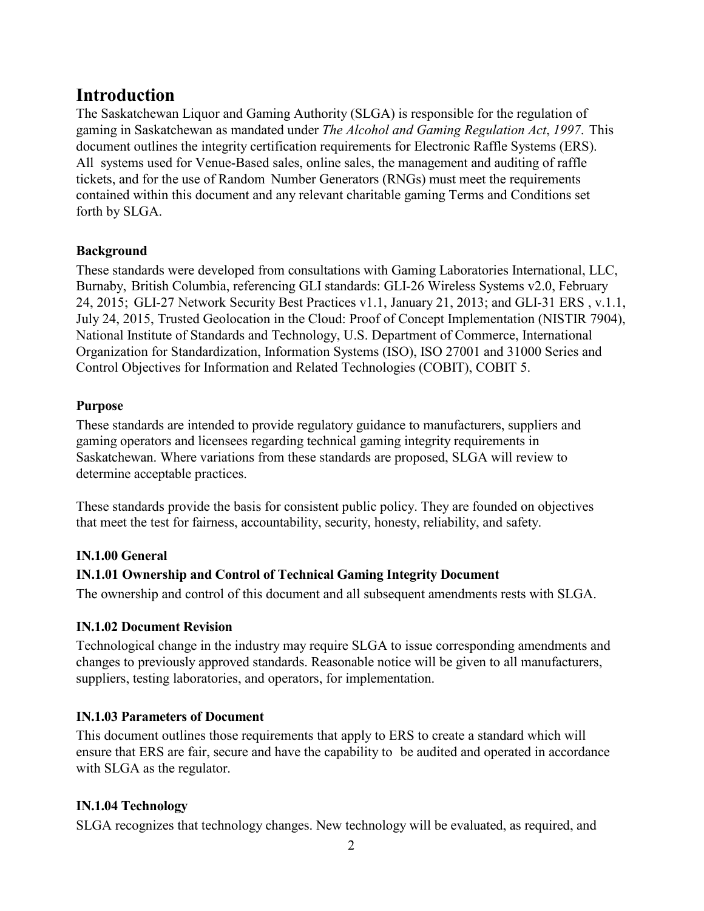# Introduction

The Saskatchewan Liquor and Gaming Authority (SLGA) is responsible for the regulation of gaming in Saskatchewan as mandated under *The Alcohol and Gaming Regulation Act*, *1997*. This document outlines the integrity certification requirements for Electronic Raffle Systems (ERS). All systems used for Venue-Based sales, online sales, the management and auditing of raffle tickets, and for the use of Random Number Generators (RNGs) must meet the requirements contained within this document and any relevant charitable gaming Terms and Conditions set forth by SLGA.

### Background

These standards were developed from consultations with Gaming Laboratories International, LLC, Burnaby, British Columbia, referencing GLI standards: GLI-26 Wireless Systems v2.0, February 24, 2015; GLI-27 Network Security Best Practices v1.1, January 21, 2013; and GLI-31 ERS , v.1.1, July 24, 2015, Trusted Geolocation in the Cloud: Proof of Concept Implementation (NISTIR 7904), National Institute of Standards and Technology, U.S. Department of Commerce, International Organization for Standardization, Information Systems (ISO), ISO 27001 and 31000 Series and Control Objectives for Information and Related Technologies (COBIT), COBIT 5.

### Purpose

These standards are intended to provide regulatory guidance to manufacturers, suppliers and gaming operators and licensees regarding technical gaming integrity requirements in Saskatchewan. Where variations from these standards are proposed, SLGA will review to determine acceptable practices.

These standards provide the basis for consistent public policy. They are founded on objectives that meet the test for fairness, accountability, security, honesty, reliability, and safety.

### IN.1.00 General

### IN.1.01 Ownership and Control of Technical Gaming Integrity Document

The ownership and control of this document and all subsequent amendments rests with SLGA.

### IN.1.02 Document Revision

Technological change in the industry may require SLGA to issue corresponding amendments and changes to previously approved standards. Reasonable notice will be given to all manufacturers, suppliers, testing laboratories, and operators, for implementation.

### IN.1.03 Parameters of Document

This document outlines those requirements that apply to ERS to create a standard which will ensure that ERS are fair, secure and have the capability to be audited and operated in accordance with SLGA as the regulator.

### IN.1.04 Technology

SLGA recognizes that technology changes. New technology will be evaluated, as required, and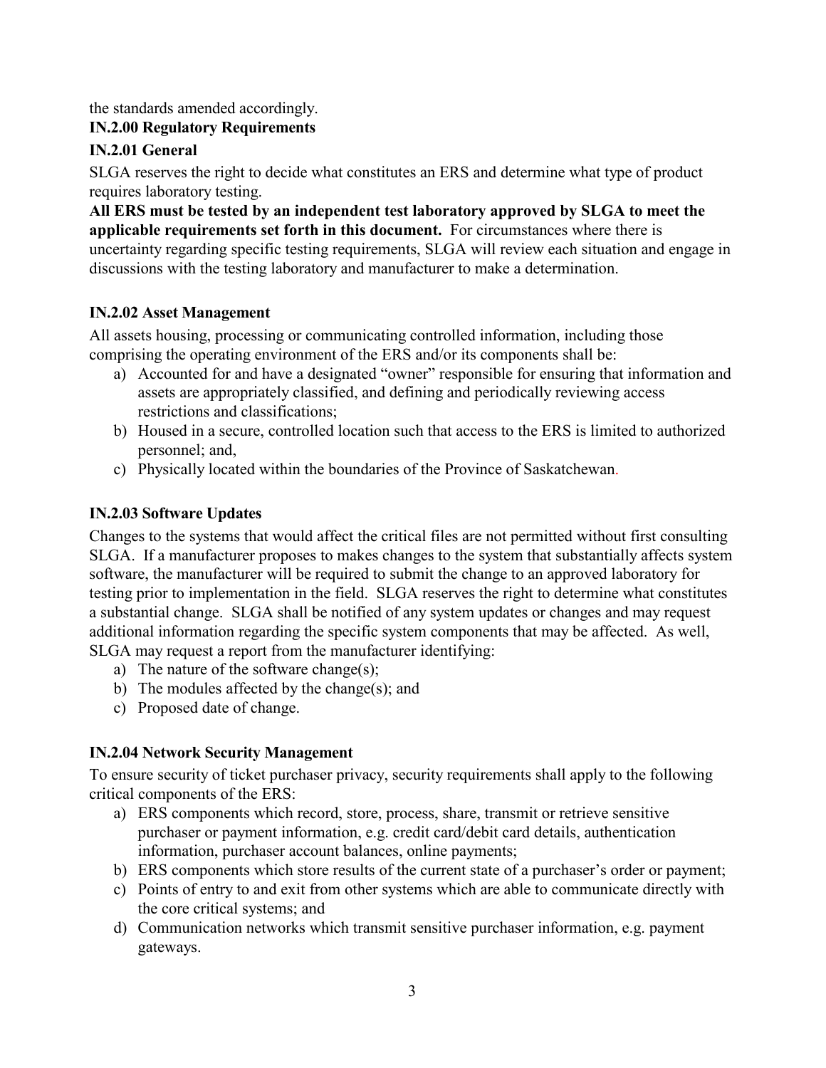the standards amended accordingly.

## IN.2.00 Regulatory Requirements

### IN.2.01 General

SLGA reserves the right to decide what constitutes an ERS and determine what type of product requires laboratory testing.

**All ERS must be tested by an independent test laboratory approved by SLGA to meet the applicable requirements set forth in this document.** For circumstances where there is uncertainty regarding specific testing requirements, SLGA will review each situation and engage in discussions with the testing laboratory and manufacturer to make a determination.

### IN.2.02 Asset Management

All assets housing, processing or communicating controlled information, including those comprising the operating environment of the ERS and/or its components shall be:

a) Accounted for and have a designated "owner" responsible for ensuring that information and assets are appropriately classified, and defining and periodically reviewing access restrictions and classifications;
b) Housed in a secure, controlled location such that access to the ERS is limited to authorized personnel; and,
c) Physically located within the boundaries of the Province of Saskatchewan.

### IN.2.03 Software Updates

Changes to the systems that would affect the critical files are not permitted without first consulting SLGA. If a manufacturer proposes to makes changes to the system that substantially affects system software, the manufacturer will be required to submit the change to an approved laboratory for testing prior to implementation in the field. SLGA reserves the right to determine what constitutes a substantial change. SLGA shall be notified of any system updates or changes and may request additional information regarding the specific system components that may be affected. As well, SLGA may request a report from the manufacturer identifying:

a) The nature of the software change(s);
b) The modules affected by the change(s); and
c) Proposed date of change.

### IN.2.04 Network Security Management

To ensure security of ticket purchaser privacy, security requirements shall apply to the following critical components of the ERS:

a) ERS components which record, store, process, share, transmit or retrieve sensitive purchaser or payment information, e.g. credit card/debit card details, authentication information, purchaser account balances, online payments;
b) ERS components which store results of the current state of a purchaser's order or payment;
c) Points of entry to and exit from other systems which are able to communicate directly with the core critical systems; and
d) Communication networks which transmit sensitive purchaser information, e.g. payment gateways.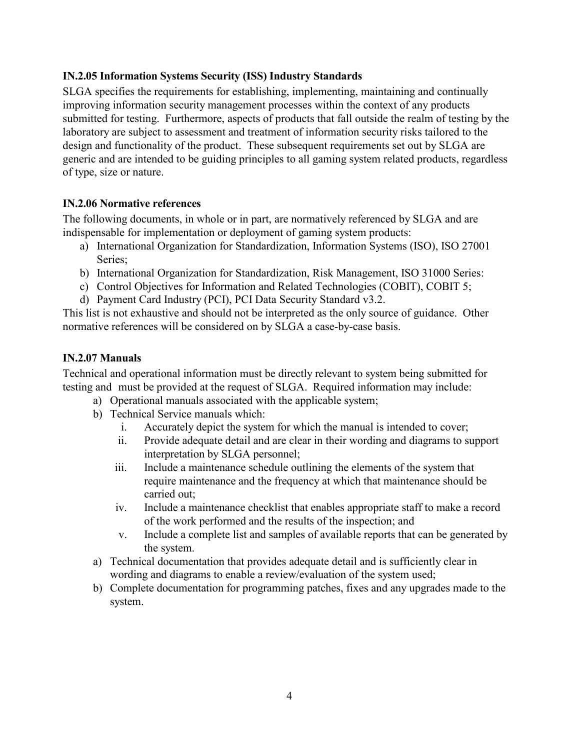**IN.2.05 Information Systems Security (ISS) Industry Standards**

SLGA specifies the requirements for establishing, implementing, maintaining and continually improving information security management processes within the context of any products submitted for testing. Furthermore, aspects of products that fall outside the realm of testing by the laboratory are subject to assessment and treatment of information security risks tailored to the design and functionality of the product. These subsequent requirements set out by SLGA are generic and are intended to be guiding principles to all gaming system related products, regardless of type, size or nature.

**IN.2.06 Normative references**

The following documents, in whole or in part, are normatively referenced by SLGA and are indispensable for implementation or deployment of gaming system products:

a) International Organization for Standardization, Information Systems (ISO), ISO 27001 Series;
b) International Organization for Standardization, Risk Management, ISO 31000 Series:
c) Control Objectives for Information and Related Technologies (COBIT), COBIT 5;
d) Payment Card Industry (PCI), PCI Data Security Standard v3.2.

This list is not exhaustive and should not be interpreted as the only source of guidance. Other normative references will be considered on by SLGA a case-by-case basis.

**IN.2.07 Manuals**

Technical and operational information must be directly relevant to system being submitted for testing and must be provided at the request of SLGA. Required information may include:

a) Operational manuals associated with the applicable system;
b) Technical Service manuals which:
    i. Accurately depict the system for which the manual is intended to cover;
    ii. Provide adequate detail and are clear in their wording and diagrams to support interpretation by SLGA personnel;
    iii. Include a maintenance schedule outlining the elements of the system that require maintenance and the frequency at which that maintenance should be carried out;
    iv. Include a maintenance checklist that enables appropriate staff to make a record of the work performed and the results of the inspection; and
    v. Include a complete list and samples of available reports that can be generated by the system.

a) Technical documentation that provides adequate detail and is sufficiently clear in wording and diagrams to enable a review/evaluation of the system used;
b) Complete documentation for programming patches, fixes and any upgrades made to the system.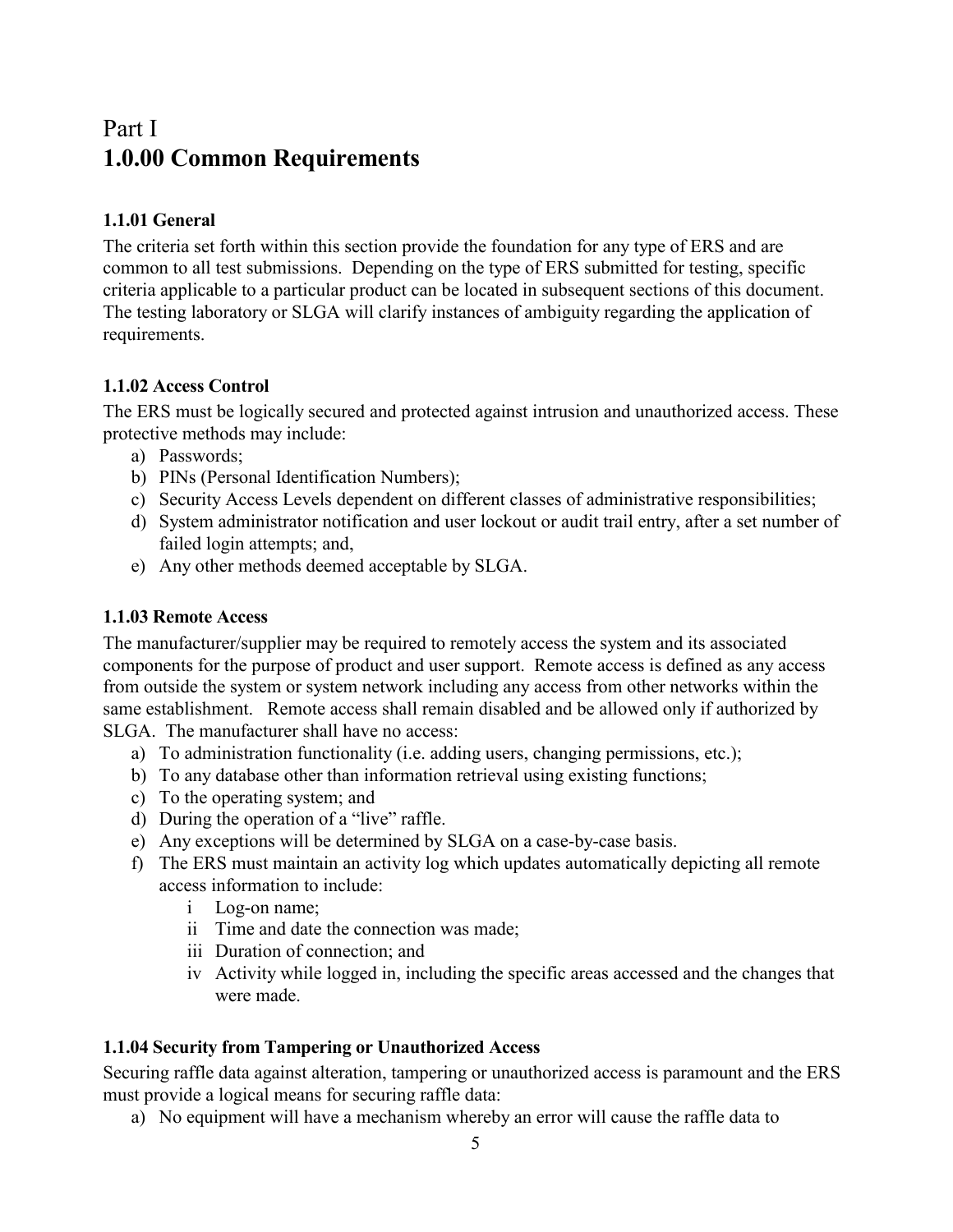# Part I
# 1.0.00 Common Requirements

### 1.1.01 General

The criteria set forth within this section provide the foundation for any type of ERS and are common to all test submissions. Depending on the type of ERS submitted for testing, specific criteria applicable to a particular product can be located in subsequent sections of this document. The testing laboratory or SLGA will clarify instances of ambiguity regarding the application of requirements.

### 1.1.02 Access Control

The ERS must be logically secured and protected against intrusion and unauthorized access. These protective methods may include:

a) Passwords;
b) PINs (Personal Identification Numbers);
c) Security Access Levels dependent on different classes of administrative responsibilities;
d) System administrator notification and user lockout or audit trail entry, after a set number of failed login attempts; and,
e) Any other methods deemed acceptable by SLGA.

### 1.1.03 Remote Access

The manufacturer/supplier may be required to remotely access the system and its associated components for the purpose of product and user support. Remote access is defined as any access from outside the system or system network including any access from other networks within the same establishment. Remote access shall remain disabled and be allowed only if authorized by SLGA. The manufacturer shall have no access:

a) To administration functionality (i.e. adding users, changing permissions, etc.);
b) To any database other than information retrieval using existing functions;
c) To the operating system; and
d) During the operation of a "live" raffle.
e) Any exceptions will be determined by SLGA on a case-by-case basis.
f) The ERS must maintain an activity log which updates automatically depicting all remote access information to include:
    i Log-on name;
    ii Time and date the connection was made;
    iii Duration of connection; and
    iv Activity while logged in, including the specific areas accessed and the changes that were made.

### 1.1.04 Security from Tampering or Unauthorized Access

Securing raffle data against alteration, tampering or unauthorized access is paramount and the ERS must provide a logical means for securing raffle data:

a) No equipment will have a mechanism whereby an error will cause the raffle data to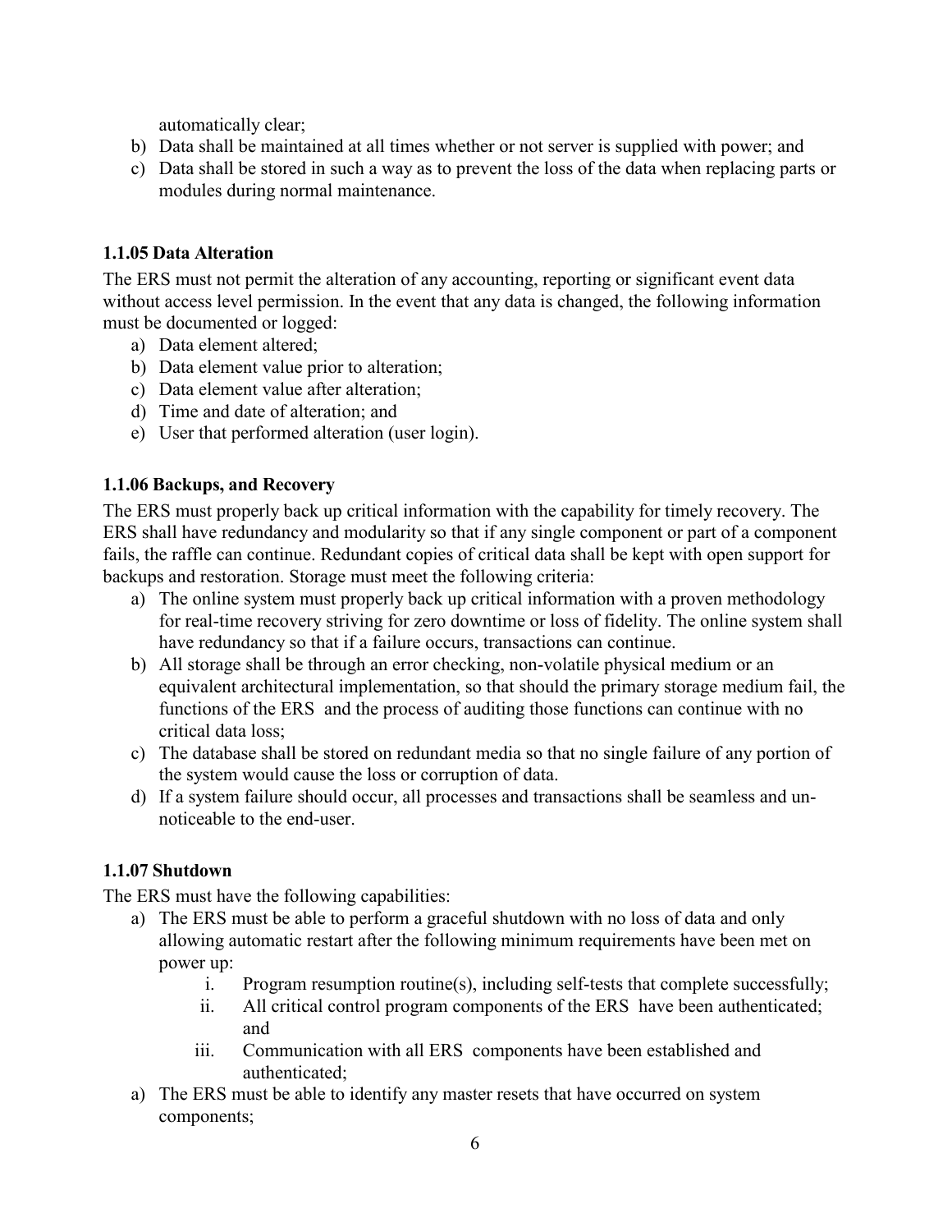automatically clear;

b) Data shall be maintained at all times whether or not server is supplied with power; and
c) Data shall be stored in such a way as to prevent the loss of the data when replacing parts or modules during normal maintenance.

**1.1.05 Data Alteration**

The ERS must not permit the alteration of any accounting, reporting or significant event data without access level permission. In the event that any data is changed, the following information must be documented or logged:

a) Data element altered;
b) Data element value prior to alteration;
c) Data element value after alteration;
d) Time and date of alteration; and
e) User that performed alteration (user login).

**1.1.06 Backups, and Recovery**

The ERS must properly back up critical information with the capability for timely recovery. The ERS shall have redundancy and modularity so that if any single component or part of a component fails, the raffle can continue. Redundant copies of critical data shall be kept with open support for backups and restoration. Storage must meet the following criteria:

a) The online system must properly back up critical information with a proven methodology for real-time recovery striving for zero downtime or loss of fidelity. The online system shall have redundancy so that if a failure occurs, transactions can continue.
b) All storage shall be through an error checking, non-volatile physical medium or an equivalent architectural implementation, so that should the primary storage medium fail, the functions of the ERS and the process of auditing those functions can continue with no critical data loss;
c) The database shall be stored on redundant media so that no single failure of any portion of the system would cause the loss or corruption of data.
d) If a system failure should occur, all processes and transactions shall be seamless and un-noticeable to the end-user.

**1.1.07 Shutdown**

The ERS must have the following capabilities:

a) The ERS must be able to perform a graceful shutdown with no loss of data and only allowing automatic restart after the following minimum requirements have been met on power up:
   i. Program resumption routine(s), including self-tests that complete successfully;
   ii. All critical control program components of the ERS have been authenticated; and
   iii. Communication with all ERS components have been established and authenticated;
a) The ERS must be able to identify any master resets that have occurred on system components;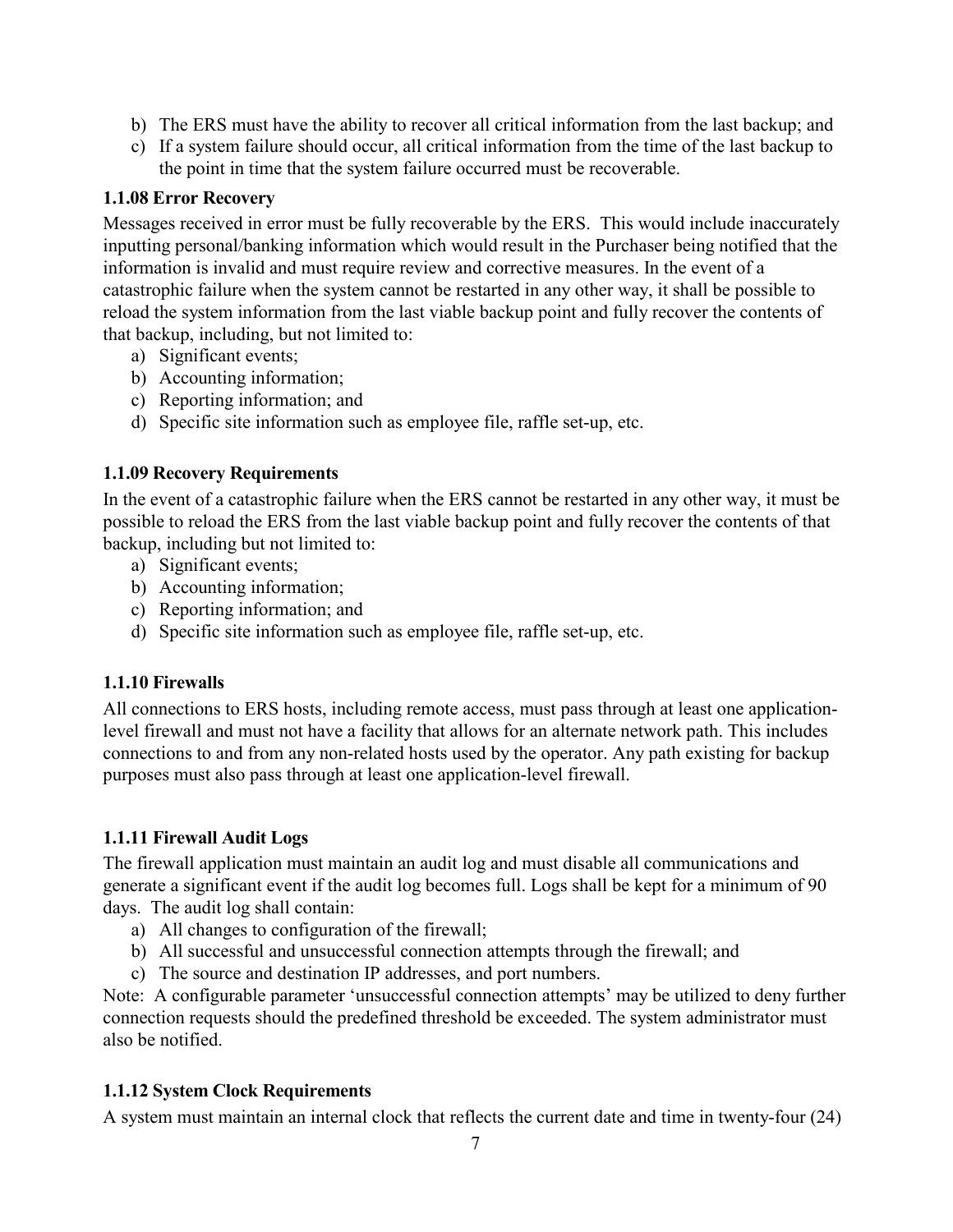b) The ERS must have the ability to recover all critical information from the last backup; and
c) If a system failure should occur, all critical information from the time of the last backup to the point in time that the system failure occurred must be recoverable.

### 1.1.08 Error Recovery

Messages received in error must be fully recoverable by the ERS. This would include inaccurately inputting personal/banking information which would result in the Purchaser being notified that the information is invalid and must require review and corrective measures. In the event of a catastrophic failure when the system cannot be restarted in any other way, it shall be possible to reload the system information from the last viable backup point and fully recover the contents of that backup, including, but not limited to:

a) Significant events;
b) Accounting information;
c) Reporting information; and
d) Specific site information such as employee file, raffle set-up, etc.

### 1.1.09 Recovery Requirements

In the event of a catastrophic failure when the ERS cannot be restarted in any other way, it must be possible to reload the ERS from the last viable backup point and fully recover the contents of that backup, including but not limited to:

a) Significant events;
b) Accounting information;
c) Reporting information; and
d) Specific site information such as employee file, raffle set-up, etc.

### 1.1.10 Firewalls

All connections to ERS hosts, including remote access, must pass through at least one application-level firewall and must not have a facility that allows for an alternate network path. This includes connections to and from any non-related hosts used by the operator. Any path existing for backup purposes must also pass through at least one application-level firewall.

### 1.1.11 Firewall Audit Logs

The firewall application must maintain an audit log and must disable all communications and generate a significant event if the audit log becomes full. Logs shall be kept for a minimum of 90 days. The audit log shall contain:

a) All changes to configuration of the firewall;
b) All successful and unsuccessful connection attempts through the firewall; and
c) The source and destination IP addresses, and port numbers.

Note: A configurable parameter 'unsuccessful connection attempts' may be utilized to deny further connection requests should the predefined threshold be exceeded. The system administrator must also be notified.

### 1.1.12 System Clock Requirements

A system must maintain an internal clock that reflects the current date and time in twenty-four (24)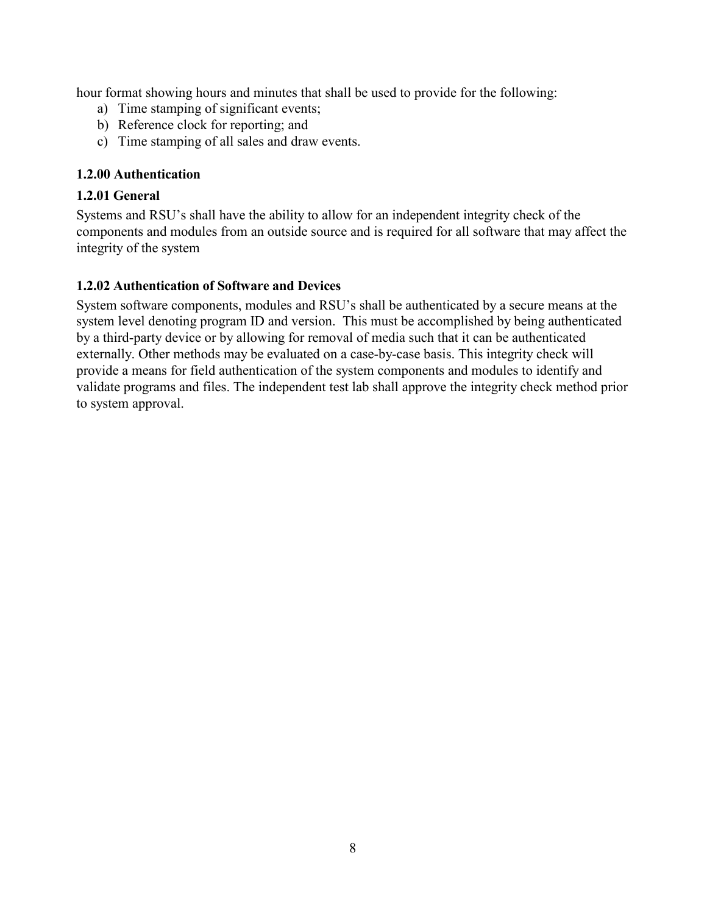hour format showing hours and minutes that shall be used to provide for the following:

a) Time stamping of significant events;
b) Reference clock for reporting; and
c) Time stamping of all sales and draw events.

**1.2.00 Authentication**

**1.2.01 General**

Systems and RSU's shall have the ability to allow for an independent integrity check of the components and modules from an outside source and is required for all software that may affect the integrity of the system

**1.2.02 Authentication of Software and Devices**

System software components, modules and RSU's shall be authenticated by a secure means at the system level denoting program ID and version. This must be accomplished by being authenticated by a third-party device or by allowing for removal of media such that it can be authenticated externally. Other methods may be evaluated on a case-by-case basis. This integrity check will provide a means for field authentication of the system components and modules to identify and validate programs and files. The independent test lab shall approve the integrity check method prior to system approval.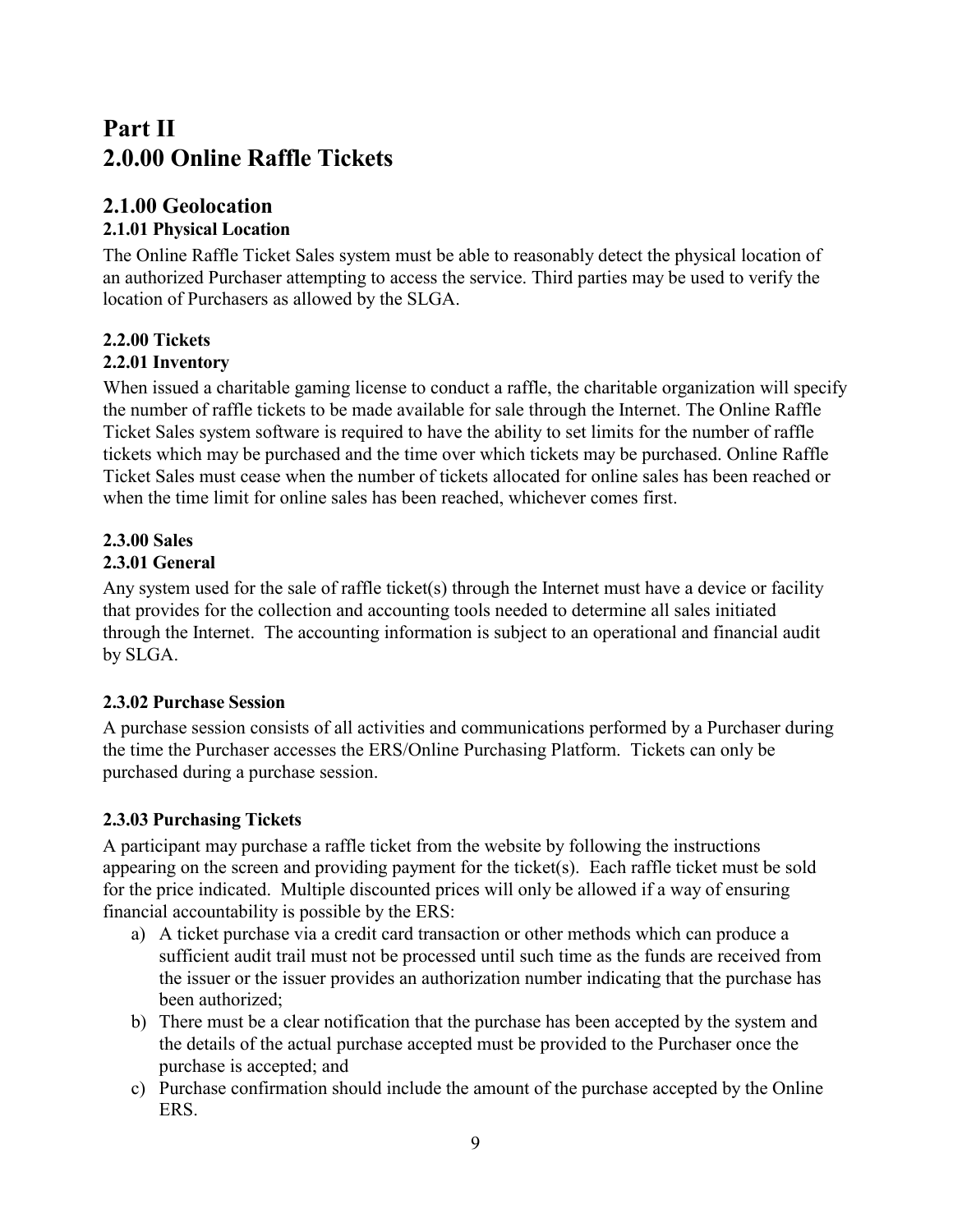# Part II
# 2.0.00 Online Raffle Tickets

## 2.1.00 Geolocation

### 2.1.01 Physical Location

The Online Raffle Ticket Sales system must be able to reasonably detect the physical location of an authorized Purchaser attempting to access the service. Third parties may be used to verify the location of Purchasers as allowed by the SLGA.

### 2.2.00 Tickets

### 2.2.01 Inventory

When issued a charitable gaming license to conduct a raffle, the charitable organization will specify the number of raffle tickets to be made available for sale through the Internet. The Online Raffle Ticket Sales system software is required to have the ability to set limits for the number of raffle tickets which may be purchased and the time over which tickets may be purchased. Online Raffle Ticket Sales must cease when the number of tickets allocated for online sales has been reached or when the time limit for online sales has been reached, whichever comes first.

### 2.3.00 Sales

### 2.3.01 General

Any system used for the sale of raffle ticket(s) through the Internet must have a device or facility that provides for the collection and accounting tools needed to determine all sales initiated through the Internet. The accounting information is subject to an operational and financial audit by SLGA.

### 2.3.02 Purchase Session

A purchase session consists of all activities and communications performed by a Purchaser during the time the Purchaser accesses the ERS/Online Purchasing Platform. Tickets can only be purchased during a purchase session.

### 2.3.03 Purchasing Tickets

A participant may purchase a raffle ticket from the website by following the instructions appearing on the screen and providing payment for the ticket(s). Each raffle ticket must be sold for the price indicated. Multiple discounted prices will only be allowed if a way of ensuring financial accountability is possible by the ERS:

a) A ticket purchase via a credit card transaction or other methods which can produce a sufficient audit trail must not be processed until such time as the funds are received from the issuer or the issuer provides an authorization number indicating that the purchase has been authorized;
b) There must be a clear notification that the purchase has been accepted by the system and the details of the actual purchase accepted must be provided to the Purchaser once the purchase is accepted; and
c) Purchase confirmation should include the amount of the purchase accepted by the Online ERS.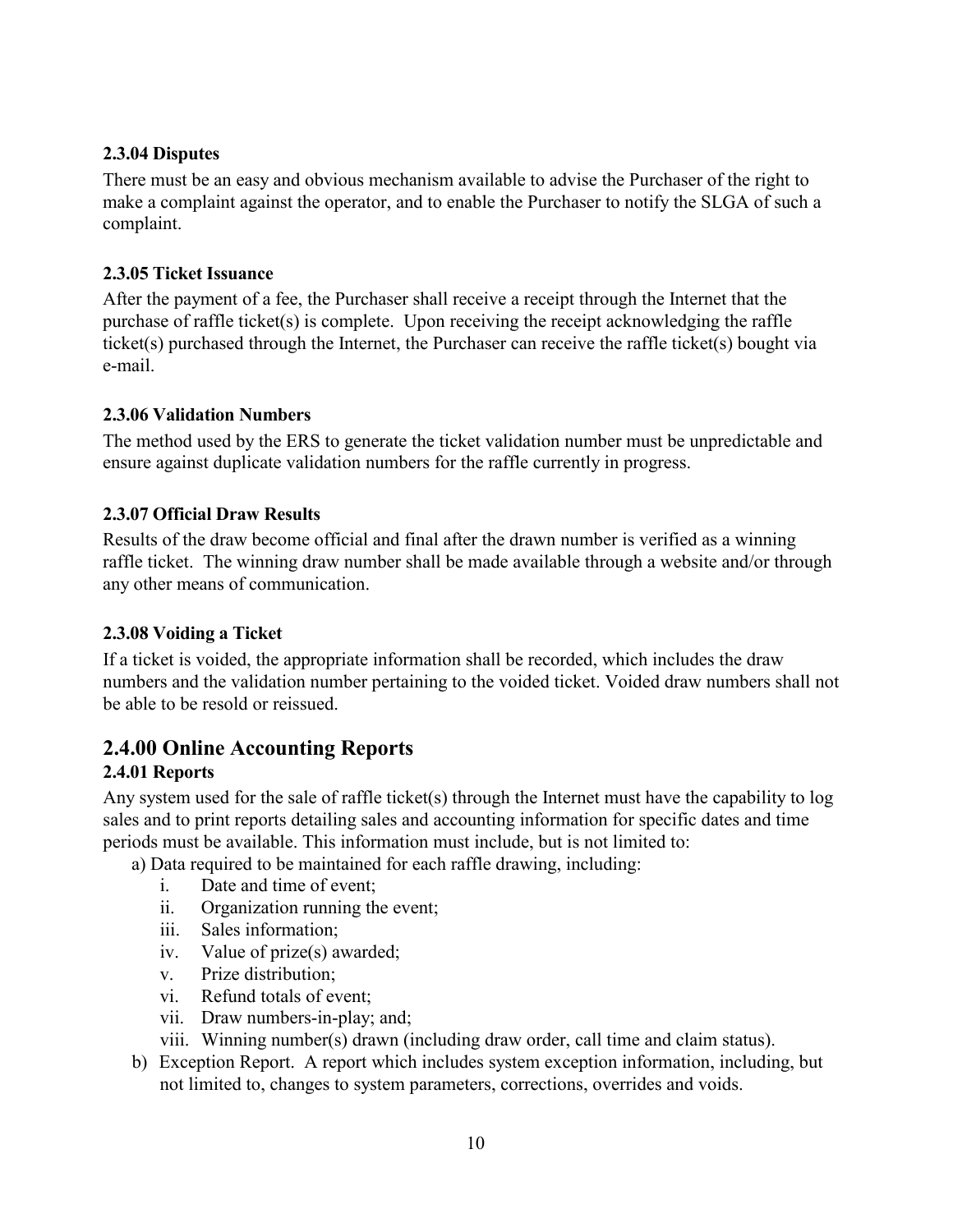### 2.3.04 Disputes

There must be an easy and obvious mechanism available to advise the Purchaser of the right to make a complaint against the operator, and to enable the Purchaser to notify the SLGA of such a complaint.

### 2.3.05 Ticket Issuance

After the payment of a fee, the Purchaser shall receive a receipt through the Internet that the purchase of raffle ticket(s) is complete. Upon receiving the receipt acknowledging the raffle ticket(s) purchased through the Internet, the Purchaser can receive the raffle ticket(s) bought via e-mail.

### 2.3.06 Validation Numbers

The method used by the ERS to generate the ticket validation number must be unpredictable and ensure against duplicate validation numbers for the raffle currently in progress.

### 2.3.07 Official Draw Results

Results of the draw become official and final after the drawn number is verified as a winning raffle ticket. The winning draw number shall be made available through a website and/or through any other means of communication.

### 2.3.08 Voiding a Ticket

If a ticket is voided, the appropriate information shall be recorded, which includes the draw numbers and the validation number pertaining to the voided ticket. Voided draw numbers shall not be able to be resold or reissued.

## 2.4.00 Online Accounting Reports

### 2.4.01 Reports

Any system used for the sale of raffle ticket(s) through the Internet must have the capability to log sales and to print reports detailing sales and accounting information for specific dates and time periods must be available. This information must include, but is not limited to:

a) Data required to be maintained for each raffle drawing, including:
   i. Date and time of event;
   ii. Organization running the event;
   iii. Sales information;
   iv. Value of prize(s) awarded;
   v. Prize distribution;
   vi. Refund totals of event;
   vii. Draw numbers-in-play; and;
   viii. Winning number(s) drawn (including draw order, call time and claim status).

b) Exception Report. A report which includes system exception information, including, but not limited to, changes to system parameters, corrections, overrides and voids.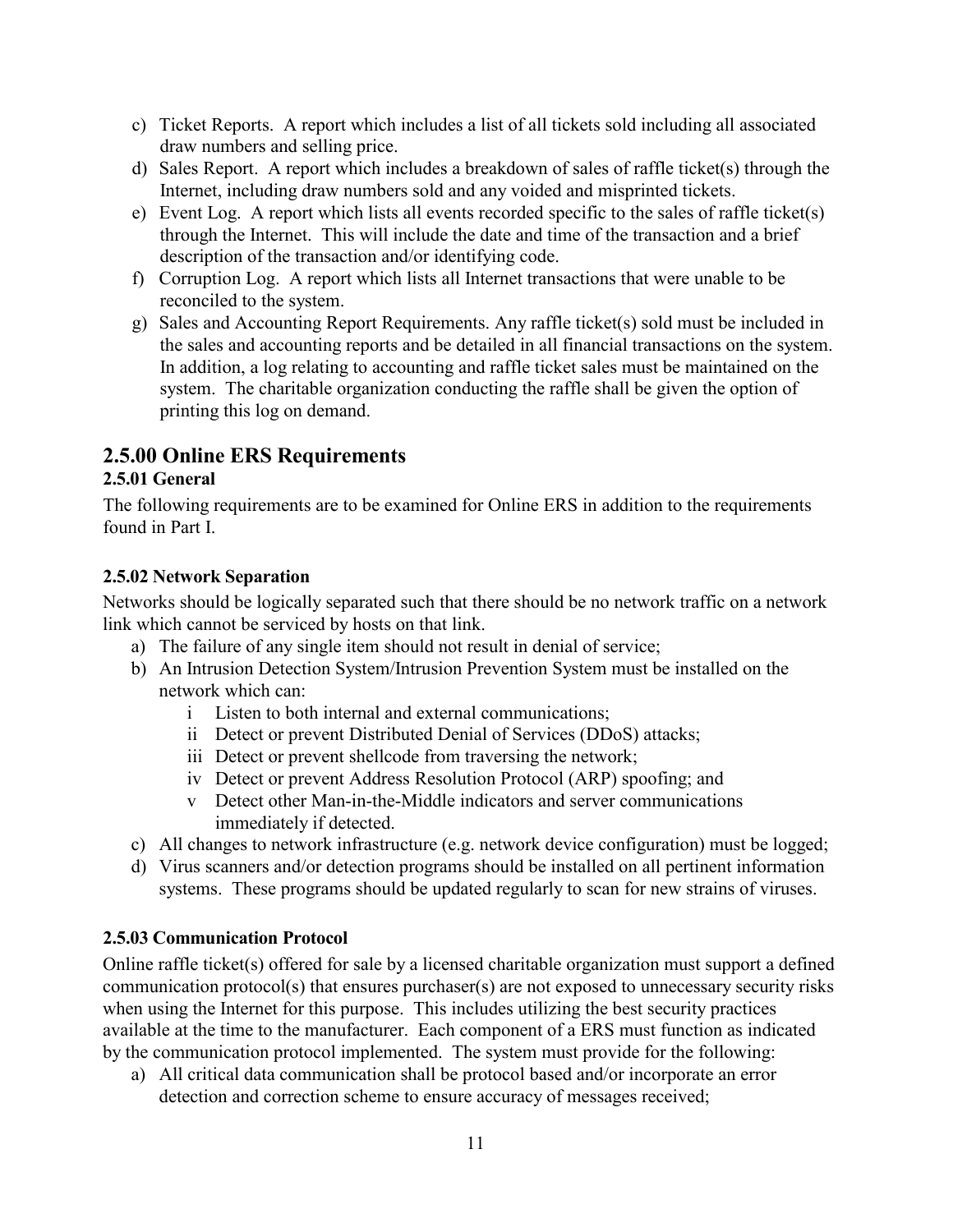c) Ticket Reports. A report which includes a list of all tickets sold including all associated draw numbers and selling price.
d) Sales Report. A report which includes a breakdown of sales of raffle ticket(s) through the Internet, including draw numbers sold and any voided and misprinted tickets.
e) Event Log. A report which lists all events recorded specific to the sales of raffle ticket(s) through the Internet. This will include the date and time of the transaction and a brief description of the transaction and/or identifying code.
f) Corruption Log. A report which lists all Internet transactions that were unable to be reconciled to the system.
g) Sales and Accounting Report Requirements. Any raffle ticket(s) sold must be included in the sales and accounting reports and be detailed in all financial transactions on the system. In addition, a log relating to accounting and raffle ticket sales must be maintained on the system. The charitable organization conducting the raffle shall be given the option of printing this log on demand.

## 2.5.00 Online ERS Requirements

### 2.5.01 General

The following requirements are to be examined for Online ERS in addition to the requirements found in Part I.

### 2.5.02 Network Separation

Networks should be logically separated such that there should be no network traffic on a network link which cannot be serviced by hosts on that link.

a) The failure of any single item should not result in denial of service;
b) An Intrusion Detection System/Intrusion Prevention System must be installed on the network which can:
   i Listen to both internal and external communications;
   ii Detect or prevent Distributed Denial of Services (DDoS) attacks;
   iii Detect or prevent shellcode from traversing the network;
   iv Detect or prevent Address Resolution Protocol (ARP) spoofing; and
   v Detect other Man-in-the-Middle indicators and server communications immediately if detected.
c) All changes to network infrastructure (e.g. network device configuration) must be logged;
d) Virus scanners and/or detection programs should be installed on all pertinent information systems. These programs should be updated regularly to scan for new strains of viruses.

### 2.5.03 Communication Protocol

Online raffle ticket(s) offered for sale by a licensed charitable organization must support a defined communication protocol(s) that ensures purchaser(s) are not exposed to unnecessary security risks when using the Internet for this purpose. This includes utilizing the best security practices available at the time to the manufacturer. Each component of a ERS must function as indicated by the communication protocol implemented. The system must provide for the following:

a) All critical data communication shall be protocol based and/or incorporate an error detection and correction scheme to ensure accuracy of messages received;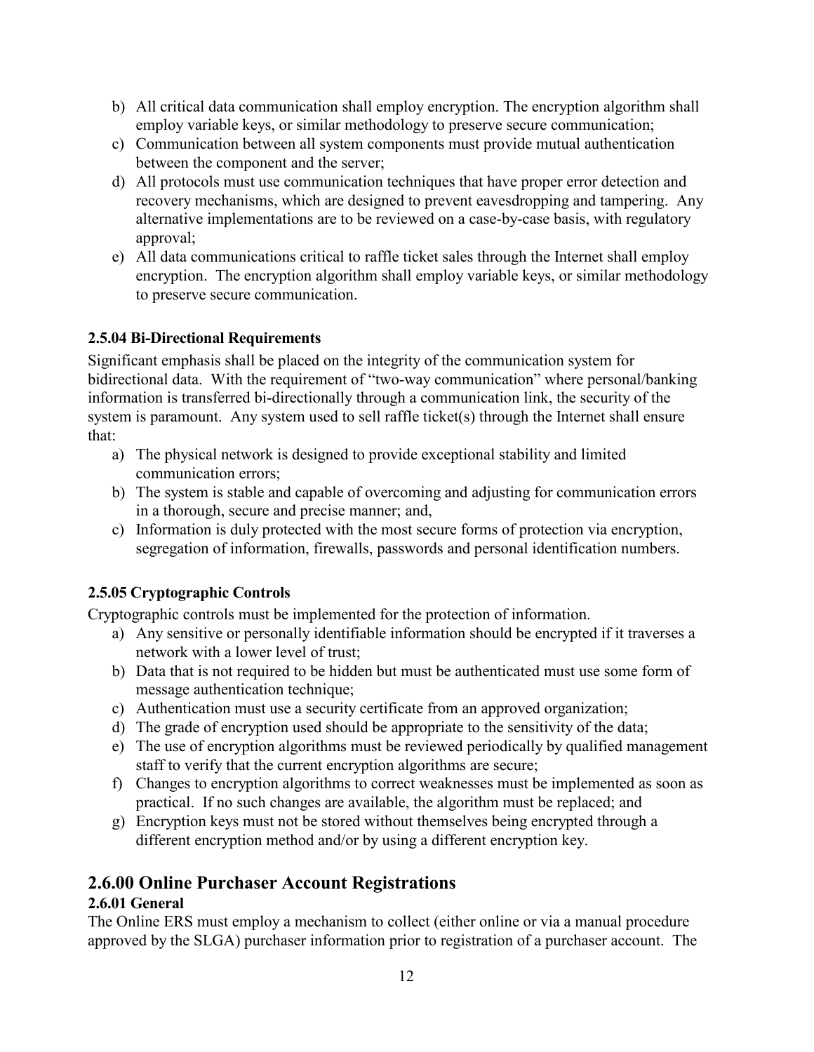b) All critical data communication shall employ encryption. The encryption algorithm shall employ variable keys, or similar methodology to preserve secure communication;
c) Communication between all system components must provide mutual authentication between the component and the server;
d) All protocols must use communication techniques that have proper error detection and recovery mechanisms, which are designed to prevent eavesdropping and tampering. Any alternative implementations are to be reviewed on a case-by-case basis, with regulatory approval;
e) All data communications critical to raffle ticket sales through the Internet shall employ encryption. The encryption algorithm shall employ variable keys, or similar methodology to preserve secure communication.

#### 2.5.04 Bi-Directional Requirements

Significant emphasis shall be placed on the integrity of the communication system for bidirectional data. With the requirement of "two-way communication" where personal/banking information is transferred bi-directionally through a communication link, the security of the system is paramount. Any system used to sell raffle ticket(s) through the Internet shall ensure that:

a) The physical network is designed to provide exceptional stability and limited communication errors;
b) The system is stable and capable of overcoming and adjusting for communication errors in a thorough, secure and precise manner; and,
c) Information is duly protected with the most secure forms of protection via encryption, segregation of information, firewalls, passwords and personal identification numbers.

#### 2.5.05 Cryptographic Controls

Cryptographic controls must be implemented for the protection of information.

a) Any sensitive or personally identifiable information should be encrypted if it traverses a network with a lower level of trust;
b) Data that is not required to be hidden but must be authenticated must use some form of message authentication technique;
c) Authentication must use a security certificate from an approved organization;
d) The grade of encryption used should be appropriate to the sensitivity of the data;
e) The use of encryption algorithms must be reviewed periodically by qualified management staff to verify that the current encryption algorithms are secure;
f) Changes to encryption algorithms to correct weaknesses must be implemented as soon as practical. If no such changes are available, the algorithm must be replaced; and
g) Encryption keys must not be stored without themselves being encrypted through a different encryption method and/or by using a different encryption key.

## 2.6.00 Online Purchaser Account Registrations

#### 2.6.01 General

The Online ERS must employ a mechanism to collect (either online or via a manual procedure approved by the SLGA) purchaser information prior to registration of a purchaser account. The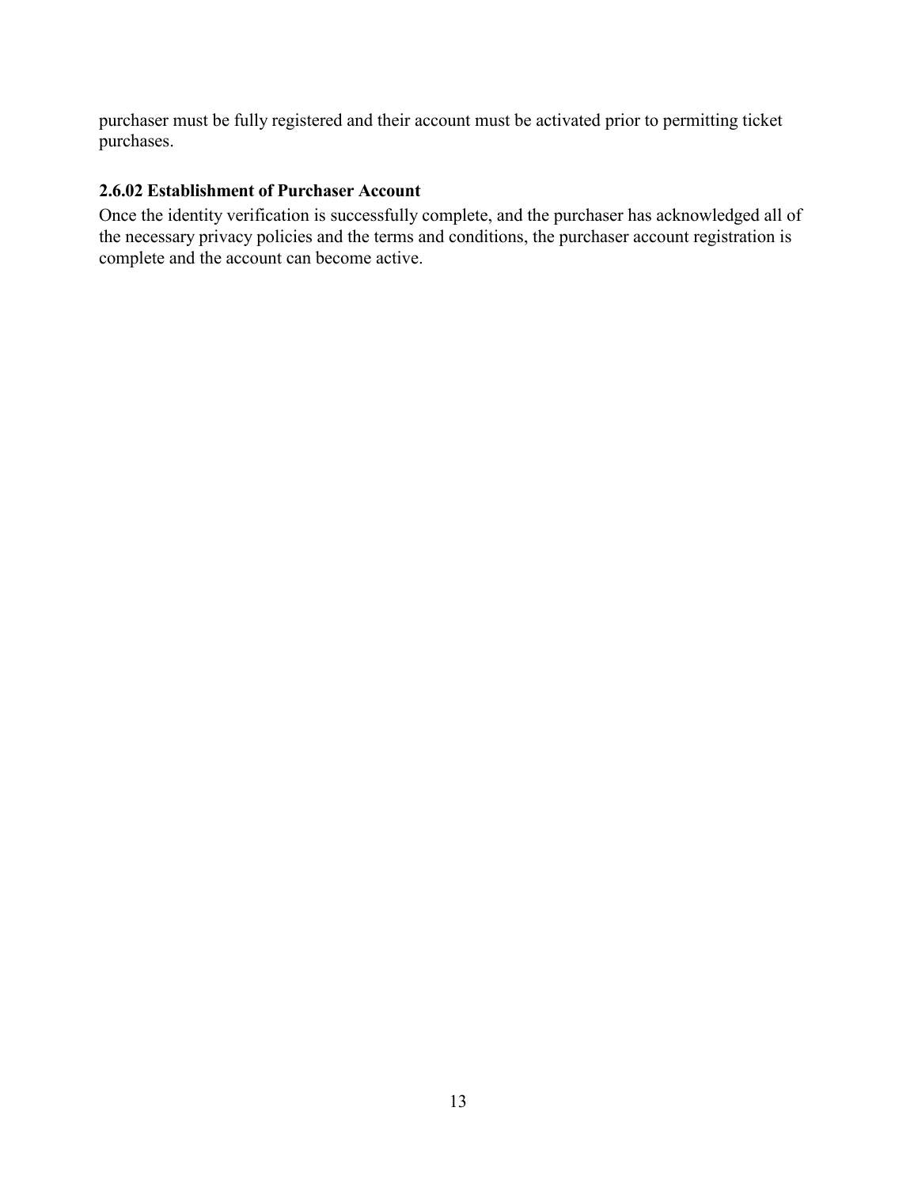purchaser must be fully registered and their account must be activated prior to permitting ticket purchases.

### 2.6.02 Establishment of Purchaser Account

Once the identity verification is successfully complete, and the purchaser has acknowledged all of the necessary privacy policies and the terms and conditions, the purchaser account registration is complete and the account can become active.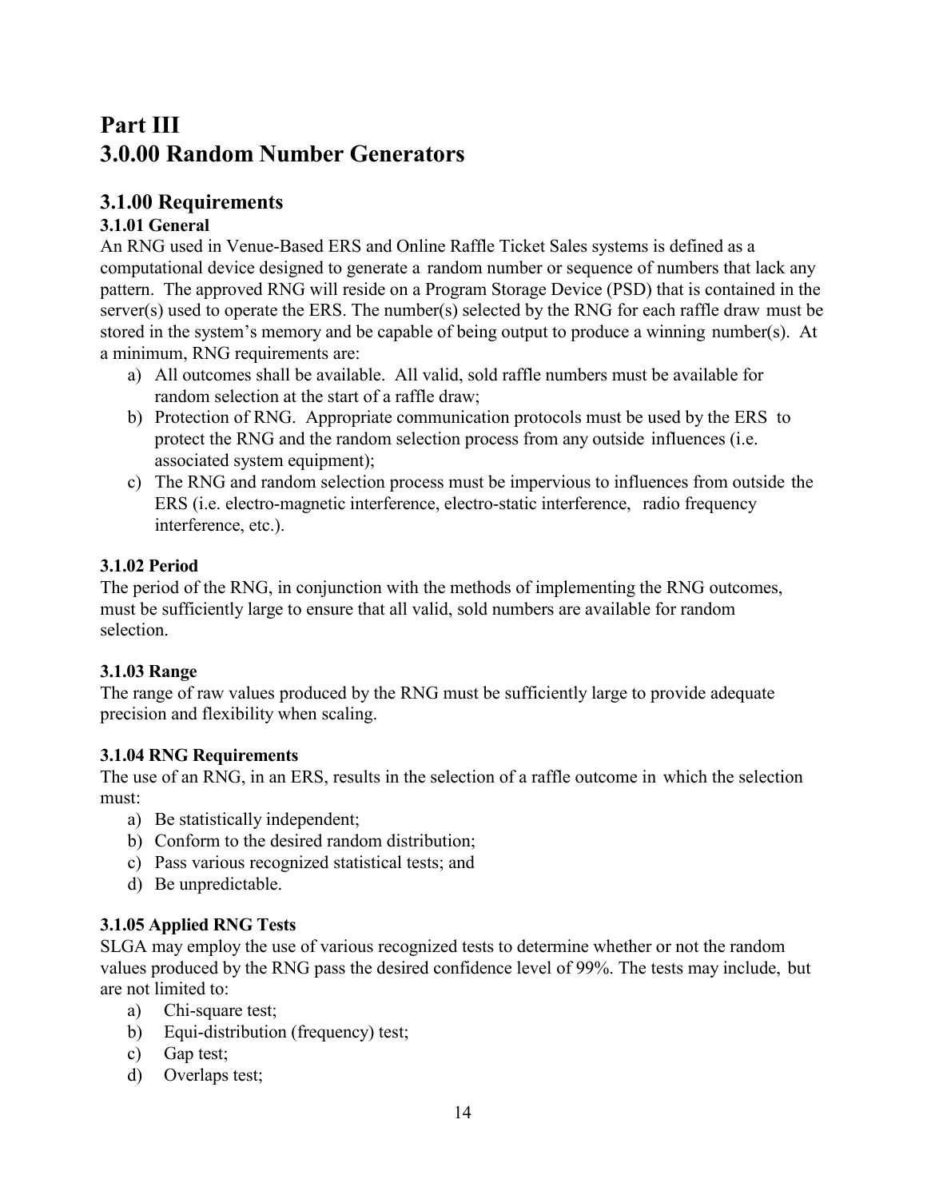# Part III
# 3.0.00 Random Number Generators

## 3.1.00 Requirements

### 3.1.01 General

An RNG used in Venue-Based ERS and Online Raffle Ticket Sales systems is defined as a computational device designed to generate a random number or sequence of numbers that lack any pattern. The approved RNG will reside on a Program Storage Device (PSD) that is contained in the server(s) used to operate the ERS. The number(s) selected by the RNG for each raffle draw must be stored in the system's memory and be capable of being output to produce a winning number(s). At a minimum, RNG requirements are:

a) All outcomes shall be available. All valid, sold raffle numbers must be available for random selection at the start of a raffle draw;
b) Protection of RNG. Appropriate communication protocols must be used by the ERS to protect the RNG and the random selection process from any outside influences (i.e. associated system equipment);
c) The RNG and random selection process must be impervious to influences from outside the ERS (i.e. electro-magnetic interference, electro-static interference, radio frequency interference, etc.).

### 3.1.02 Period

The period of the RNG, in conjunction with the methods of implementing the RNG outcomes, must be sufficiently large to ensure that all valid, sold numbers are available for random selection.

### 3.1.03 Range

The range of raw values produced by the RNG must be sufficiently large to provide adequate precision and flexibility when scaling.

### 3.1.04 RNG Requirements

The use of an RNG, in an ERS, results in the selection of a raffle outcome in which the selection must:

a) Be statistically independent;
b) Conform to the desired random distribution;
c) Pass various recognized statistical tests; and
d) Be unpredictable.

### 3.1.05 Applied RNG Tests

SLGA may employ the use of various recognized tests to determine whether or not the random values produced by the RNG pass the desired confidence level of 99%. The tests may include, but are not limited to:

a) Chi-square test;
b) Equi-distribution (frequency) test;
c) Gap test;
d) Overlaps test;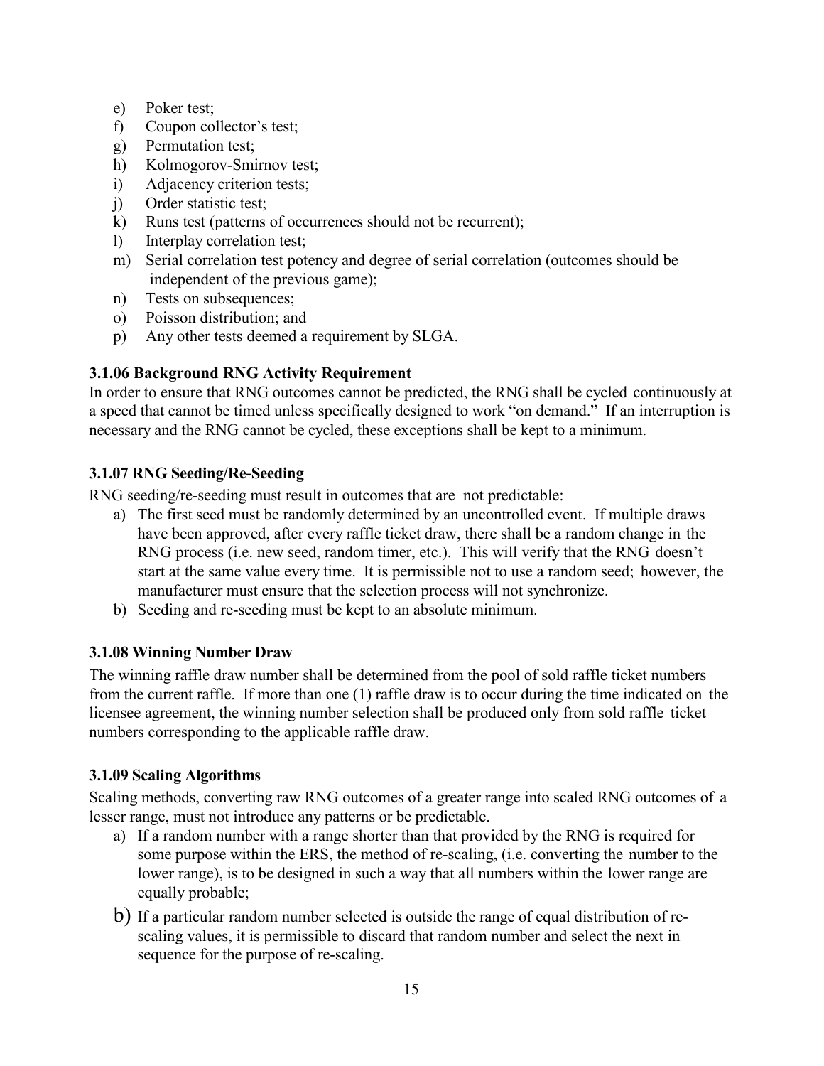e) Poker test;
f) Coupon collector's test;
g) Permutation test;
h) Kolmogorov-Smirnov test;
i) Adjacency criterion tests;
j) Order statistic test;
k) Runs test (patterns of occurrences should not be recurrent);
l) Interplay correlation test;
m) Serial correlation test potency and degree of serial correlation (outcomes should be independent of the previous game);
n) Tests on subsequences;
o) Poisson distribution; and
p) Any other tests deemed a requirement by SLGA.

### 3.1.06 Background RNG Activity Requirement

In order to ensure that RNG outcomes cannot be predicted, the RNG shall be cycled continuously at a speed that cannot be timed unless specifically designed to work "on demand." If an interruption is necessary and the RNG cannot be cycled, these exceptions shall be kept to a minimum.

### 3.1.07 RNG Seeding/Re-Seeding

RNG seeding/re-seeding must result in outcomes that are not predictable:

a) The first seed must be randomly determined by an uncontrolled event. If multiple draws have been approved, after every raffle ticket draw, there shall be a random change in the RNG process (i.e. new seed, random timer, etc.). This will verify that the RNG doesn't start at the same value every time. It is permissible not to use a random seed; however, the manufacturer must ensure that the selection process will not synchronize.
b) Seeding and re-seeding must be kept to an absolute minimum.

### 3.1.08 Winning Number Draw

The winning raffle draw number shall be determined from the pool of sold raffle ticket numbers from the current raffle. If more than one (1) raffle draw is to occur during the time indicated on the licensee agreement, the winning number selection shall be produced only from sold raffle ticket numbers corresponding to the applicable raffle draw.

### 3.1.09 Scaling Algorithms

Scaling methods, converting raw RNG outcomes of a greater range into scaled RNG outcomes of a lesser range, must not introduce any patterns or be predictable.

a) If a random number with a range shorter than that provided by the RNG is required for some purpose within the ERS, the method of re-scaling, (i.e. converting the number to the lower range), is to be designed in such a way that all numbers within the lower range are equally probable;
b) If a particular random number selected is outside the range of equal distribution of re-scaling values, it is permissible to discard that random number and select the next in sequence for the purpose of re-scaling.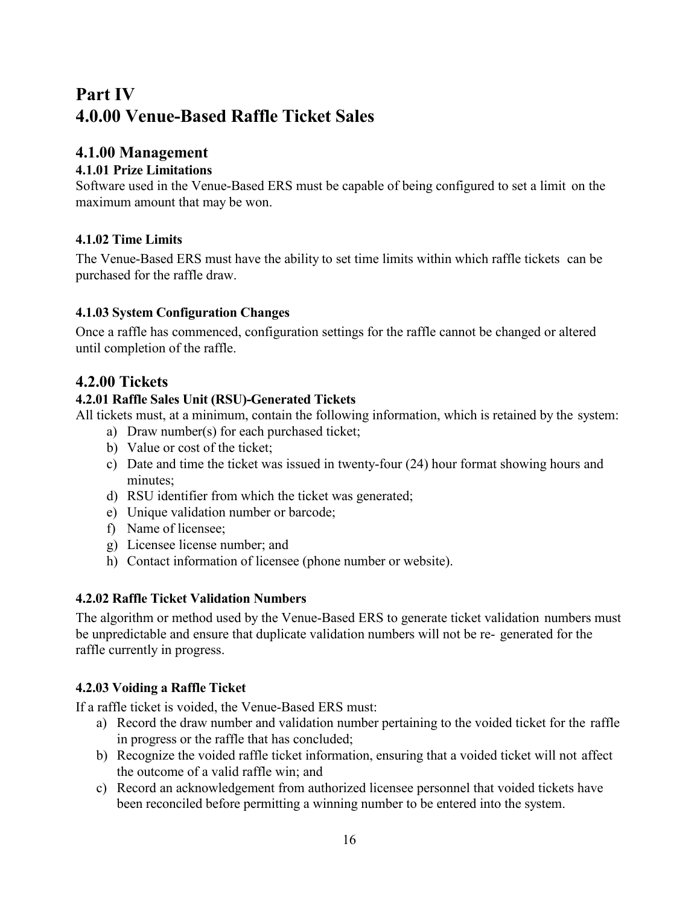# Part IV
# 4.0.00 Venue-Based Raffle Ticket Sales

## 4.1.00 Management

### 4.1.01 Prize Limitations

Software used in the Venue-Based ERS must be capable of being configured to set a limit on the maximum amount that may be won.

### 4.1.02 Time Limits

The Venue-Based ERS must have the ability to set time limits within which raffle tickets can be purchased for the raffle draw.

### 4.1.03 System Configuration Changes

Once a raffle has commenced, configuration settings for the raffle cannot be changed or altered until completion of the raffle.

## 4.2.00 Tickets

### 4.2.01 Raffle Sales Unit (RSU)-Generated Tickets

All tickets must, at a minimum, contain the following information, which is retained by the system:

a) Draw number(s) for each purchased ticket;
b) Value or cost of the ticket;
c) Date and time the ticket was issued in twenty-four (24) hour format showing hours and minutes;
d) RSU identifier from which the ticket was generated;
e) Unique validation number or barcode;
f) Name of licensee;
g) Licensee license number; and
h) Contact information of licensee (phone number or website).

### 4.2.02 Raffle Ticket Validation Numbers

The algorithm or method used by the Venue-Based ERS to generate ticket validation numbers must be unpredictable and ensure that duplicate validation numbers will not be re- generated for the raffle currently in progress.

### 4.2.03 Voiding a Raffle Ticket

If a raffle ticket is voided, the Venue-Based ERS must:

a) Record the draw number and validation number pertaining to the voided ticket for the raffle in progress or the raffle that has concluded;
b) Recognize the voided raffle ticket information, ensuring that a voided ticket will not affect the outcome of a valid raffle win; and
c) Record an acknowledgement from authorized licensee personnel that voided tickets have been reconciled before permitting a winning number to be entered into the system.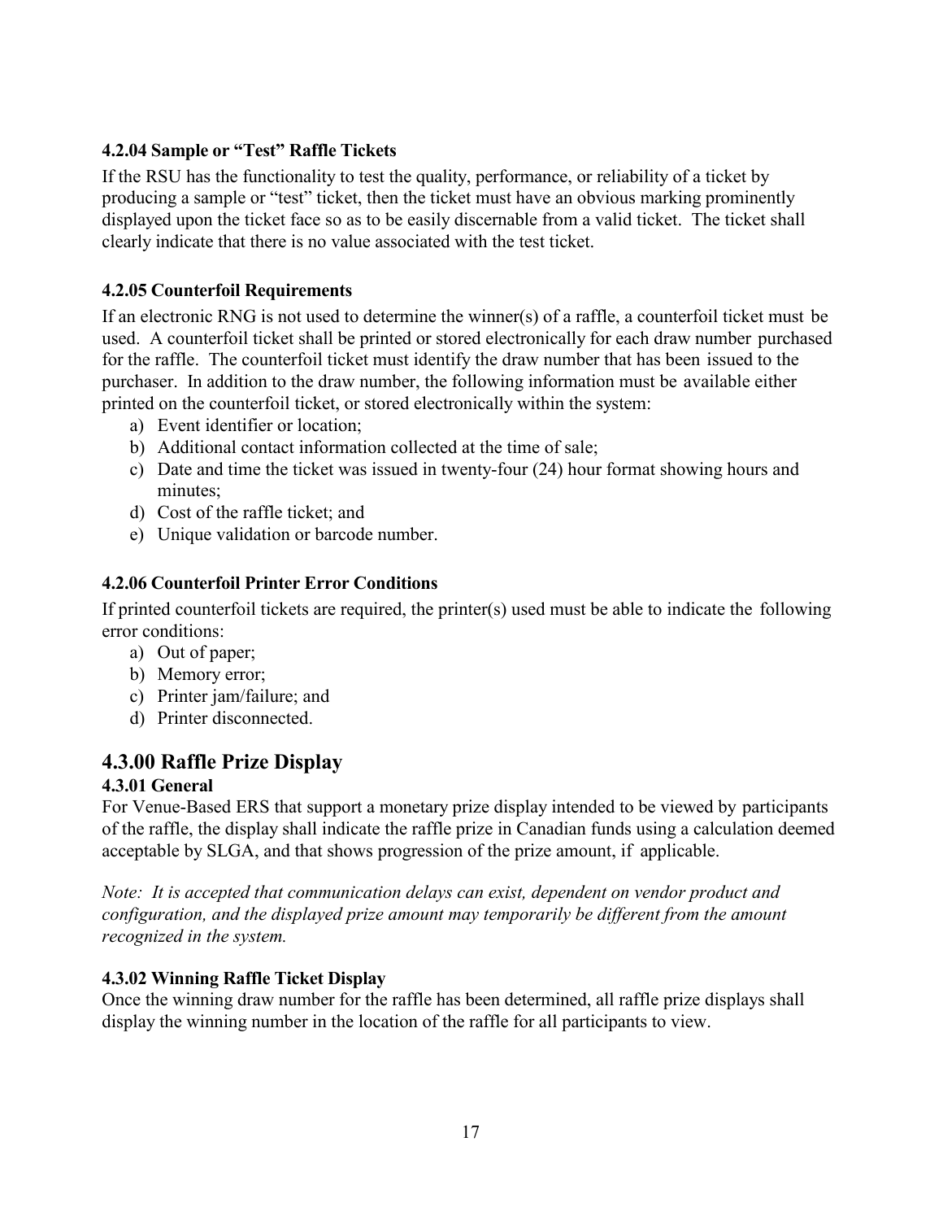#### 4.2.04 Sample or "Test" Raffle Tickets

If the RSU has the functionality to test the quality, performance, or reliability of a ticket by producing a sample or "test" ticket, then the ticket must have an obvious marking prominently displayed upon the ticket face so as to be easily discernable from a valid ticket. The ticket shall clearly indicate that there is no value associated with the test ticket.

#### 4.2.05 Counterfoil Requirements

If an electronic RNG is not used to determine the winner(s) of a raffle, a counterfoil ticket must be used. A counterfoil ticket shall be printed or stored electronically for each draw number purchased for the raffle. The counterfoil ticket must identify the draw number that has been issued to the purchaser. In addition to the draw number, the following information must be available either printed on the counterfoil ticket, or stored electronically within the system:

a) Event identifier or location;
b) Additional contact information collected at the time of sale;
c) Date and time the ticket was issued in twenty-four (24) hour format showing hours and minutes;
d) Cost of the raffle ticket; and
e) Unique validation or barcode number.

#### 4.2.06 Counterfoil Printer Error Conditions

If printed counterfoil tickets are required, the printer(s) used must be able to indicate the following error conditions:

a) Out of paper;
b) Memory error;
c) Printer jam/failure; and
d) Printer disconnected.

### 4.3.00 Raffle Prize Display

#### 4.3.01 General

For Venue-Based ERS that support a monetary prize display intended to be viewed by participants of the raffle, the display shall indicate the raffle prize in Canadian funds using a calculation deemed acceptable by SLGA, and that shows progression of the prize amount, if applicable.

*Note: It is accepted that communication delays can exist, dependent on vendor product and configuration, and the displayed prize amount may temporarily be different from the amount recognized in the system.*

#### 4.3.02 Winning Raffle Ticket Display

Once the winning draw number for the raffle has been determined, all raffle prize displays shall display the winning number in the location of the raffle for all participants to view.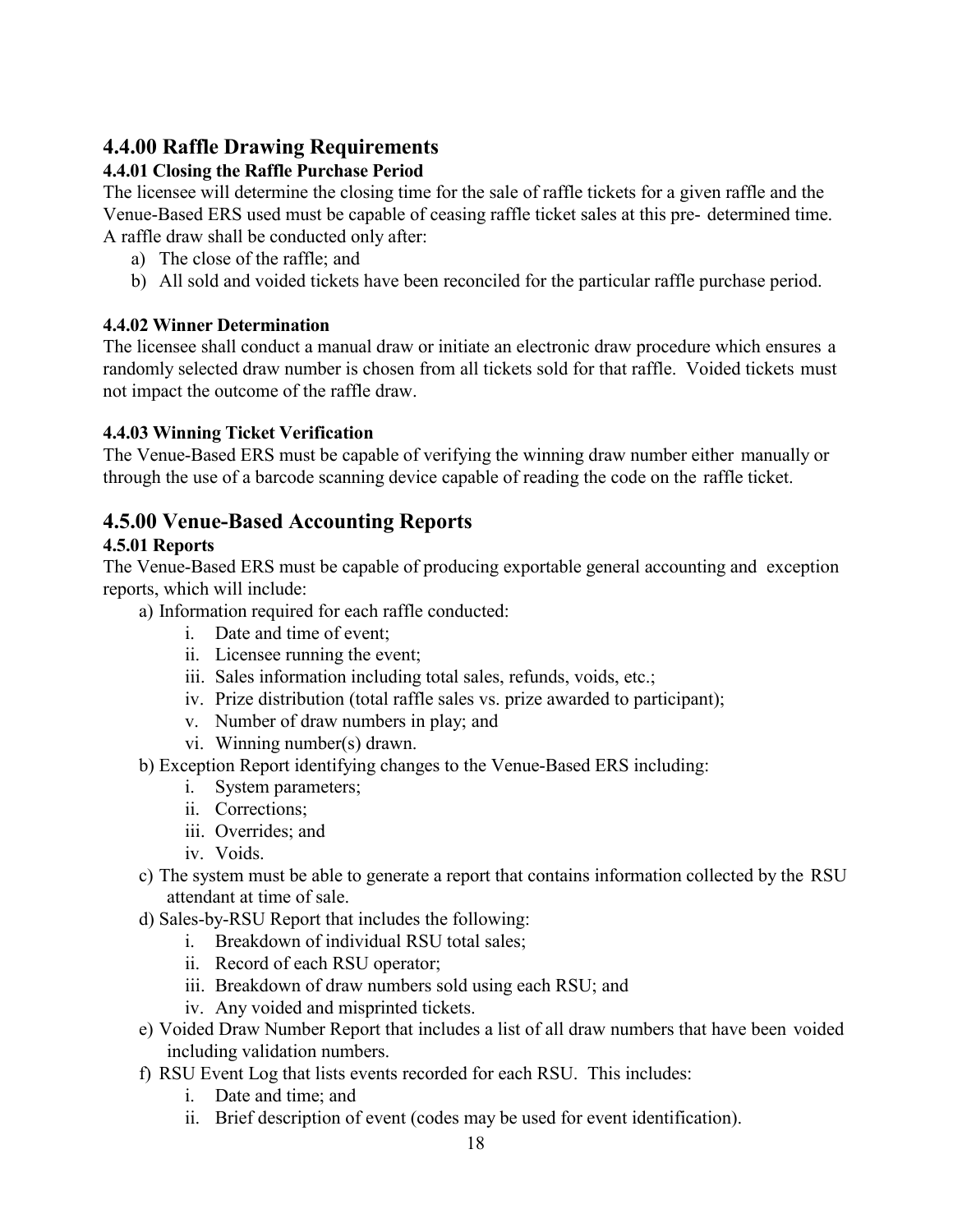## 4.4.00 Raffle Drawing Requirements

### 4.4.01 Closing the Raffle Purchase Period

The licensee will determine the closing time for the sale of raffle tickets for a given raffle and the Venue-Based ERS used must be capable of ceasing raffle ticket sales at this pre- determined time. A raffle draw shall be conducted only after:

a) The close of the raffle; and
b) All sold and voided tickets have been reconciled for the particular raffle purchase period.

### 4.4.02 Winner Determination

The licensee shall conduct a manual draw or initiate an electronic draw procedure which ensures a randomly selected draw number is chosen from all tickets sold for that raffle. Voided tickets must not impact the outcome of the raffle draw.

### 4.4.03 Winning Ticket Verification

The Venue-Based ERS must be capable of verifying the winning draw number either manually or through the use of a barcode scanning device capable of reading the code on the raffle ticket.

## 4.5.00 Venue-Based Accounting Reports

### 4.5.01 Reports

The Venue-Based ERS must be capable of producing exportable general accounting and exception reports, which will include:

a) Information required for each raffle conducted:
    i. Date and time of event;
    ii. Licensee running the event;
    iii. Sales information including total sales, refunds, voids, etc.;
    iv. Prize distribution (total raffle sales vs. prize awarded to participant);
    v. Number of draw numbers in play; and
    vi. Winning number(s) drawn.
b) Exception Report identifying changes to the Venue-Based ERS including:
    i. System parameters;
    ii. Corrections;
    iii. Overrides; and
    iv. Voids.
c) The system must be able to generate a report that contains information collected by the RSU attendant at time of sale.
d) Sales-by-RSU Report that includes the following:
    i. Breakdown of individual RSU total sales;
    ii. Record of each RSU operator;
    iii. Breakdown of draw numbers sold using each RSU; and
    iv. Any voided and misprinted tickets.
e) Voided Draw Number Report that includes a list of all draw numbers that have been voided including validation numbers.
f) RSU Event Log that lists events recorded for each RSU. This includes:
    i. Date and time; and
    ii. Brief description of event (codes may be used for event identification).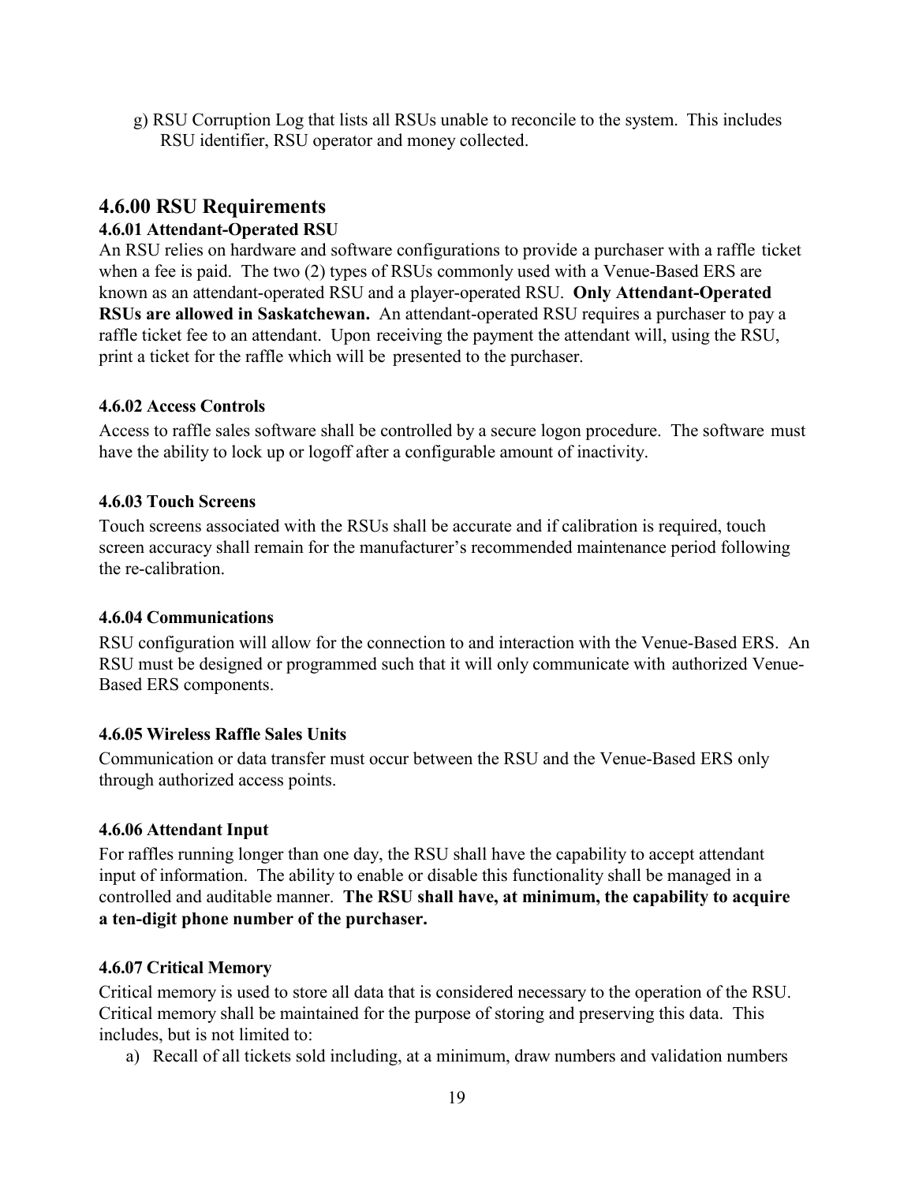g) RSU Corruption Log that lists all RSUs unable to reconcile to the system. This includes RSU identifier, RSU operator and money collected.

## 4.6.00 RSU Requirements

### 4.6.01 Attendant-Operated RSU

An RSU relies on hardware and software configurations to provide a purchaser with a raffle ticket when a fee is paid. The two (2) types of RSUs commonly used with a Venue-Based ERS are known as an attendant-operated RSU and a player-operated RSU. **Only Attendant-Operated RSUs are allowed in Saskatchewan.** An attendant-operated RSU requires a purchaser to pay a raffle ticket fee to an attendant. Upon receiving the payment the attendant will, using the RSU, print a ticket for the raffle which will be presented to the purchaser.

### 4.6.02 Access Controls

Access to raffle sales software shall be controlled by a secure logon procedure. The software must have the ability to lock up or logoff after a configurable amount of inactivity.

### 4.6.03 Touch Screens

Touch screens associated with the RSUs shall be accurate and if calibration is required, touch screen accuracy shall remain for the manufacturer's recommended maintenance period following the re-calibration.

### 4.6.04 Communications

RSU configuration will allow for the connection to and interaction with the Venue-Based ERS. An RSU must be designed or programmed such that it will only communicate with authorized Venue-Based ERS components.

### 4.6.05 Wireless Raffle Sales Units

Communication or data transfer must occur between the RSU and the Venue-Based ERS only through authorized access points.

### 4.6.06 Attendant Input

For raffles running longer than one day, the RSU shall have the capability to accept attendant input of information. The ability to enable or disable this functionality shall be managed in a controlled and auditable manner. **The RSU shall have, at minimum, the capability to acquire a ten-digit phone number of the purchaser.**

### 4.6.07 Critical Memory

Critical memory is used to store all data that is considered necessary to the operation of the RSU. Critical memory shall be maintained for the purpose of storing and preserving this data. This includes, but is not limited to:

a) Recall of all tickets sold including, at a minimum, draw numbers and validation numbers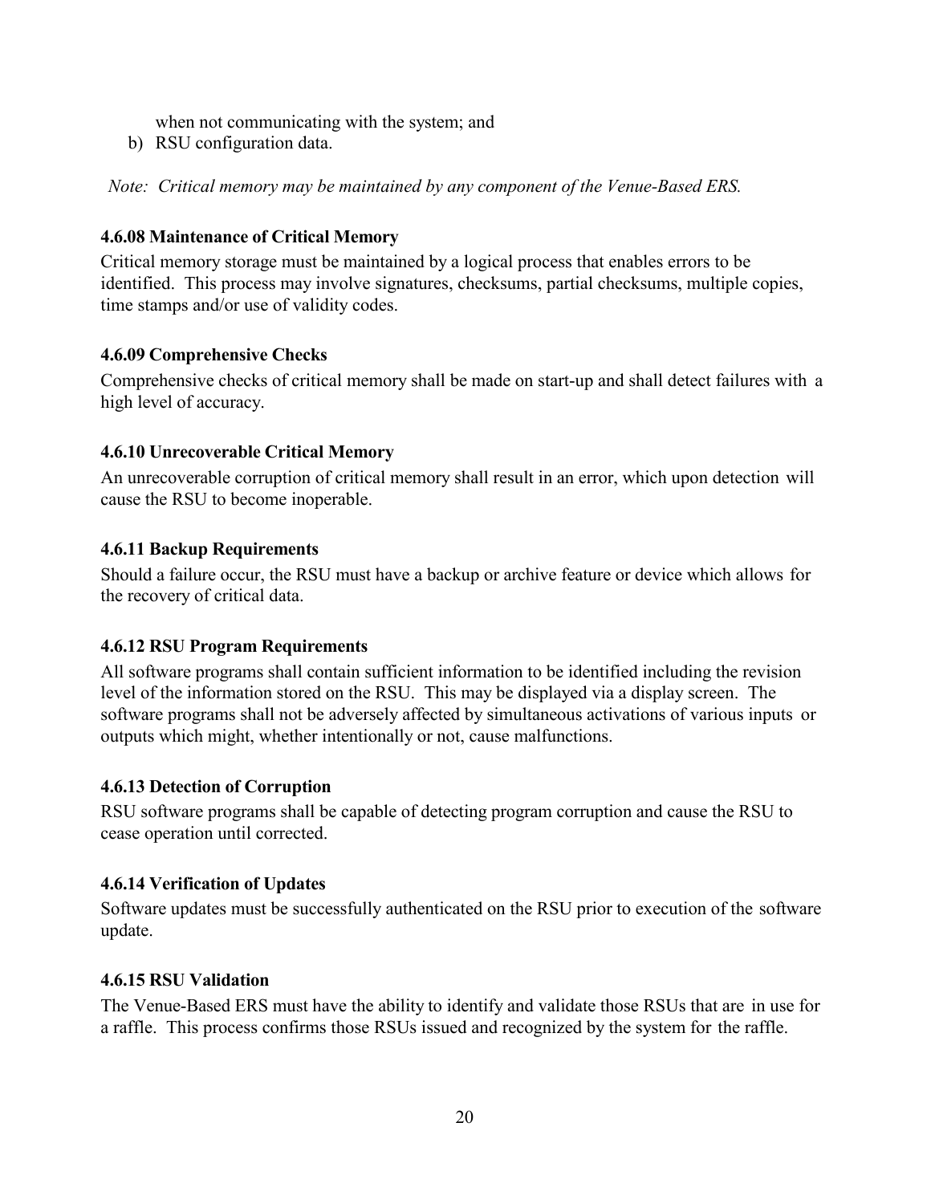when not communicating with the system; and

b) RSU configuration data.

*Note: Critical memory may be maintained by any component of the Venue-Based ERS.*

**4.6.08 Maintenance of Critical Memory**

Critical memory storage must be maintained by a logical process that enables errors to be identified. This process may involve signatures, checksums, partial checksums, multiple copies, time stamps and/or use of validity codes.

**4.6.09 Comprehensive Checks**

Comprehensive checks of critical memory shall be made on start-up and shall detect failures with a high level of accuracy.

**4.6.10 Unrecoverable Critical Memory**

An unrecoverable corruption of critical memory shall result in an error, which upon detection will cause the RSU to become inoperable.

**4.6.11 Backup Requirements**

Should a failure occur, the RSU must have a backup or archive feature or device which allows for the recovery of critical data.

**4.6.12 RSU Program Requirements**

All software programs shall contain sufficient information to be identified including the revision level of the information stored on the RSU. This may be displayed via a display screen. The software programs shall not be adversely affected by simultaneous activations of various inputs or outputs which might, whether intentionally or not, cause malfunctions.

**4.6.13 Detection of Corruption**

RSU software programs shall be capable of detecting program corruption and cause the RSU to cease operation until corrected.

**4.6.14 Verification of Updates**

Software updates must be successfully authenticated on the RSU prior to execution of the software update.

**4.6.15 RSU Validation**

The Venue-Based ERS must have the ability to identify and validate those RSUs that are in use for a raffle. This process confirms those RSUs issued and recognized by the system for the raffle.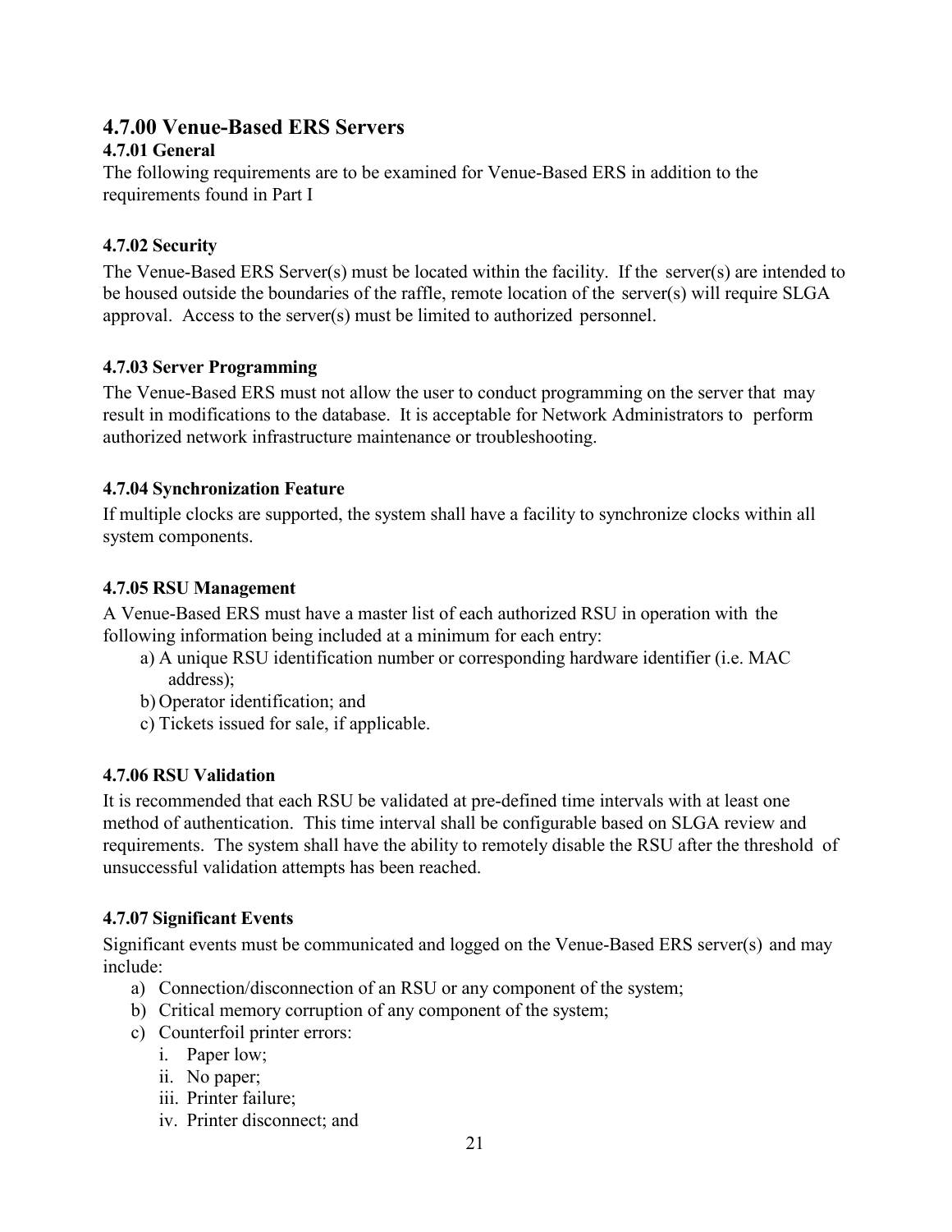## 4.7.00 Venue-Based ERS Servers

### 4.7.01 General

The following requirements are to be examined for Venue-Based ERS in addition to the requirements found in Part I

### 4.7.02 Security

The Venue-Based ERS Server(s) must be located within the facility. If the server(s) are intended to be housed outside the boundaries of the raffle, remote location of the server(s) will require SLGA approval. Access to the server(s) must be limited to authorized personnel.

### 4.7.03 Server Programming

The Venue-Based ERS must not allow the user to conduct programming on the server that may result in modifications to the database. It is acceptable for Network Administrators to perform authorized network infrastructure maintenance or troubleshooting.

### 4.7.04 Synchronization Feature

If multiple clocks are supported, the system shall have a facility to synchronize clocks within all system components.

### 4.7.05 RSU Management

A Venue-Based ERS must have a master list of each authorized RSU in operation with the following information being included at a minimum for each entry:

a) A unique RSU identification number or corresponding hardware identifier (i.e. MAC address);
b) Operator identification; and
c) Tickets issued for sale, if applicable.

### 4.7.06 RSU Validation

It is recommended that each RSU be validated at pre-defined time intervals with at least one method of authentication. This time interval shall be configurable based on SLGA review and requirements. The system shall have the ability to remotely disable the RSU after the threshold of unsuccessful validation attempts has been reached.

### 4.7.07 Significant Events

Significant events must be communicated and logged on the Venue-Based ERS server(s) and may include:

a) Connection/disconnection of an RSU or any component of the system;
b) Critical memory corruption of any component of the system;
c) Counterfoil printer errors:
   i. Paper low;
   ii. No paper;
   iii. Printer failure;
   iv. Printer disconnect; and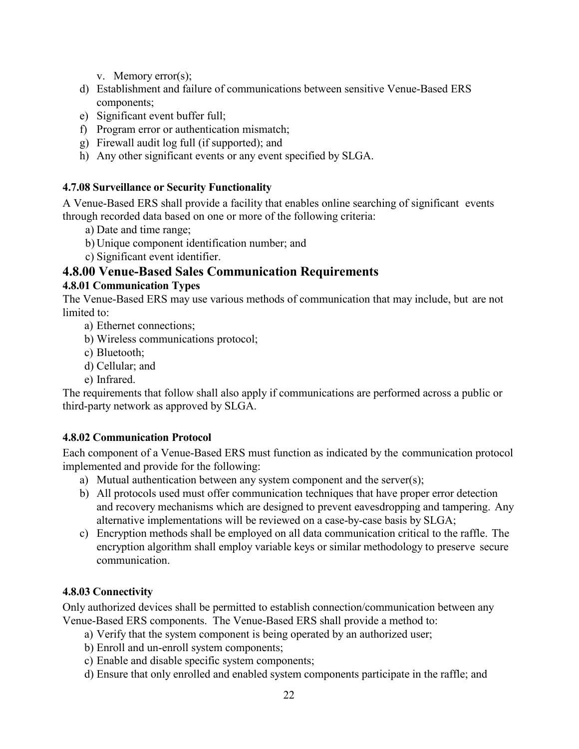v. Memory error(s);

d) Establishment and failure of communications between sensitive Venue-Based ERS components;
e) Significant event buffer full;
f) Program error or authentication mismatch;
g) Firewall audit log full (if supported); and
h) Any other significant events or any event specified by SLGA.

**4.7.08 Surveillance or Security Functionality**

A Venue-Based ERS shall provide a facility that enables online searching of significant events through recorded data based on one or more of the following criteria:

a) Date and time range;
b) Unique component identification number; and
c) Significant event identifier.

## 4.8.00 Venue-Based Sales Communication Requirements

**4.8.01 Communication Types**

The Venue-Based ERS may use various methods of communication that may include, but are not limited to:

a) Ethernet connections;
b) Wireless communications protocol;
c) Bluetooth;
d) Cellular; and
e) Infrared.

The requirements that follow shall also apply if communications are performed across a public or third-party network as approved by SLGA.

**4.8.02 Communication Protocol**

Each component of a Venue-Based ERS must function as indicated by the communication protocol implemented and provide for the following:

a) Mutual authentication between any system component and the server(s);
b) All protocols used must offer communication techniques that have proper error detection and recovery mechanisms which are designed to prevent eavesdropping and tampering. Any alternative implementations will be reviewed on a case-by-case basis by SLGA;
c) Encryption methods shall be employed on all data communication critical to the raffle. The encryption algorithm shall employ variable keys or similar methodology to preserve secure communication.

**4.8.03 Connectivity**

Only authorized devices shall be permitted to establish connection/communication between any Venue-Based ERS components. The Venue-Based ERS shall provide a method to:

a) Verify that the system component is being operated by an authorized user;
b) Enroll and un-enroll system components;
c) Enable and disable specific system components;
d) Ensure that only enrolled and enabled system components participate in the raffle; and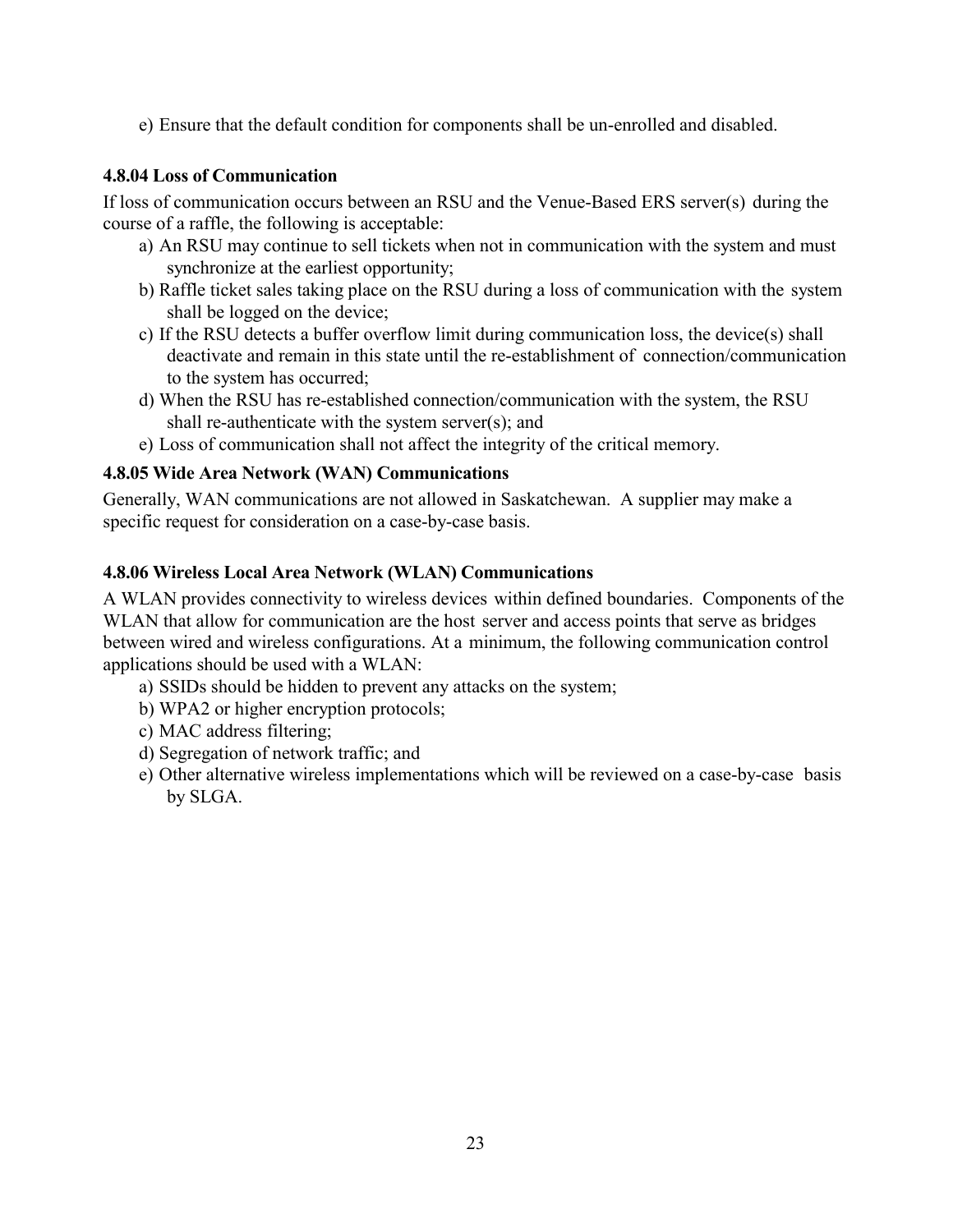e) Ensure that the default condition for components shall be un-enrolled and disabled.

### 4.8.04 Loss of Communication

If loss of communication occurs between an RSU and the Venue-Based ERS server(s) during the course of a raffle, the following is acceptable:

a) An RSU may continue to sell tickets when not in communication with the system and must synchronize at the earliest opportunity;

b) Raffle ticket sales taking place on the RSU during a loss of communication with the system shall be logged on the device;

c) If the RSU detects a buffer overflow limit during communication loss, the device(s) shall deactivate and remain in this state until the re-establishment of connection/communication to the system has occurred;

d) When the RSU has re-established connection/communication with the system, the RSU shall re-authenticate with the system server(s); and

e) Loss of communication shall not affect the integrity of the critical memory.

### 4.8.05 Wide Area Network (WAN) Communications

Generally, WAN communications are not allowed in Saskatchewan. A supplier may make a specific request for consideration on a case-by-case basis.

### 4.8.06 Wireless Local Area Network (WLAN) Communications

A WLAN provides connectivity to wireless devices within defined boundaries. Components of the WLAN that allow for communication are the host server and access points that serve as bridges between wired and wireless configurations. At a minimum, the following communication control applications should be used with a WLAN:

a) SSIDs should be hidden to prevent any attacks on the system;

b) WPA2 or higher encryption protocols;

c) MAC address filtering;

d) Segregation of network traffic; and

e) Other alternative wireless implementations which will be reviewed on a case-by-case basis by SLGA.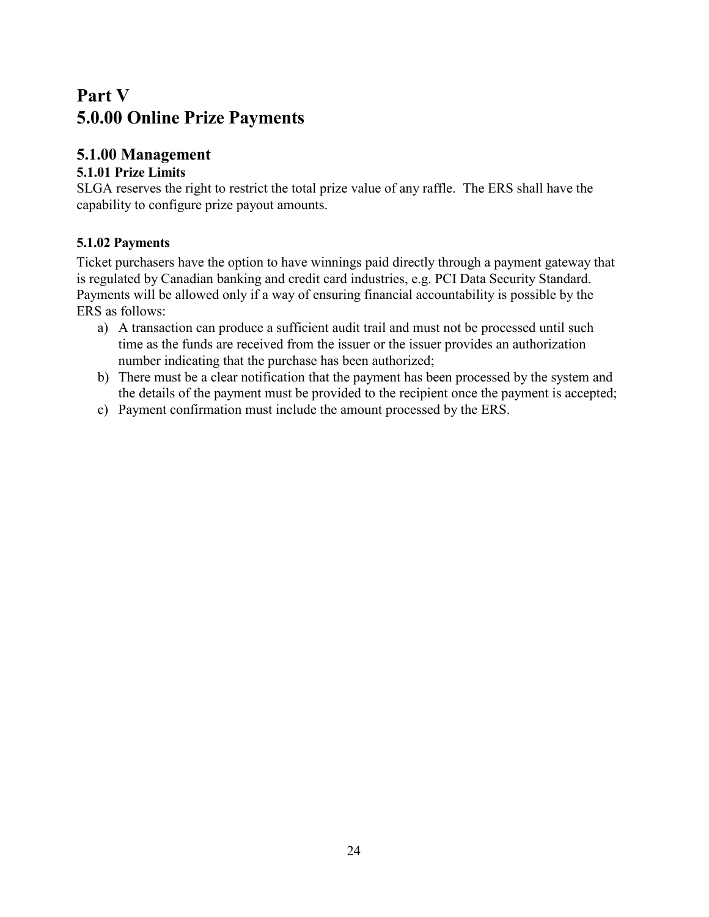# Part V
# 5.0.00 Online Prize Payments

## 5.1.00 Management

### 5.1.01 Prize Limits

SLGA reserves the right to restrict the total prize value of any raffle. The ERS shall have the capability to configure prize payout amounts.

### 5.1.02 Payments

Ticket purchasers have the option to have winnings paid directly through a payment gateway that is regulated by Canadian banking and credit card industries, e.g. PCI Data Security Standard. Payments will be allowed only if a way of ensuring financial accountability is possible by the ERS as follows:

a) A transaction can produce a sufficient audit trail and must not be processed until such time as the funds are received from the issuer or the issuer provides an authorization number indicating that the purchase has been authorized;
b) There must be a clear notification that the payment has been processed by the system and the details of the payment must be provided to the recipient once the payment is accepted;
c) Payment confirmation must include the amount processed by the ERS.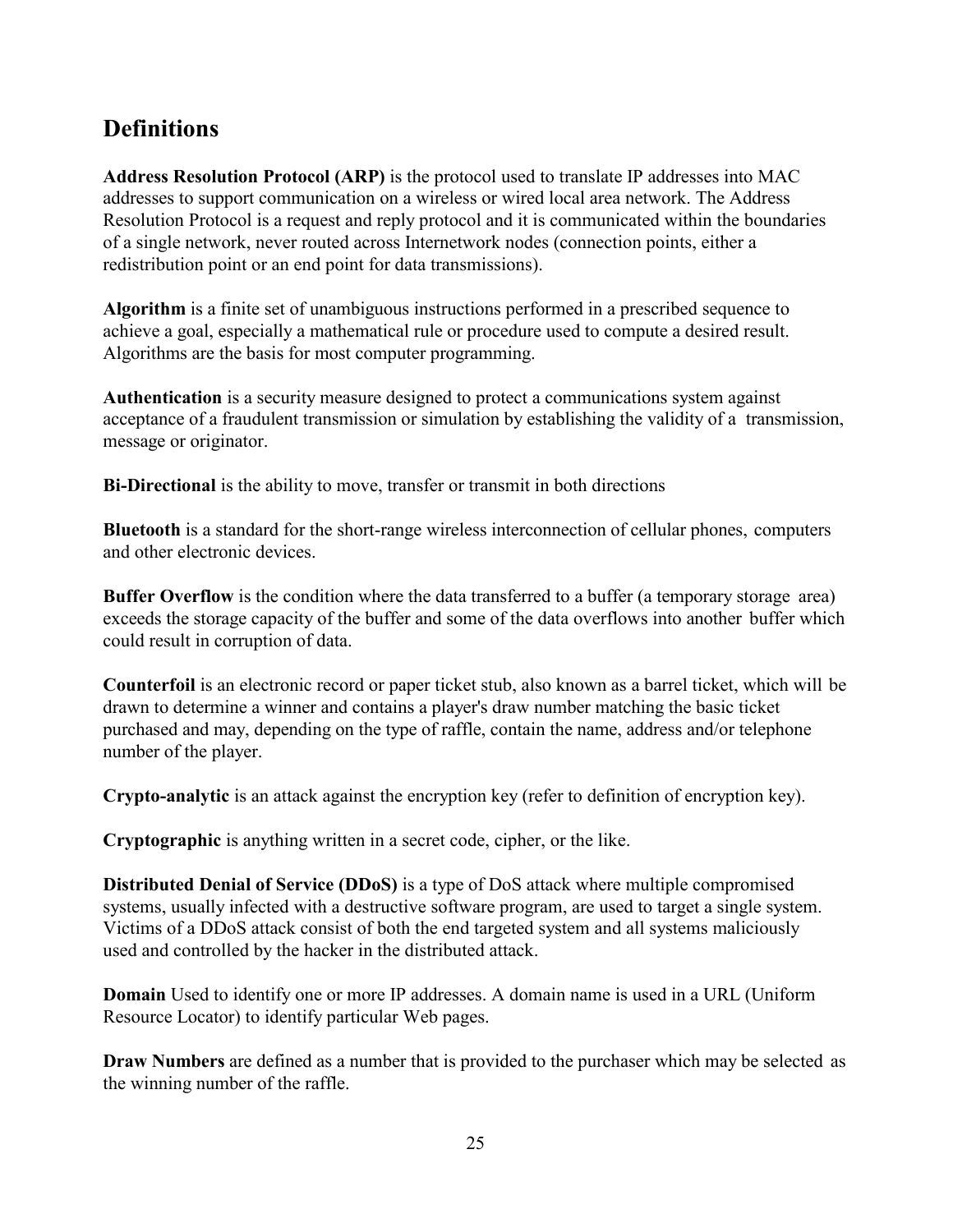## Definitions

**Address Resolution Protocol (ARP)** is the protocol used to translate IP addresses into MAC addresses to support communication on a wireless or wired local area network. The Address Resolution Protocol is a request and reply protocol and it is communicated within the boundaries of a single network, never routed across Internetwork nodes (connection points, either a redistribution point or an end point for data transmissions).

**Algorithm** is a finite set of unambiguous instructions performed in a prescribed sequence to achieve a goal, especially a mathematical rule or procedure used to compute a desired result. Algorithms are the basis for most computer programming.

**Authentication** is a security measure designed to protect a communications system against acceptance of a fraudulent transmission or simulation by establishing the validity of a transmission, message or originator.

**Bi-Directional** is the ability to move, transfer or transmit in both directions

**Bluetooth** is a standard for the short-range wireless interconnection of cellular phones, computers and other electronic devices.

**Buffer Overflow** is the condition where the data transferred to a buffer (a temporary storage area) exceeds the storage capacity of the buffer and some of the data overflows into another buffer which could result in corruption of data.

**Counterfoil** is an electronic record or paper ticket stub, also known as a barrel ticket, which will be drawn to determine a winner and contains a player's draw number matching the basic ticket purchased and may, depending on the type of raffle, contain the name, address and/or telephone number of the player.

**Crypto-analytic** is an attack against the encryption key (refer to definition of encryption key).

**Cryptographic** is anything written in a secret code, cipher, or the like.

**Distributed Denial of Service (DDoS)** is a type of DoS attack where multiple compromised systems, usually infected with a destructive software program, are used to target a single system. Victims of a DDoS attack consist of both the end targeted system and all systems maliciously used and controlled by the hacker in the distributed attack.

**Domain** Used to identify one or more IP addresses. A domain name is used in a URL (Uniform Resource Locator) to identify particular Web pages.

**Draw Numbers** are defined as a number that is provided to the purchaser which may be selected as the winning number of the raffle.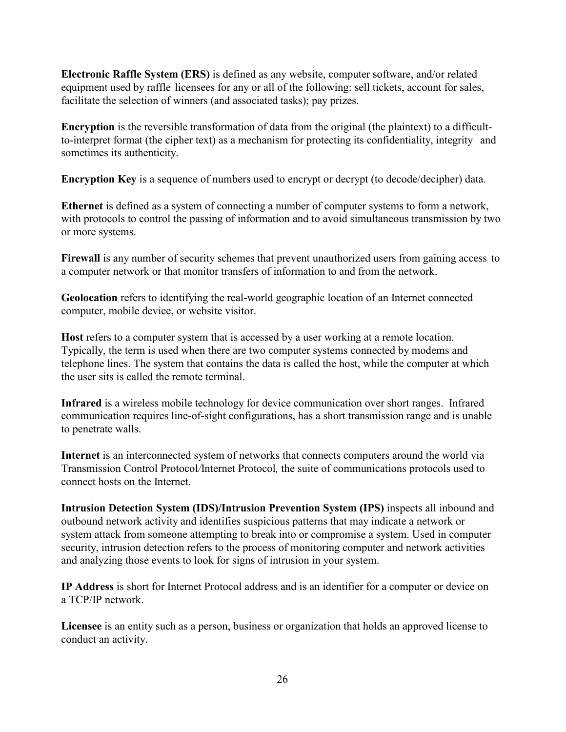**Electronic Raffle System (ERS)** is defined as any website, computer software, and/or related equipment used by raffle licensees for any or all of the following: sell tickets, account for sales, facilitate the selection of winners (and associated tasks); pay prizes.

**Encryption** is the reversible transformation of data from the original (the plaintext) to a difficult-to-interpret format (the cipher text) as a mechanism for protecting its confidentiality, integrity and sometimes its authenticity.

**Encryption Key** is a sequence of numbers used to encrypt or decrypt (to decode/decipher) data.

**Ethernet** is defined as a system of connecting a number of computer systems to form a network, with protocols to control the passing of information and to avoid simultaneous transmission by two or more systems.

**Firewall** is any number of security schemes that prevent unauthorized users from gaining access to a computer network or that monitor transfers of information to and from the network.

**Geolocation** refers to identifying the real-world geographic location of an Internet connected computer, mobile device, or website visitor.

**Host** refers to a computer system that is accessed by a user working at a remote location. Typically, the term is used when there are two computer systems connected by modems and telephone lines. The system that contains the data is called the host, while the computer at which the user sits is called the remote terminal.

**Infrared** is a wireless mobile technology for device communication over short ranges. Infrared communication requires line-of-sight configurations, has a short transmission range and is unable to penetrate walls.

**Internet** is an interconnected system of networks that connects computers around the world via Transmission Control Protocol/Internet Protocol*,* the suite of communications protocols used to connect hosts on the Internet.

**Intrusion Detection System (IDS)/Intrusion Prevention System (IPS)** inspects all inbound and outbound network activity and identifies suspicious patterns that may indicate a network or system attack from someone attempting to break into or compromise a system. Used in computer security, intrusion detection refers to the process of monitoring computer and network activities and analyzing those events to look for signs of intrusion in your system.

**IP Address** is short for Internet Protocol address and is an identifier for a computer or device on a TCP/IP network.

**Licensee** is an entity such as a person, business or organization that holds an approved license to conduct an activity.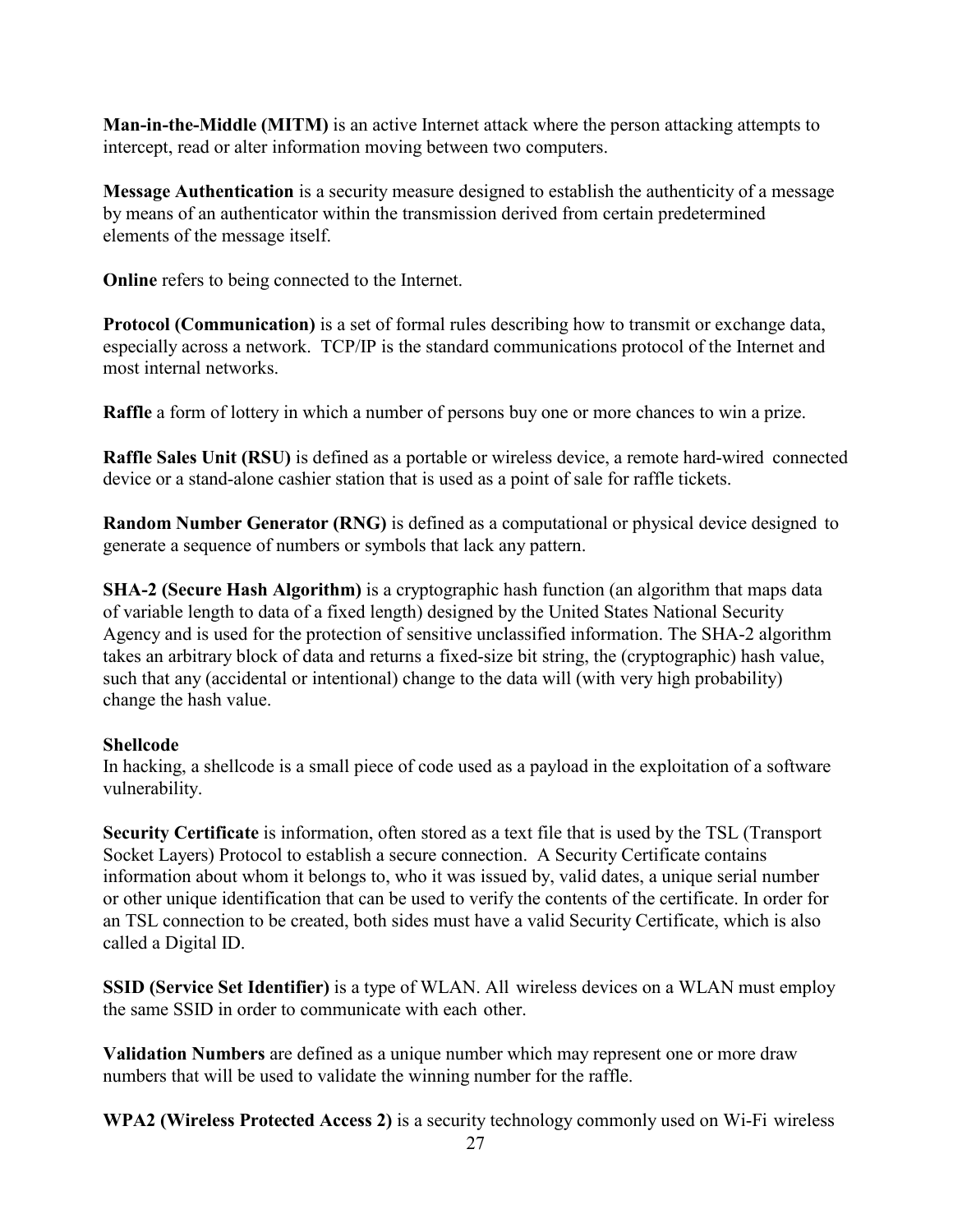**Man-in-the-Middle (MITM)** is an active Internet attack where the person attacking attempts to intercept, read or alter information moving between two computers.

**Message Authentication** is a security measure designed to establish the authenticity of a message by means of an authenticator within the transmission derived from certain predetermined elements of the message itself.

**Online** refers to being connected to the Internet.

**Protocol (Communication)** is a set of formal rules describing how to transmit or exchange data, especially across a network. TCP/IP is the standard communications protocol of the Internet and most internal networks.

**Raffle** a form of lottery in which a number of persons buy one or more chances to win a prize.

**Raffle Sales Unit (RSU)** is defined as a portable or wireless device, a remote hard-wired connected device or a stand-alone cashier station that is used as a point of sale for raffle tickets.

**Random Number Generator (RNG)** is defined as a computational or physical device designed to generate a sequence of numbers or symbols that lack any pattern.

**SHA-2 (Secure Hash Algorithm)** is a cryptographic hash function (an algorithm that maps data of variable length to data of a fixed length) designed by the United States National Security Agency and is used for the protection of sensitive unclassified information. The SHA-2 algorithm takes an arbitrary block of data and returns a fixed-size bit string, the (cryptographic) hash value, such that any (accidental or intentional) change to the data will (with very high probability) change the hash value.

**Shellcode**
In hacking, a shellcode is a small piece of code used as a payload in the exploitation of a software vulnerability.

**Security Certificate** is information, often stored as a text file that is used by the TSL (Transport Socket Layers) Protocol to establish a secure connection. A Security Certificate contains information about whom it belongs to, who it was issued by, valid dates, a unique serial number or other unique identification that can be used to verify the contents of the certificate. In order for an TSL connection to be created, both sides must have a valid Security Certificate, which is also called a Digital ID.

**SSID (Service Set Identifier)** is a type of WLAN. All wireless devices on a WLAN must employ the same SSID in order to communicate with each other.

**Validation Numbers** are defined as a unique number which may represent one or more draw numbers that will be used to validate the winning number for the raffle.

**WPA2 (Wireless Protected Access 2)** is a security technology commonly used on Wi-Fi wireless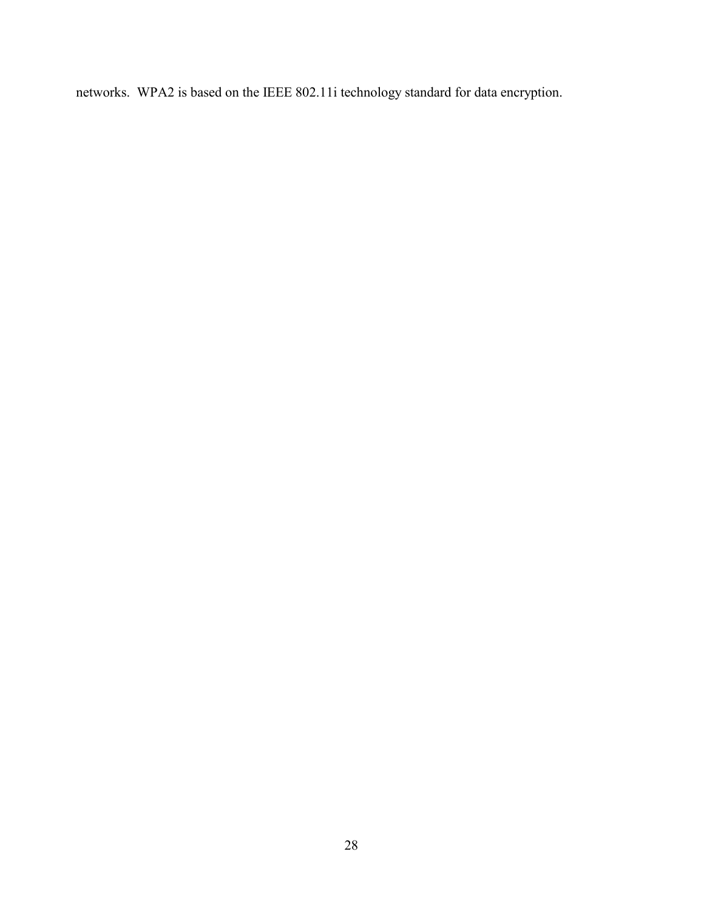networks.  WPA2 is based on the IEEE 802.11i technology standard for data encryption.